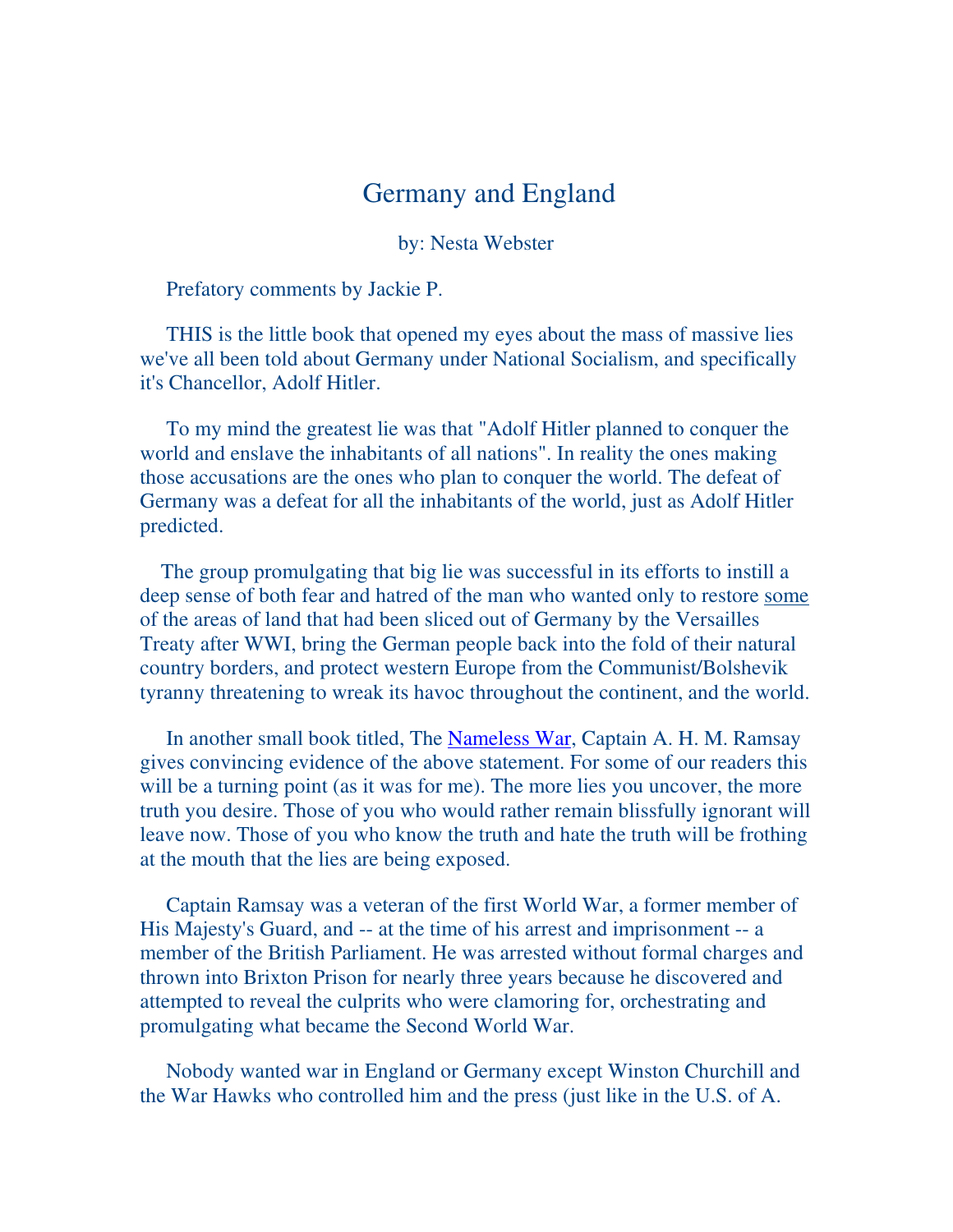# Germany and England

by: Nesta Webster

Prefatory comments by Jackie P.

THIS is the little book that opened my eyes about the mass of massive lies we've all been told about Germany under National Socialism, and specifically it's Chancellor, Adolf Hitler.

To my mind the greatest lie was that "Adolf Hitler planned to conquer the world and enslave the inhabitants of all nations". In reality the ones making those accusations are the ones who plan to conquer the world. The defeat of Germany was a defeat for all the inhabitants of the world, just as Adolf Hitler predicted.

The group promulgating that big lie was successful in its efforts to instill a deep sense of both fear and hatred of the man who wanted only to restore <u>some</u> of the areas of land that had been sliced out of Germany by the Versailles Treaty after WWI, bring the German people back into the fold of their natural country borders, and protect western Europe from the Communist/Bolshevik tyranny threatening to wreak its havoc throughout the continent, and the world.

In another small book titled, The Nameless War, Captain A. H. M. Ramsay gives convincing evidence of the above statement. For some of our readers this will be a turning point (as it was for me). The more lies you uncover, the more truth you desire. Those of you who would rather remain blissfully ignorant will leave now. Those of you who know the truth and hate the truth will be frothing at the mouth that the lies are being exposed.

Captain Ramsay was a veteran of the first World War, a former member of His Majesty's Guard, and -- at the time of his arrest and imprisonment -- a member of the British Parliament. He was arrested without formal charges and thrown into Brixton Prison for nearly three years because he discovered and attempted to reveal the culprits who were clamoring for, orchestrating and promulgating what became the Second World War.

Nobody wanted war in England or Germany except Winston Churchill and the War Hawks who controlled him and the press (just like in the U.S. of A.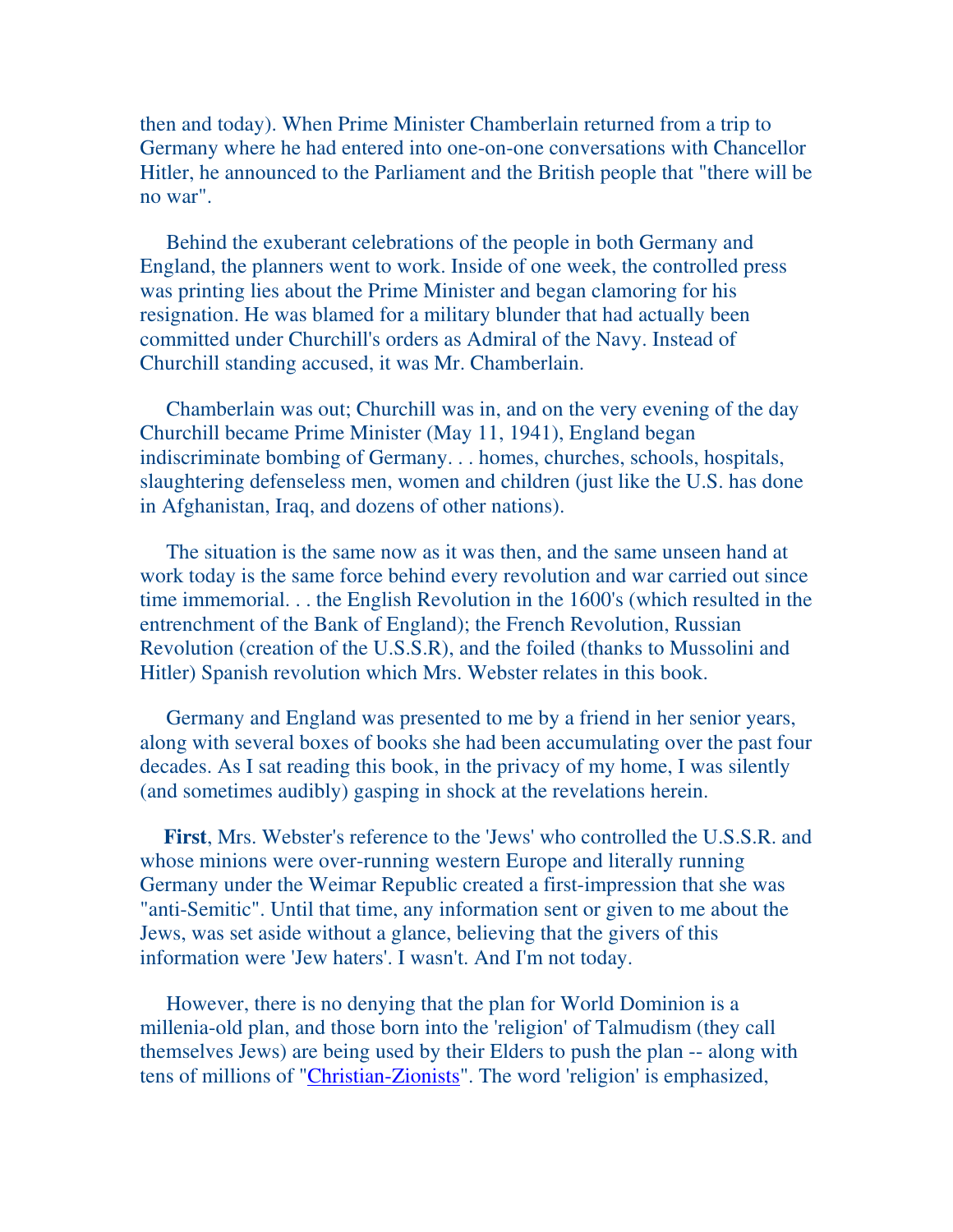then and today). When Prime Minister Chamberlain returned from a trip to Germany where he had entered into one-on-one conversations with Chancellor Hitler, he announced to the Parliament and the British people that "there will be no war".

Behind the exuberant celebrations of the people in both Germany and England, the planners went to work. Inside of one week, the controlled press was printing lies about the Prime Minister and began clamoring for his resignation. He was blamed for a military blunder that had actually been committed under Churchill's orders as Admiral of the Navy. Instead of Churchill standing accused, it was Mr. Chamberlain.

Chamberlain was out; Churchill was in, and on the very evening of the day Churchill became Prime Minister (May 11, 1941), England began indiscriminate bombing of Germany. . . homes, churches, schools, hospitals, slaughtering defenseless men, women and children (just like the U.S. has done in Afghanistan, Iraq, and dozens of other nations).

The situation is the same now as it was then, and the same unseen hand at work today is the same force behind every revolution and war carried out since time immemorial. . . the English Revolution in the 1600's (which resulted in the entrenchment of the Bank of England); the French Revolution, Russian Revolution (creation of the U.S.S.R), and the foiled (thanks to Mussolini and Hitler) Spanish revolution which Mrs. Webster relates in this book.

Germany and England was presented to me by a friend in her senior years, along with several boxes of books she had been accumulating over the past four decades. As I sat reading this book, in the privacy of my home, I was silently (and sometimes audibly) gasping in shock at the revelations herein.

**First**, Mrs. Webster's reference to the 'Jews' who controlled the U.S.S.R. and whose minions were over-running western Europe and literally running Germany under the Weimar Republic created a first-impression that she was "anti-Semitic". Until that time, any information sent or given to me about the Jews, was set aside without a glance, believing that the givers of this information were 'Jew haters'. I wasn't. And I'm not today.

However, there is no denying that the plan for World Dominion is a millenia-old plan, and those born into the 'religion' of Talmudism (they call themselves Jews) are being used by their Elders to push the plan -- along with tens of millions of "Christian-Zionists". The word 'religion' is emphasized,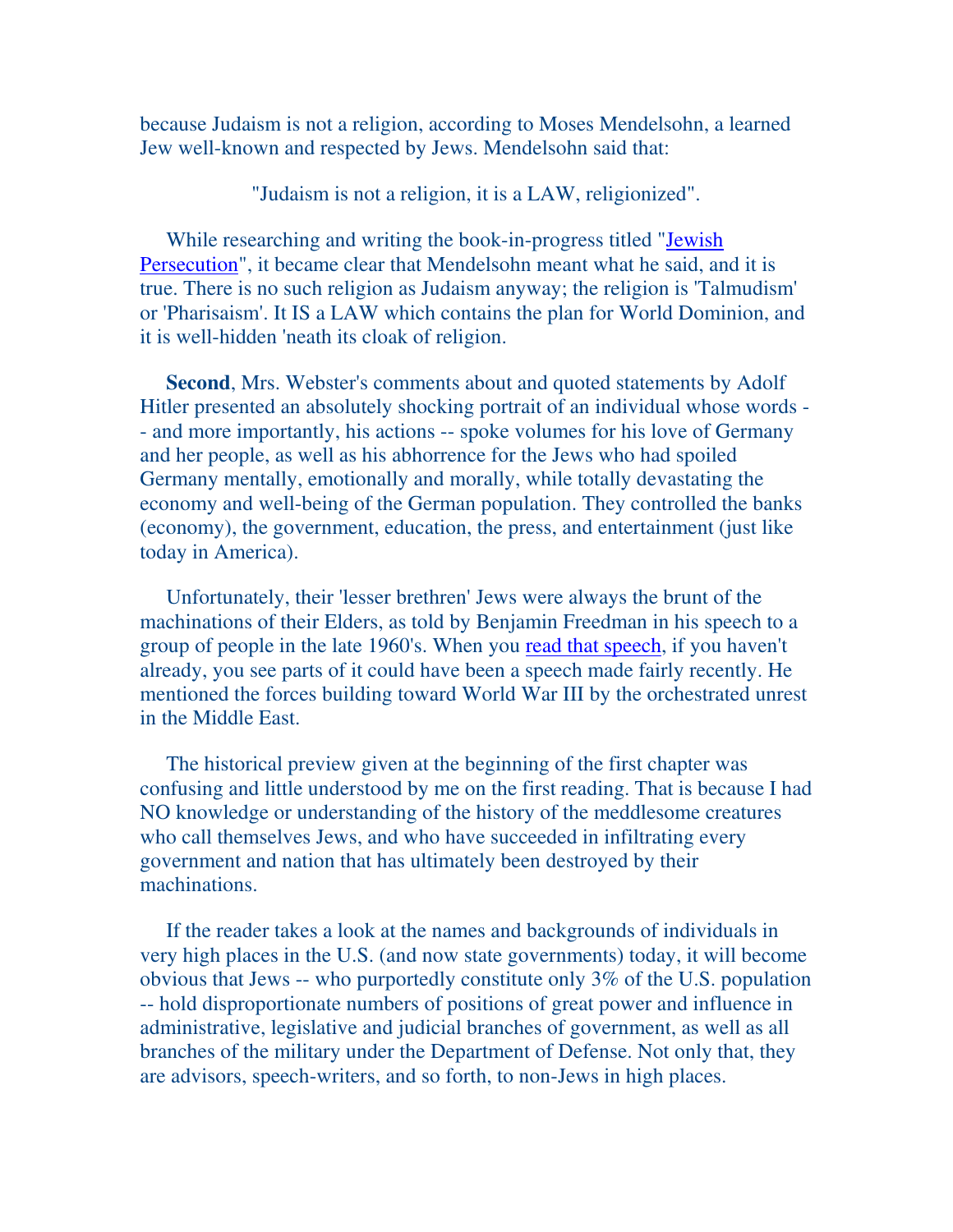because Judaism is not a religion, according to Moses Mendelsohn, a learned Jew well-known and respected by Jews. Mendelsohn said that:

"Judaism is not a religion, it is a LAW, religionized".

While researching and writing the book-in-progress titled "Jewish Persecution", it became clear that Mendelsohn meant what he said, and it is true. There is no such religion as Judaism anyway; the religion is 'Talmudism' or 'Pharisaism'. It IS a LAW which contains the plan for World Dominion, and it is well-hidden 'neath its cloak of religion.

**Second**, Mrs. Webster's comments about and quoted statements by Adolf Hitler presented an absolutely shocking portrait of an individual whose words -- and more importantly, his actions -- spoke volumes for his love of Germany and her people, as well as his abhorrence for the Jews who had spoiled Germany mentally, emotionally and morally, while totally devastating the economy and well-being of the German population. They controlled the banks (economy), the government, education, the press, and entertainment (just like today in America).

Unfortunately, their 'lesser brethren' Jews were always the brunt of the machinations of their Elders, as told by Benjamin Freedman in his speech to a group of people in the late 1960's. When you read that speech, if you haven't already, you see parts of it could have been a speech made fairly recently. He mentioned the forces building toward World War III by the orchestrated unrest in the Middle East.

The historical preview given at the beginning of the first chapter was confusing and little understood by me on the first reading. That is because I had NO knowledge or understanding of the history of the meddlesome creatures who call themselves Jews, and who have succeeded in infiltrating every government and nation that has ultimately been destroyed by their machinations.

If the reader takes a look at the names and backgrounds of individuals in very high places in the U.S. (and now state governments) today, it will become obvious that Jews -- who purportedly constitute only 3% of the U.S. population -- hold disproportionate numbers of positions of great power and influence in administrative, legislative and judicial branches of government, as well as all branches of the military under the Department of Defense. Not only that, they are advisors, speech-writers, and so forth, to non-Jews in high places.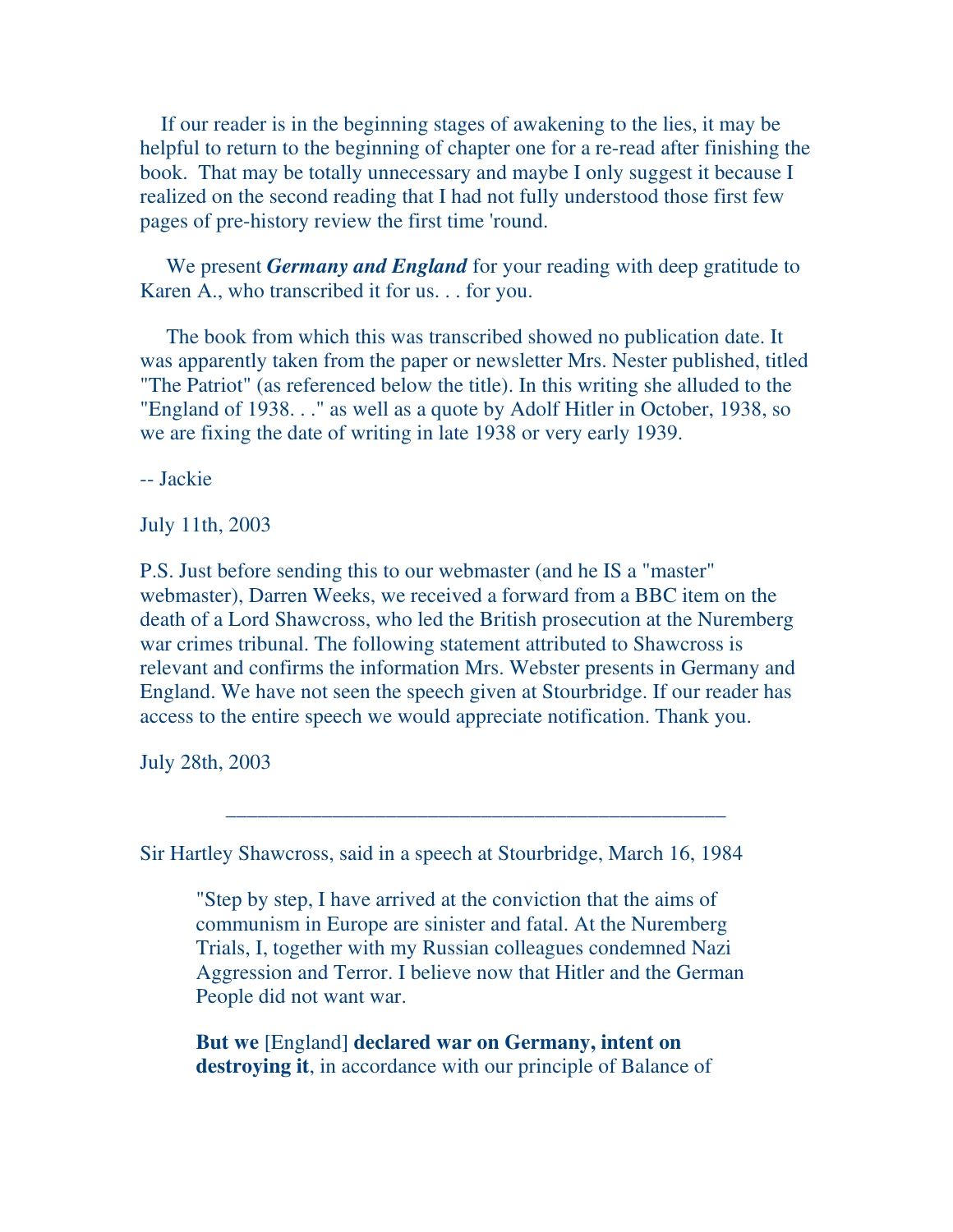If our reader is in the beginning stages of awakening to the lies, it may be helpful to return to the beginning of chapter one for a re-read after finishing the book. That may be totally unnecessary and maybe I only suggest it because I realized on the second reading that I had not fully understood those first few pages of pre-history review the first time 'round.

We present ***Germany and England*** for your reading with deep gratitude to Karen A., who transcribed it for us. . . for you.

The book from which this was transcribed showed no publication date. It was apparently taken from the paper or newsletter Mrs. Nester published, titled "The Patriot" (as referenced below the title). In this writing she alluded to the "England of 1938. . ." as well as a quote by Adolf Hitler in October, 1938, so we are fixing the date of writing in late 1938 or very early 1939.

-- Jackie

July 11th, 2003

P.S. Just before sending this to our webmaster (and he IS a "master" webmaster), Darren Weeks, we received a forward from a BBC item on the death of a Lord Shawcross, who led the British prosecution at the Nuremberg war crimes tribunal. The following statement attributed to Shawcross is relevant and confirms the information Mrs. Webster presents in Germany and England. We have not seen the speech given at Stourbridge. If our reader has access to the entire speech we would appreciate notification. Thank you.

July 28th, 2003

---

Sir Hartley Shawcross, said in a speech at Stourbridge, March 16, 1984

> "Step by step, I have arrived at the conviction that the aims of communism in Europe are sinister and fatal. At the Nuremberg Trials, I, together with my Russian colleagues condemned Nazi Aggression and Terror. I believe now that Hitler and the German People did not want war.
>
> **But we** [England] **declared war on Germany, intent on destroying it**, in accordance with our principle of Balance of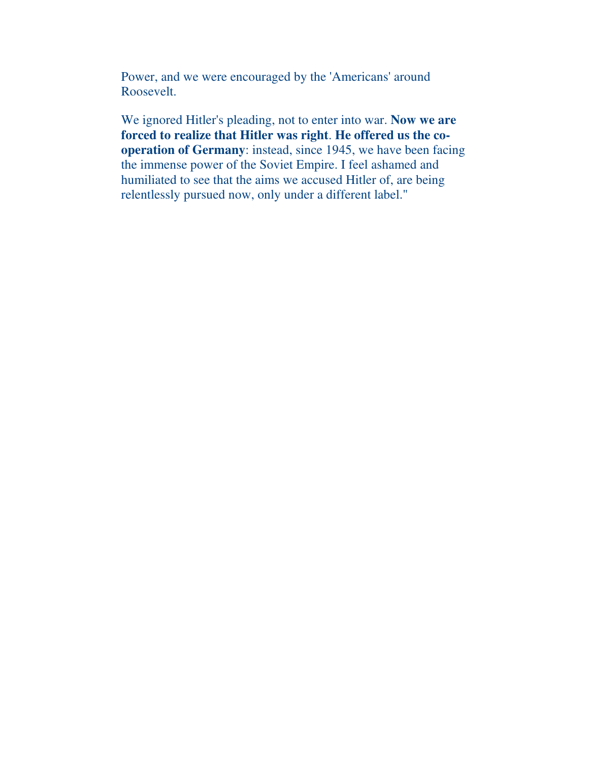Power, and we were encouraged by the 'Americans' around Roosevelt.

We ignored Hitler's pleading, not to enter into war. **Now we are forced to realize that Hitler was right**. **He offered us the co-operation of Germany**: instead, since 1945, we have been facing the immense power of the Soviet Empire. I feel ashamed and humiliated to see that the aims we accused Hitler of, are being relentlessly pursued now, only under a different label."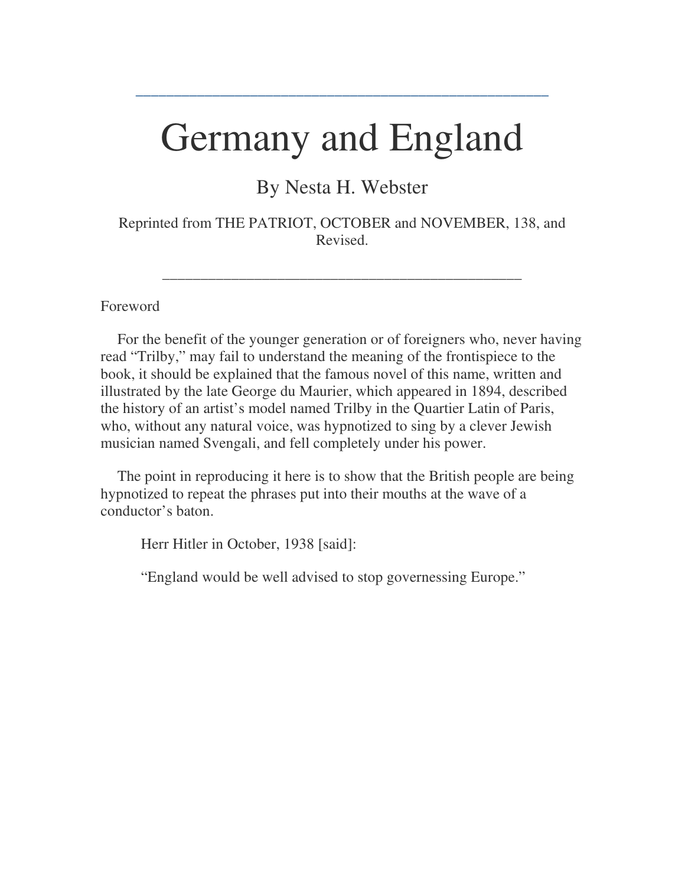---

# Germany and England

By Nesta H. Webster

Reprinted from THE PATRIOT, OCTOBER and NOVEMBER, 138, and Revised.

---

Foreword

For the benefit of the younger generation or of foreigners who, never having read "Trilby," may fail to understand the meaning of the frontispiece to the book, it should be explained that the famous novel of this name, written and illustrated by the late George du Maurier, which appeared in 1894, described the history of an artist's model named Trilby in the Quartier Latin of Paris, who, without any natural voice, was hypnotized to sing by a clever Jewish musician named Svengali, and fell completely under his power.

The point in reproducing it here is to show that the British people are being hypnotized to repeat the phrases put into their mouths at the wave of a conductor's baton.

> Herr Hitler in October, 1938 [said]:
>
> "England would be well advised to stop governessing Europe."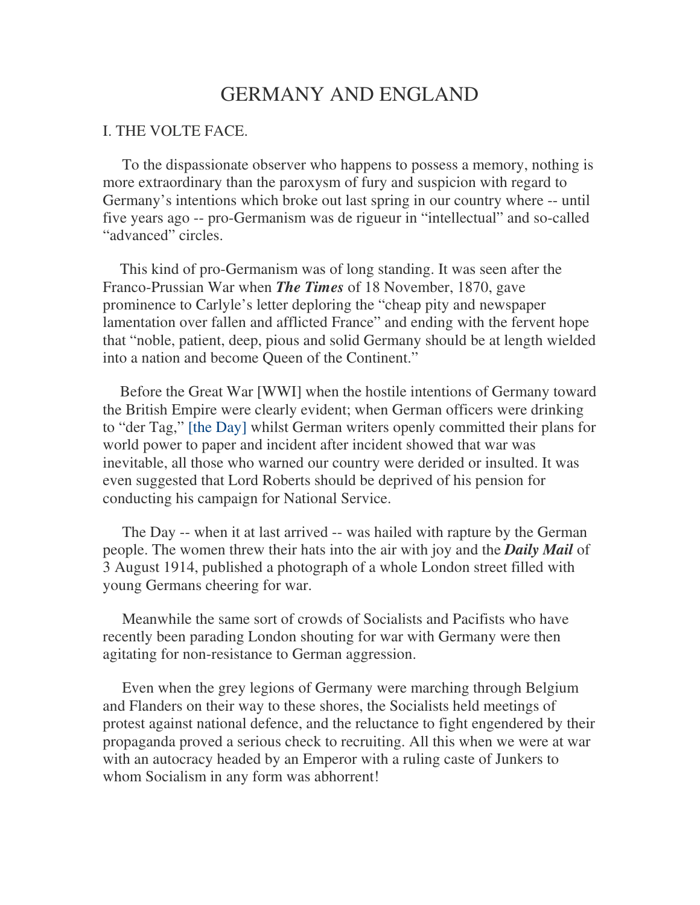# GERMANY AND ENGLAND

## I. THE VOLTE FACE.

To the dispassionate observer who happens to possess a memory, nothing is more extraordinary than the paroxysm of fury and suspicion with regard to Germany's intentions which broke out last spring in our country where -- until five years ago -- pro-Germanism was de rigueur in "intellectual" and so-called "advanced" circles.

This kind of pro-Germanism was of long standing. It was seen after the Franco-Prussian War when ***The Times*** of 18 November, 1870, gave prominence to Carlyle's letter deploring the "cheap pity and newspaper lamentation over fallen and afflicted France" and ending with the fervent hope that "noble, patient, deep, pious and solid Germany should be at length wielded into a nation and become Queen of the Continent."

Before the Great War [WWI] when the hostile intentions of Germany toward the British Empire were clearly evident; when German officers were drinking to "der Tag," [the Day] whilst German writers openly committed their plans for world power to paper and incident after incident showed that war was inevitable, all those who warned our country were derided or insulted. It was even suggested that Lord Roberts should be deprived of his pension for conducting his campaign for National Service.

The Day -- when it at last arrived -- was hailed with rapture by the German people. The women threw their hats into the air with joy and the ***Daily Mail*** of 3 August 1914, published a photograph of a whole London street filled with young Germans cheering for war.

Meanwhile the same sort of crowds of Socialists and Pacifists who have recently been parading London shouting for war with Germany were then agitating for non-resistance to German aggression.

Even when the grey legions of Germany were marching through Belgium and Flanders on their way to these shores, the Socialists held meetings of protest against national defence, and the reluctance to fight engendered by their propaganda proved a serious check to recruiting. All this when we were at war with an autocracy headed by an Emperor with a ruling caste of Junkers to whom Socialism in any form was abhorrent!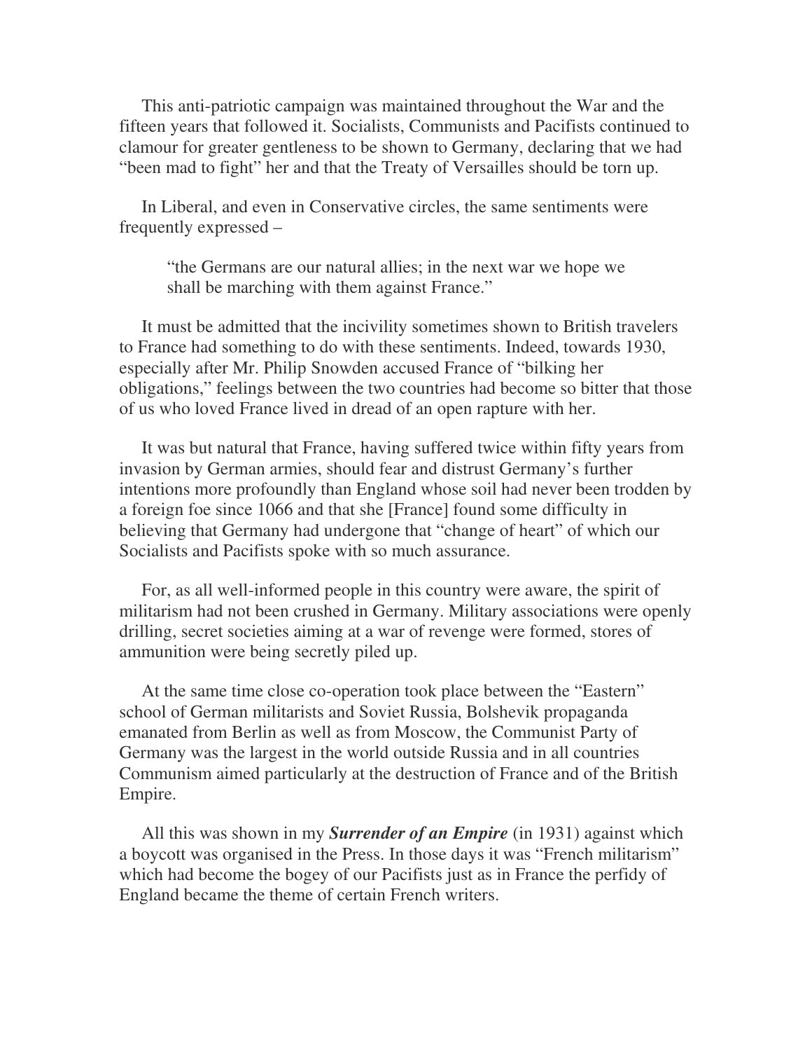This anti-patriotic campaign was maintained throughout the War and the fifteen years that followed it. Socialists, Communists and Pacifists continued to clamour for greater gentleness to be shown to Germany, declaring that we had "been mad to fight" her and that the Treaty of Versailles should be torn up.

In Liberal, and even in Conservative circles, the same sentiments were frequently expressed –

> "the Germans are our natural allies; in the next war we hope we shall be marching with them against France."

It must be admitted that the incivility sometimes shown to British travelers to France had something to do with these sentiments. Indeed, towards 1930, especially after Mr. Philip Snowden accused France of "bilking her obligations," feelings between the two countries had become so bitter that those of us who loved France lived in dread of an open rapture with her.

It was but natural that France, having suffered twice within fifty years from invasion by German armies, should fear and distrust Germany's further intentions more profoundly than England whose soil had never been trodden by a foreign foe since 1066 and that she [France] found some difficulty in believing that Germany had undergone that "change of heart" of which our Socialists and Pacifists spoke with so much assurance.

For, as all well-informed people in this country were aware, the spirit of militarism had not been crushed in Germany. Military associations were openly drilling, secret societies aiming at a war of revenge were formed, stores of ammunition were being secretly piled up.

At the same time close co-operation took place between the "Eastern" school of German militarists and Soviet Russia, Bolshevik propaganda emanated from Berlin as well as from Moscow, the Communist Party of Germany was the largest in the world outside Russia and in all countries Communism aimed particularly at the destruction of France and of the British Empire.

All this was shown in my ***Surrender of an Empire*** (in 1931) against which a boycott was organised in the Press. In those days it was "French militarism" which had become the bogey of our Pacifists just as in France the perfidy of England became the theme of certain French writers.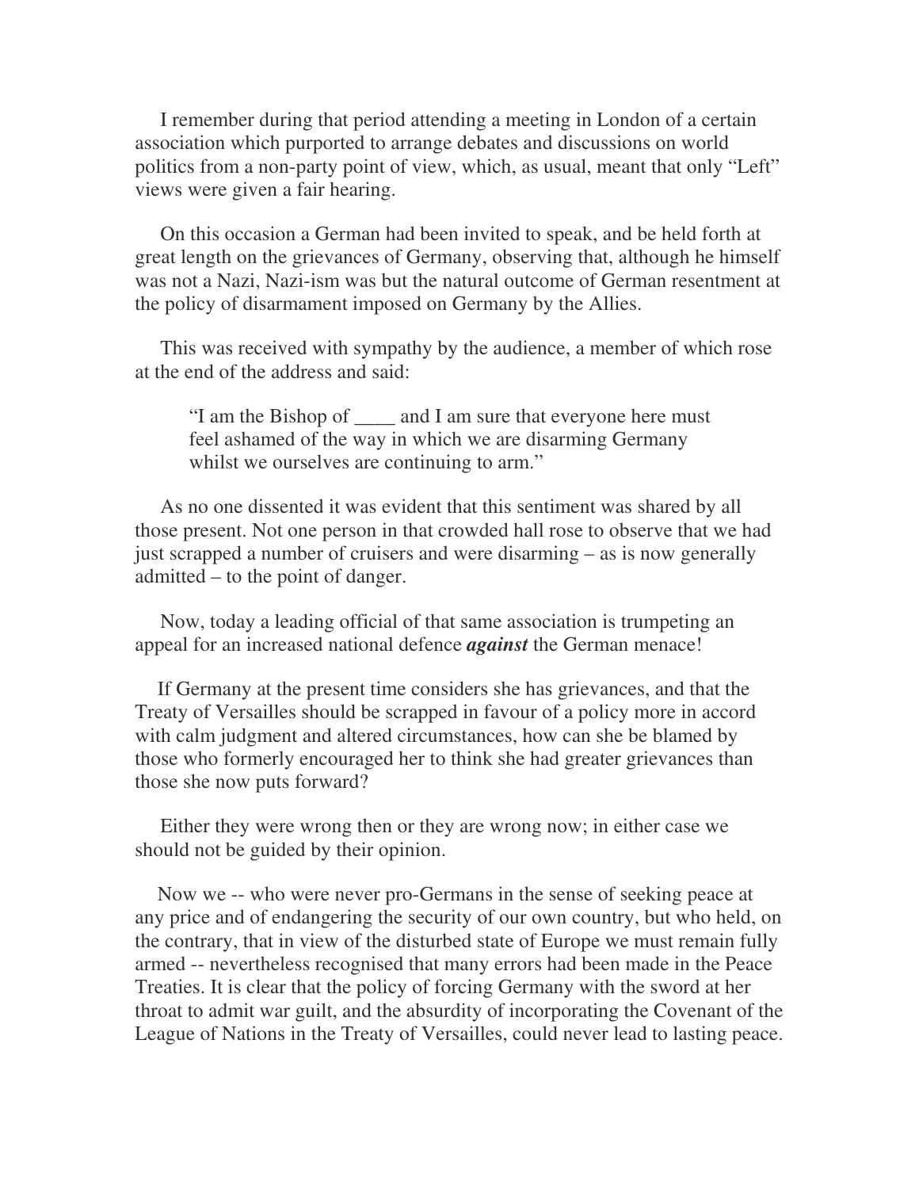I remember during that period attending a meeting in London of a certain association which purported to arrange debates and discussions on world politics from a non-party point of view, which, as usual, meant that only "Left" views were given a fair hearing.

On this occasion a German had been invited to speak, and be held forth at great length on the grievances of Germany, observing that, although he himself was not a Nazi, Nazi-ism was but the natural outcome of German resentment at the policy of disarmament imposed on Germany by the Allies.

This was received with sympathy by the audience, a member of which rose at the end of the address and said:

> "I am the Bishop of ____ and I am sure that everyone here must feel ashamed of the way in which we are disarming Germany whilst we ourselves are continuing to arm."

As no one dissented it was evident that this sentiment was shared by all those present. Not one person in that crowded hall rose to observe that we had just scrapped a number of cruisers and were disarming – as is now generally admitted – to the point of danger.

Now, today a leading official of that same association is trumpeting an appeal for an increased national defence ***against*** the German menace!

If Germany at the present time considers she has grievances, and that the Treaty of Versailles should be scrapped in favour of a policy more in accord with calm judgment and altered circumstances, how can she be blamed by those who formerly encouraged her to think she had greater grievances than those she now puts forward?

Either they were wrong then or they are wrong now; in either case we should not be guided by their opinion.

Now we -- who were never pro-Germans in the sense of seeking peace at any price and of endangering the security of our own country, but who held, on the contrary, that in view of the disturbed state of Europe we must remain fully armed -- nevertheless recognised that many errors had been made in the Peace Treaties. It is clear that the policy of forcing Germany with the sword at her throat to admit war guilt, and the absurdity of incorporating the Covenant of the League of Nations in the Treaty of Versailles, could never lead to lasting peace.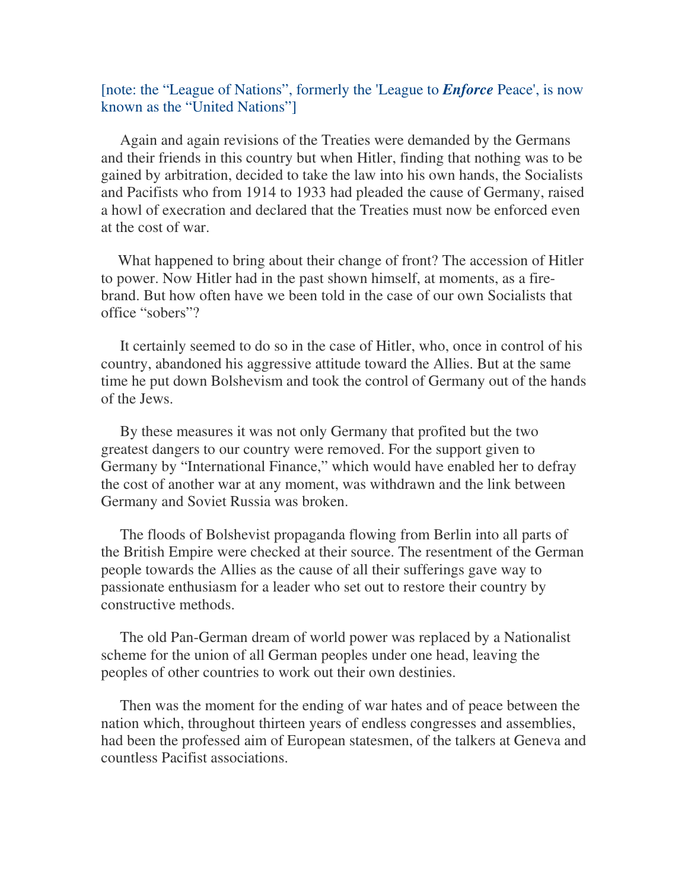[note: the “League of Nations”, formerly the 'League to ***Enforce*** Peace', is now known as the “United Nations”]

Again and again revisions of the Treaties were demanded by the Germans and their friends in this country but when Hitler, finding that nothing was to be gained by arbitration, decided to take the law into his own hands, the Socialists and Pacifists who from 1914 to 1933 had pleaded the cause of Germany, raised a howl of execration and declared that the Treaties must now be enforced even at the cost of war.

What happened to bring about their change of front? The accession of Hitler to power. Now Hitler had in the past shown himself, at moments, as a fire-brand. But how often have we been told in the case of our own Socialists that office “sobers”?

It certainly seemed to do so in the case of Hitler, who, once in control of his country, abandoned his aggressive attitude toward the Allies. But at the same time he put down Bolshevism and took the control of Germany out of the hands of the Jews.

By these measures it was not only Germany that profited but the two greatest dangers to our country were removed. For the support given to Germany by “International Finance,” which would have enabled her to defray the cost of another war at any moment, was withdrawn and the link between Germany and Soviet Russia was broken.

The floods of Bolshevist propaganda flowing from Berlin into all parts of the British Empire were checked at their source. The resentment of the German people towards the Allies as the cause of all their sufferings gave way to passionate enthusiasm for a leader who set out to restore their country by constructive methods.

The old Pan-German dream of world power was replaced by a Nationalist scheme for the union of all German peoples under one head, leaving the peoples of other countries to work out their own destinies.

Then was the moment for the ending of war hates and of peace between the nation which, throughout thirteen years of endless congresses and assemblies, had been the professed aim of European statesmen, of the talkers at Geneva and countless Pacifist associations.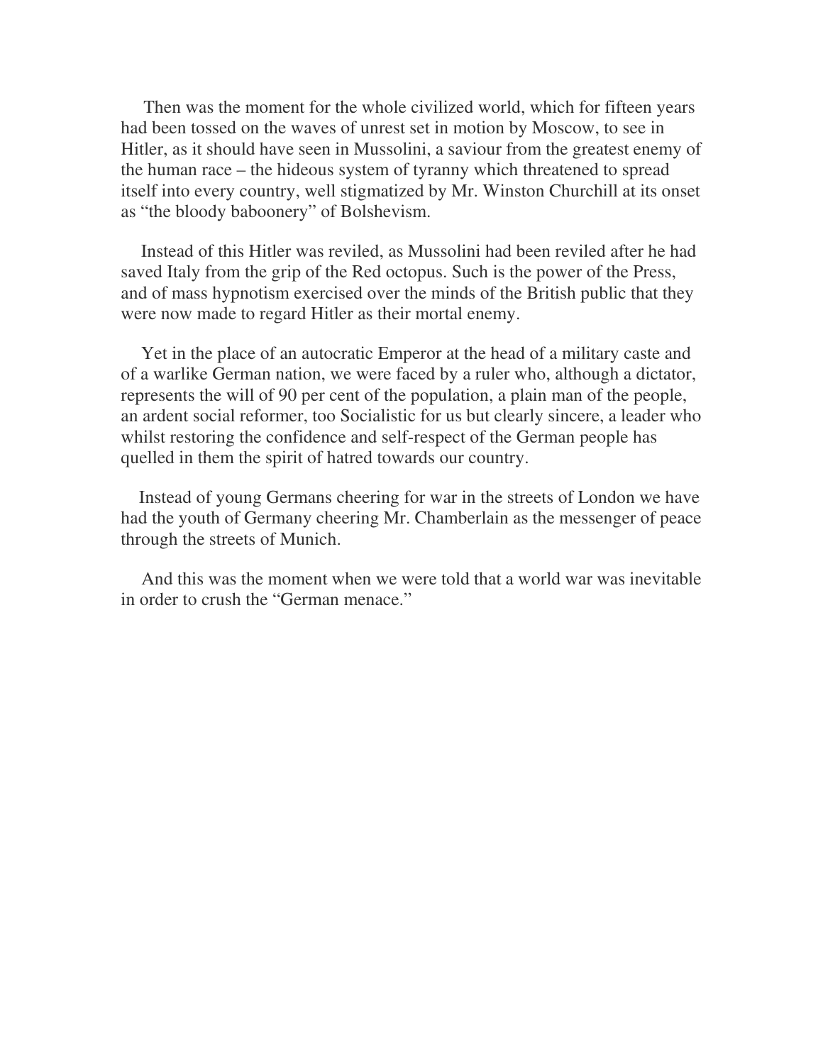Then was the moment for the whole civilized world, which for fifteen years had been tossed on the waves of unrest set in motion by Moscow, to see in Hitler, as it should have seen in Mussolini, a saviour from the greatest enemy of the human race – the hideous system of tyranny which threatened to spread itself into every country, well stigmatized by Mr. Winston Churchill at its onset as "the bloody baboonery" of Bolshevism.

Instead of this Hitler was reviled, as Mussolini had been reviled after he had saved Italy from the grip of the Red octopus. Such is the power of the Press, and of mass hypnotism exercised over the minds of the British public that they were now made to regard Hitler as their mortal enemy.

Yet in the place of an autocratic Emperor at the head of a military caste and of a warlike German nation, we were faced by a ruler who, although a dictator, represents the will of 90 per cent of the population, a plain man of the people, an ardent social reformer, too Socialistic for us but clearly sincere, a leader who whilst restoring the confidence and self-respect of the German people has quelled in them the spirit of hatred towards our country.

Instead of young Germans cheering for war in the streets of London we have had the youth of Germany cheering Mr. Chamberlain as the messenger of peace through the streets of Munich.

And this was the moment when we were told that a world war was inevitable in order to crush the "German menace."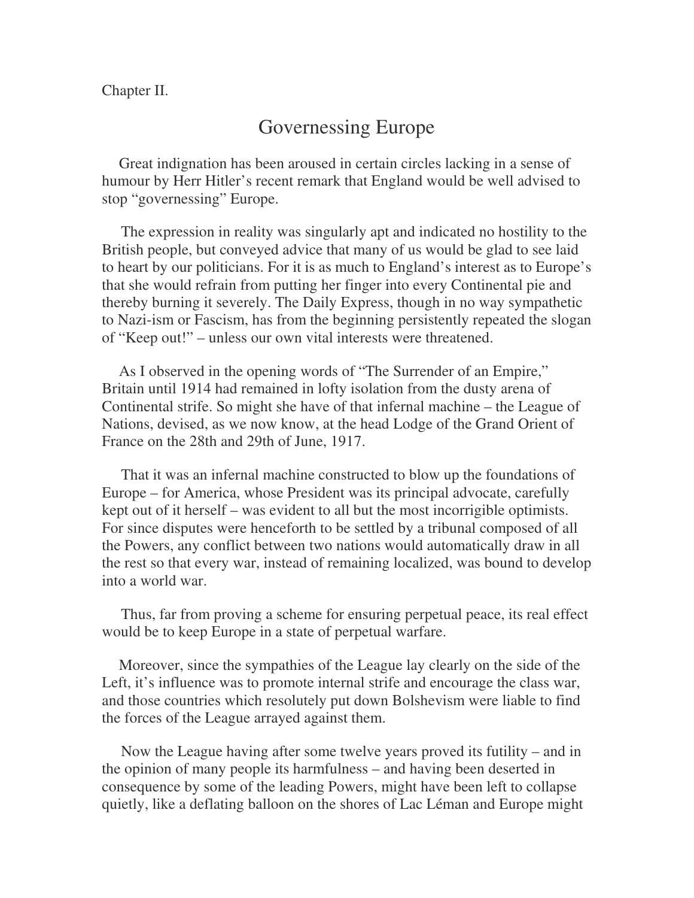Chapter II.

# Governessing Europe

Great indignation has been aroused in certain circles lacking in a sense of humour by Herr Hitler's recent remark that England would be well advised to stop "governessing" Europe.

The expression in reality was singularly apt and indicated no hostility to the British people, but conveyed advice that many of us would be glad to see laid to heart by our politicians. For it is as much to England's interest as to Europe's that she would refrain from putting her finger into every Continental pie and thereby burning it severely. The Daily Express, though in no way sympathetic to Nazi-ism or Fascism, has from the beginning persistently repeated the slogan of "Keep out!" – unless our own vital interests were threatened.

As I observed in the opening words of "The Surrender of an Empire," Britain until 1914 had remained in lofty isolation from the dusty arena of Continental strife. So might she have of that infernal machine – the League of Nations, devised, as we now know, at the head Lodge of the Grand Orient of France on the 28th and 29th of June, 1917.

That it was an infernal machine constructed to blow up the foundations of Europe – for America, whose President was its principal advocate, carefully kept out of it herself – was evident to all but the most incorrigible optimists. For since disputes were henceforth to be settled by a tribunal composed of all the Powers, any conflict between two nations would automatically draw in all the rest so that every war, instead of remaining localized, was bound to develop into a world war.

Thus, far from proving a scheme for ensuring perpetual peace, its real effect would be to keep Europe in a state of perpetual warfare.

Moreover, since the sympathies of the League lay clearly on the side of the Left, it's influence was to promote internal strife and encourage the class war, and those countries which resolutely put down Bolshevism were liable to find the forces of the League arrayed against them.

Now the League having after some twelve years proved its futility – and in the opinion of many people its harmfulness – and having been deserted in consequence by some of the leading Powers, might have been left to collapse quietly, like a deflating balloon on the shores of Lac Léman and Europe might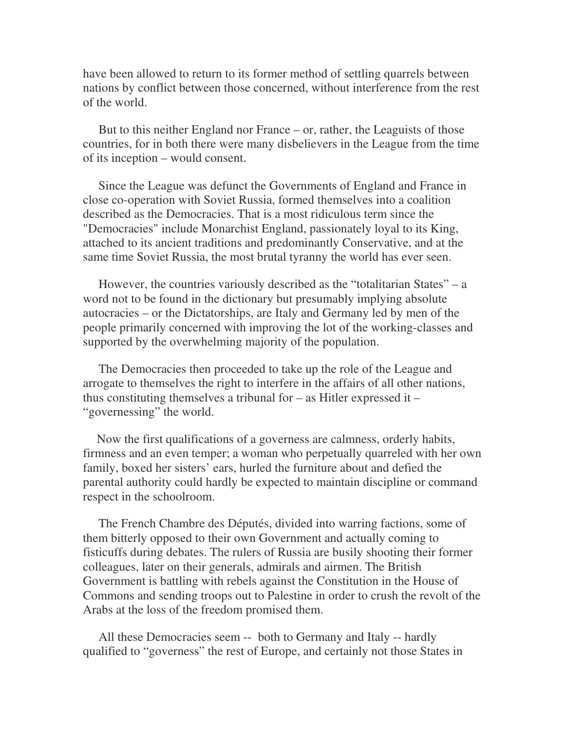have been allowed to return to its former method of settling quarrels between nations by conflict between those concerned, without interference from the rest of the world.

But to this neither England nor France – or, rather, the Leaguists of those countries, for in both there were many disbelievers in the League from the time of its inception – would consent.

Since the League was defunct the Governments of England and France in close co-operation with Soviet Russia, formed themselves into a coalition described as the Democracies. That is a most ridiculous term since the "Democracies" include Monarchist England, passionately loyal to its King, attached to its ancient traditions and predominantly Conservative, and at the same time Soviet Russia, the most brutal tyranny the world has ever seen.

However, the countries variously described as the "totalitarian States" – a word not to be found in the dictionary but presumably implying absolute autocracies – or the Dictatorships, are Italy and Germany led by men of the people primarily concerned with improving the lot of the working-classes and supported by the overwhelming majority of the population.

The Democracies then proceeded to take up the role of the League and arrogate to themselves the right to interfere in the affairs of all other nations, thus constituting themselves a tribunal for – as Hitler expressed it – "governessing" the world.

Now the first qualifications of a governess are calmness, orderly habits, firmness and an even temper; a woman who perpetually quarreled with her own family, boxed her sisters' ears, hurled the furniture about and defied the parental authority could hardly be expected to maintain discipline or command respect in the schoolroom.

The French Chambre des Députés, divided into warring factions, some of them bitterly opposed to their own Government and actually coming to fisticuffs during debates. The rulers of Russia are busily shooting their former colleagues, later on their generals, admirals and airmen. The British Government is battling with rebels against the Constitution in the House of Commons and sending troops out to Palestine in order to crush the revolt of the Arabs at the loss of the freedom promised them.

All these Democracies seem -- both to Germany and Italy -- hardly qualified to "governess" the rest of Europe, and certainly not those States in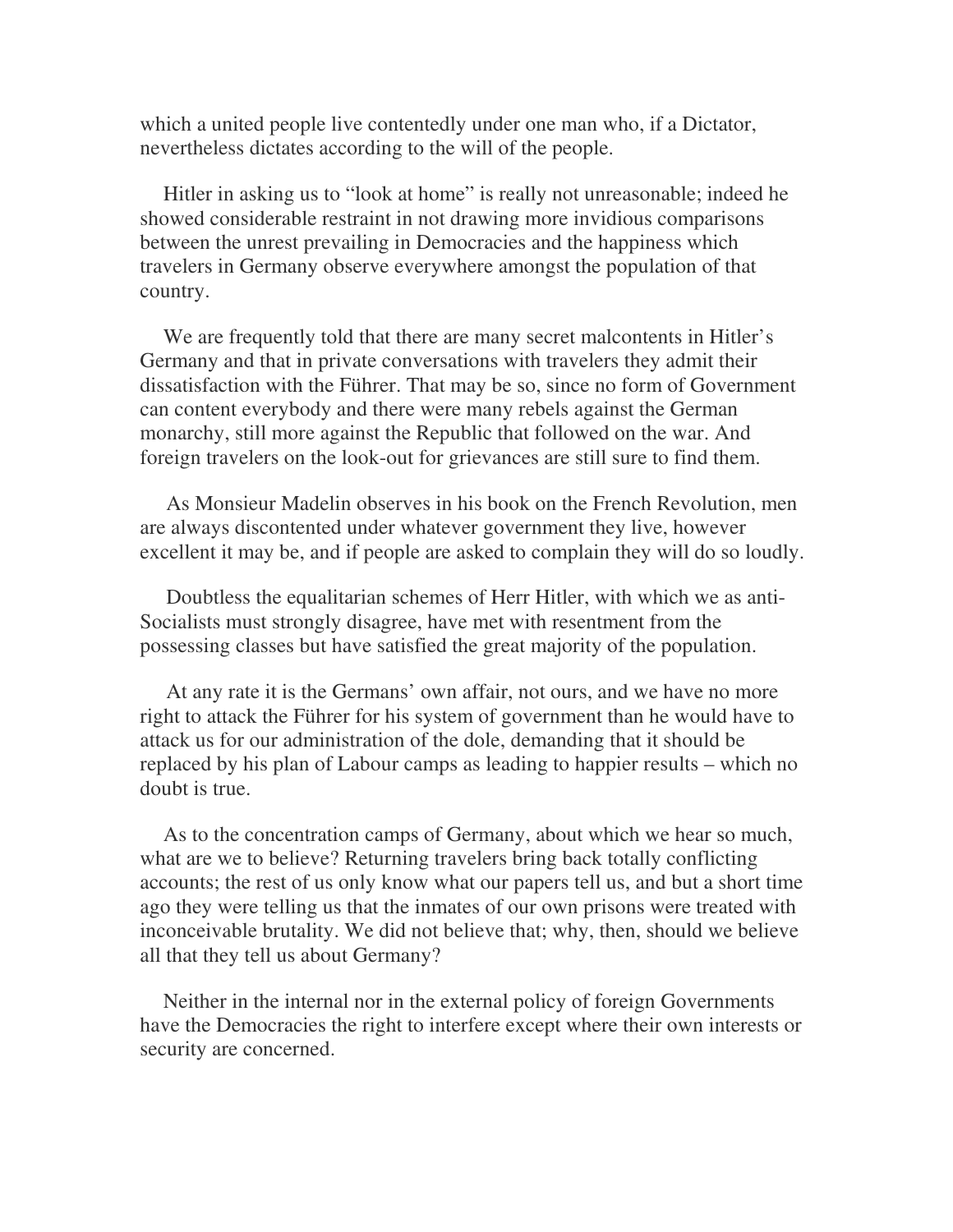which a united people live contentedly under one man who, if a Dictator, nevertheless dictates according to the will of the people.

Hitler in asking us to "look at home" is really not unreasonable; indeed he showed considerable restraint in not drawing more invidious comparisons between the unrest prevailing in Democracies and the happiness which travelers in Germany observe everywhere amongst the population of that country.

We are frequently told that there are many secret malcontents in Hitler's Germany and that in private conversations with travelers they admit their dissatisfaction with the Führer. That may be so, since no form of Government can content everybody and there were many rebels against the German monarchy, still more against the Republic that followed on the war. And foreign travelers on the look-out for grievances are still sure to find them.

As Monsieur Madelin observes in his book on the French Revolution, men are always discontented under whatever government they live, however excellent it may be, and if people are asked to complain they will do so loudly.

Doubtless the equalitarian schemes of Herr Hitler, with which we as anti-Socialists must strongly disagree, have met with resentment from the possessing classes but have satisfied the great majority of the population.

At any rate it is the Germans' own affair, not ours, and we have no more right to attack the Führer for his system of government than he would have to attack us for our administration of the dole, demanding that it should be replaced by his plan of Labour camps as leading to happier results – which no doubt is true.

As to the concentration camps of Germany, about which we hear so much, what are we to believe? Returning travelers bring back totally conflicting accounts; the rest of us only know what our papers tell us, and but a short time ago they were telling us that the inmates of our own prisons were treated with inconceivable brutality. We did not believe that; why, then, should we believe all that they tell us about Germany?

Neither in the internal nor in the external policy of foreign Governments have the Democracies the right to interfere except where their own interests or security are concerned.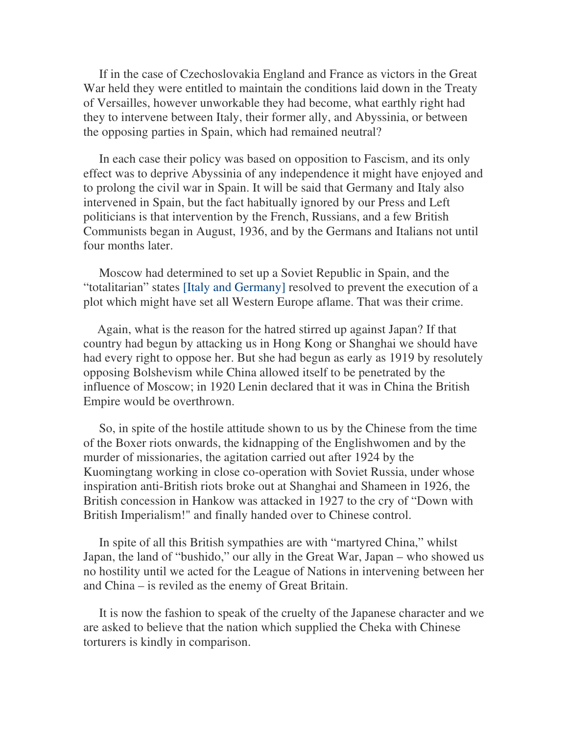If in the case of Czechoslovakia England and France as victors in the Great War held they were entitled to maintain the conditions laid down in the Treaty of Versailles, however unworkable they had become, what earthly right had they to intervene between Italy, their former ally, and Abyssinia, or between the opposing parties in Spain, which had remained neutral?

In each case their policy was based on opposition to Fascism, and its only effect was to deprive Abyssinia of any independence it might have enjoyed and to prolong the civil war in Spain. It will be said that Germany and Italy also intervened in Spain, but the fact habitually ignored by our Press and Left politicians is that intervention by the French, Russians, and a few British Communists began in August, 1936, and by the Germans and Italians not until four months later.

Moscow had determined to set up a Soviet Republic in Spain, and the "totalitarian" states [Italy and Germany] resolved to prevent the execution of a plot which might have set all Western Europe aflame. That was their crime.

Again, what is the reason for the hatred stirred up against Japan? If that country had begun by attacking us in Hong Kong or Shanghai we should have had every right to oppose her. But she had begun as early as 1919 by resolutely opposing Bolshevism while China allowed itself to be penetrated by the influence of Moscow; in 1920 Lenin declared that it was in China the British Empire would be overthrown.

So, in spite of the hostile attitude shown to us by the Chinese from the time of the Boxer riots onwards, the kidnapping of the Englishwomen and by the murder of missionaries, the agitation carried out after 1924 by the Kuomingtang working in close co-operation with Soviet Russia, under whose inspiration anti-British riots broke out at Shanghai and Shameen in 1926, the British concession in Hankow was attacked in 1927 to the cry of "Down with British Imperialism!" and finally handed over to Chinese control.

In spite of all this British sympathies are with "martyred China," whilst Japan, the land of "bushido," our ally in the Great War, Japan – who showed us no hostility until we acted for the League of Nations in intervening between her and China – is reviled as the enemy of Great Britain.

It is now the fashion to speak of the cruelty of the Japanese character and we are asked to believe that the nation which supplied the Cheka with Chinese torturers is kindly in comparison.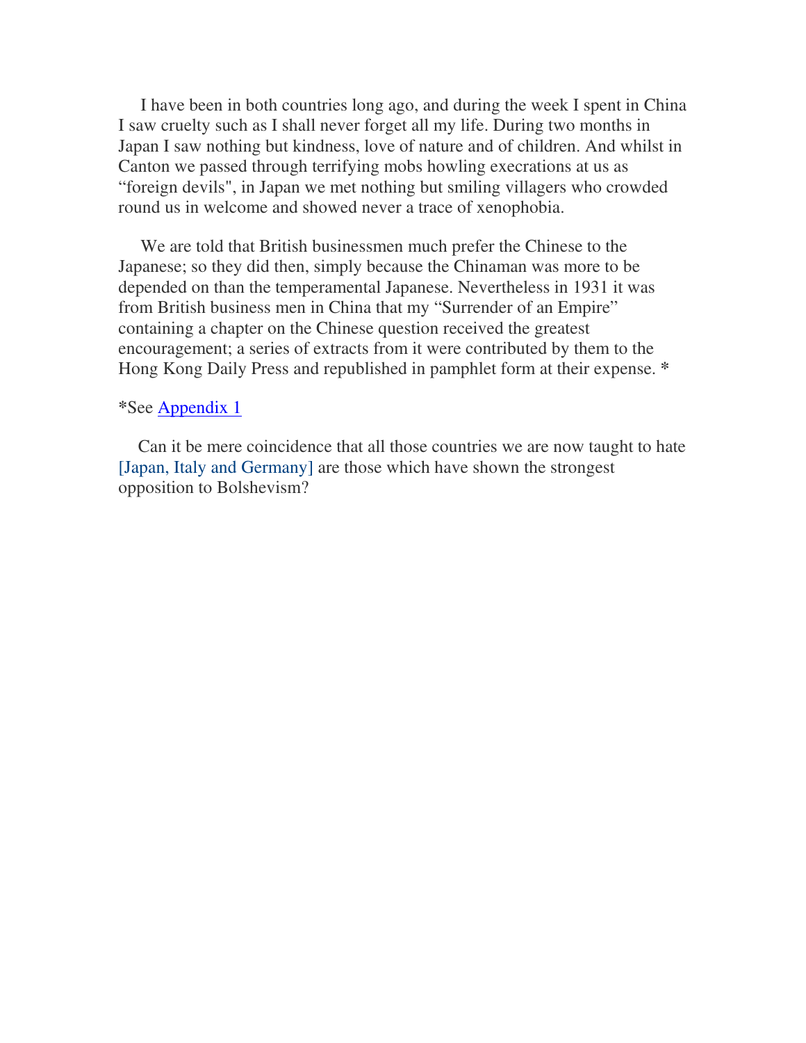I have been in both countries long ago, and during the week I spent in China I saw cruelty such as I shall never forget all my life. During two months in Japan I saw nothing but kindness, love of nature and of children. And whilst in Canton we passed through terrifying mobs howling execrations at us as “foreign devils", in Japan we met nothing but smiling villagers who crowded round us in welcome and showed never a trace of xenophobia.

We are told that British businessmen much prefer the Chinese to the Japanese; so they did then, simply because the Chinaman was more to be depended on than the temperamental Japanese. Nevertheless in 1931 it was from British business men in China that my “Surrender of an Empire” containing a chapter on the Chinese question received the greatest encouragement; a series of extracts from it were contributed by them to the Hong Kong Daily Press and republished in pamphlet form at their expense. *

*See Appendix 1

Can it be mere coincidence that all those countries we are now taught to hate [Japan, Italy and Germany] are those which have shown the strongest opposition to Bolshevism?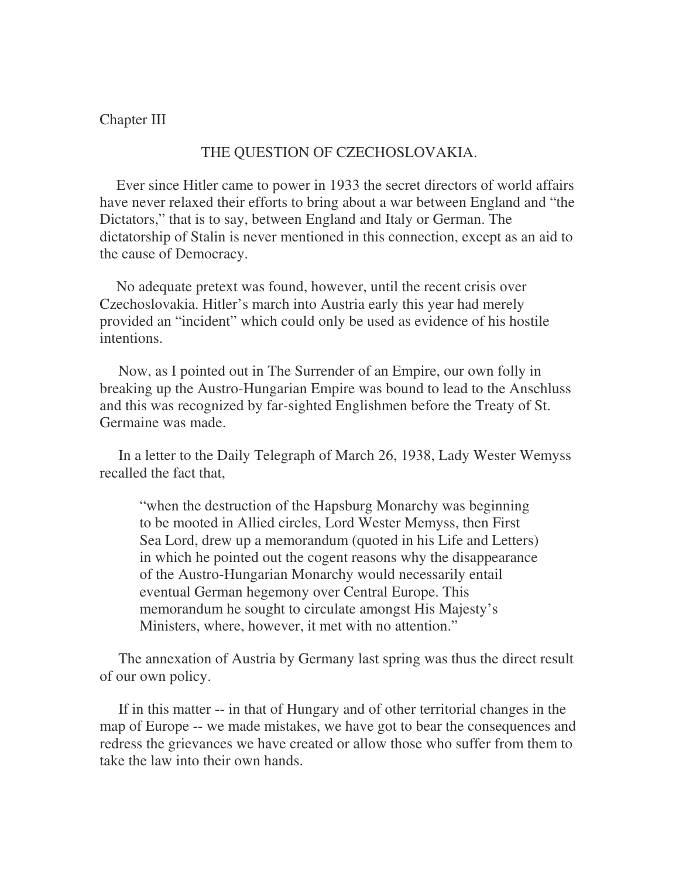Chapter III

## THE QUESTION OF CZECHOSLOVAKIA.

Ever since Hitler came to power in 1933 the secret directors of world affairs have never relaxed their efforts to bring about a war between England and "the Dictators," that is to say, between England and Italy or German. The dictatorship of Stalin is never mentioned in this connection, except as an aid to the cause of Democracy.

No adequate pretext was found, however, until the recent crisis over Czechoslovakia. Hitler's march into Austria early this year had merely provided an "incident" which could only be used as evidence of his hostile intentions.

Now, as I pointed out in The Surrender of an Empire, our own folly in breaking up the Austro-Hungarian Empire was bound to lead to the Anschluss and this was recognized by far-sighted Englishmen before the Treaty of St. Germaine was made.

In a letter to the Daily Telegraph of March 26, 1938, Lady Wester Wemyss recalled the fact that,

> "when the destruction of the Hapsburg Monarchy was beginning to be mooted in Allied circles, Lord Wester Memyss, then First Sea Lord, drew up a memorandum (quoted in his Life and Letters) in which he pointed out the cogent reasons why the disappearance of the Austro-Hungarian Monarchy would necessarily entail eventual German hegemony over Central Europe. This memorandum he sought to circulate amongst His Majesty's Ministers, where, however, it met with no attention."

The annexation of Austria by Germany last spring was thus the direct result of our own policy.

If in this matter -- in that of Hungary and of other territorial changes in the map of Europe -- we made mistakes, we have got to bear the consequences and redress the grievances we have created or allow those who suffer from them to take the law into their own hands.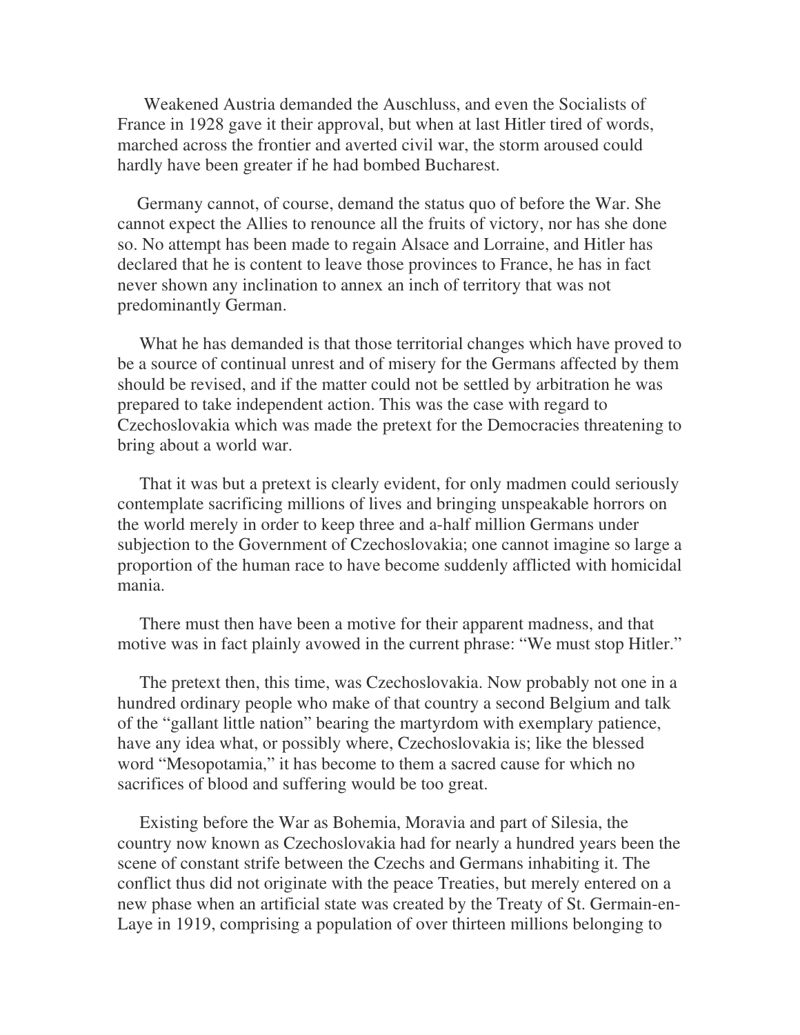Weakened Austria demanded the Auschluss, and even the Socialists of France in 1928 gave it their approval, but when at last Hitler tired of words, marched across the frontier and averted civil war, the storm aroused could hardly have been greater if he had bombed Bucharest.

Germany cannot, of course, demand the status quo of before the War. She cannot expect the Allies to renounce all the fruits of victory, nor has she done so. No attempt has been made to regain Alsace and Lorraine, and Hitler has declared that he is content to leave those provinces to France, he has in fact never shown any inclination to annex an inch of territory that was not predominantly German.

What he has demanded is that those territorial changes which have proved to be a source of continual unrest and of misery for the Germans affected by them should be revised, and if the matter could not be settled by arbitration he was prepared to take independent action. This was the case with regard to Czechoslovakia which was made the pretext for the Democracies threatening to bring about a world war.

That it was but a pretext is clearly evident, for only madmen could seriously contemplate sacrificing millions of lives and bringing unspeakable horrors on the world merely in order to keep three and a-half million Germans under subjection to the Government of Czechoslovakia; one cannot imagine so large a proportion of the human race to have become suddenly afflicted with homicidal mania.

There must then have been a motive for their apparent madness, and that motive was in fact plainly avowed in the current phrase: "We must stop Hitler."

The pretext then, this time, was Czechoslovakia. Now probably not one in a hundred ordinary people who make of that country a second Belgium and talk of the "gallant little nation" bearing the martyrdom with exemplary patience, have any idea what, or possibly where, Czechoslovakia is; like the blessed word "Mesopotamia," it has become to them a sacred cause for which no sacrifices of blood and suffering would be too great.

Existing before the War as Bohemia, Moravia and part of Silesia, the country now known as Czechoslovakia had for nearly a hundred years been the scene of constant strife between the Czechs and Germans inhabiting it. The conflict thus did not originate with the peace Treaties, but merely entered on a new phase when an artificial state was created by the Treaty of St. Germain-en-Laye in 1919, comprising a population of over thirteen millions belonging to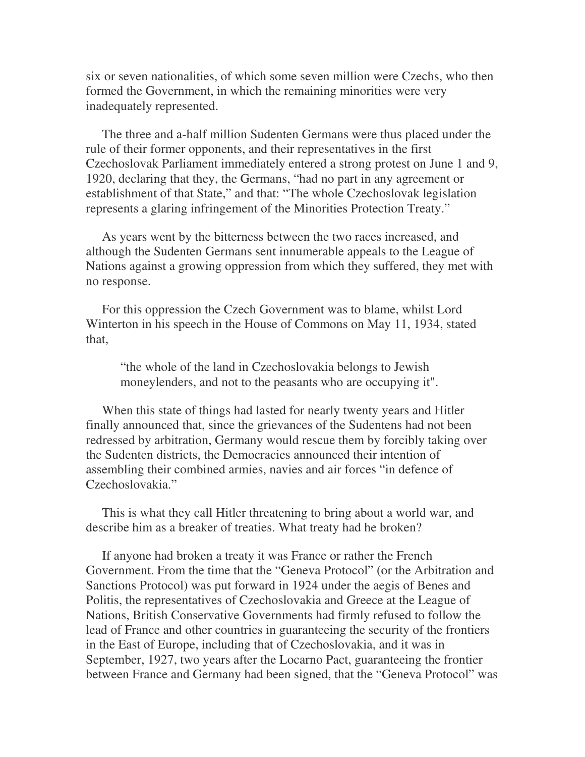six or seven nationalities, of which some seven million were Czechs, who then formed the Government, in which the remaining minorities were very inadequately represented.

The three and a-half million Sudenten Germans were thus placed under the rule of their former opponents, and their representatives in the first Czechoslovak Parliament immediately entered a strong protest on June 1 and 9, 1920, declaring that they, the Germans, "had no part in any agreement or establishment of that State," and that: "The whole Czechoslovak legislation represents a glaring infringement of the Minorities Protection Treaty."

As years went by the bitterness between the two races increased, and although the Sudenten Germans sent innumerable appeals to the League of Nations against a growing oppression from which they suffered, they met with no response.

For this oppression the Czech Government was to blame, whilst Lord Winterton in his speech in the House of Commons on May 11, 1934, stated that,

> "the whole of the land in Czechoslovakia belongs to Jewish moneylenders, and not to the peasants who are occupying it".

When this state of things had lasted for nearly twenty years and Hitler finally announced that, since the grievances of the Sudentens had not been redressed by arbitration, Germany would rescue them by forcibly taking over the Sudenten districts, the Democracies announced their intention of assembling their combined armies, navies and air forces "in defence of Czechoslovakia."

This is what they call Hitler threatening to bring about a world war, and describe him as a breaker of treaties. What treaty had he broken?

If anyone had broken a treaty it was France or rather the French Government. From the time that the "Geneva Protocol" (or the Arbitration and Sanctions Protocol) was put forward in 1924 under the aegis of Benes and Politis, the representatives of Czechoslovakia and Greece at the League of Nations, British Conservative Governments had firmly refused to follow the lead of France and other countries in guaranteeing the security of the frontiers in the East of Europe, including that of Czechoslovakia, and it was in September, 1927, two years after the Locarno Pact, guaranteeing the frontier between France and Germany had been signed, that the "Geneva Protocol" was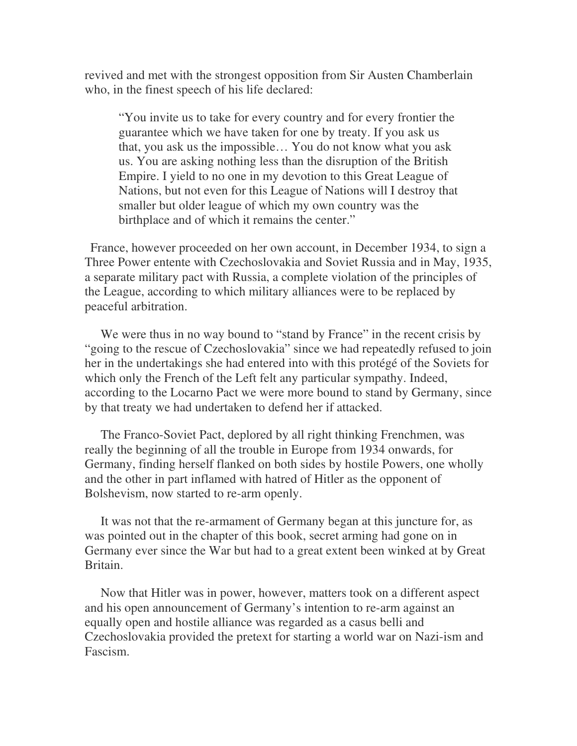revived and met with the strongest opposition from Sir Austen Chamberlain who, in the finest speech of his life declared:

> "You invite us to take for every country and for every frontier the guarantee which we have taken for one by treaty. If you ask us that, you ask us the impossible… You do not know what you ask us. You are asking nothing less than the disruption of the British Empire. I yield to no one in my devotion to this Great League of Nations, but not even for this League of Nations will I destroy that smaller but older league of which my own country was the birthplace and of which it remains the center."

France, however proceeded on her own account, in December 1934, to sign a Three Power entente with Czechoslovakia and Soviet Russia and in May, 1935, a separate military pact with Russia, a complete violation of the principles of the League, according to which military alliances were to be replaced by peaceful arbitration.

We were thus in no way bound to "stand by France" in the recent crisis by "going to the rescue of Czechoslovakia" since we had repeatedly refused to join her in the undertakings she had entered into with this protégé of the Soviets for which only the French of the Left felt any particular sympathy. Indeed, according to the Locarno Pact we were more bound to stand by Germany, since by that treaty we had undertaken to defend her if attacked.

The Franco-Soviet Pact, deplored by all right thinking Frenchmen, was really the beginning of all the trouble in Europe from 1934 onwards, for Germany, finding herself flanked on both sides by hostile Powers, one wholly and the other in part inflamed with hatred of Hitler as the opponent of Bolshevism, now started to re-arm openly.

It was not that the re-armament of Germany began at this juncture for, as was pointed out in the chapter of this book, secret arming had gone on in Germany ever since the War but had to a great extent been winked at by Great Britain.

Now that Hitler was in power, however, matters took on a different aspect and his open announcement of Germany's intention to re-arm against an equally open and hostile alliance was regarded as a casus belli and Czechoslovakia provided the pretext for starting a world war on Nazi-ism and Fascism.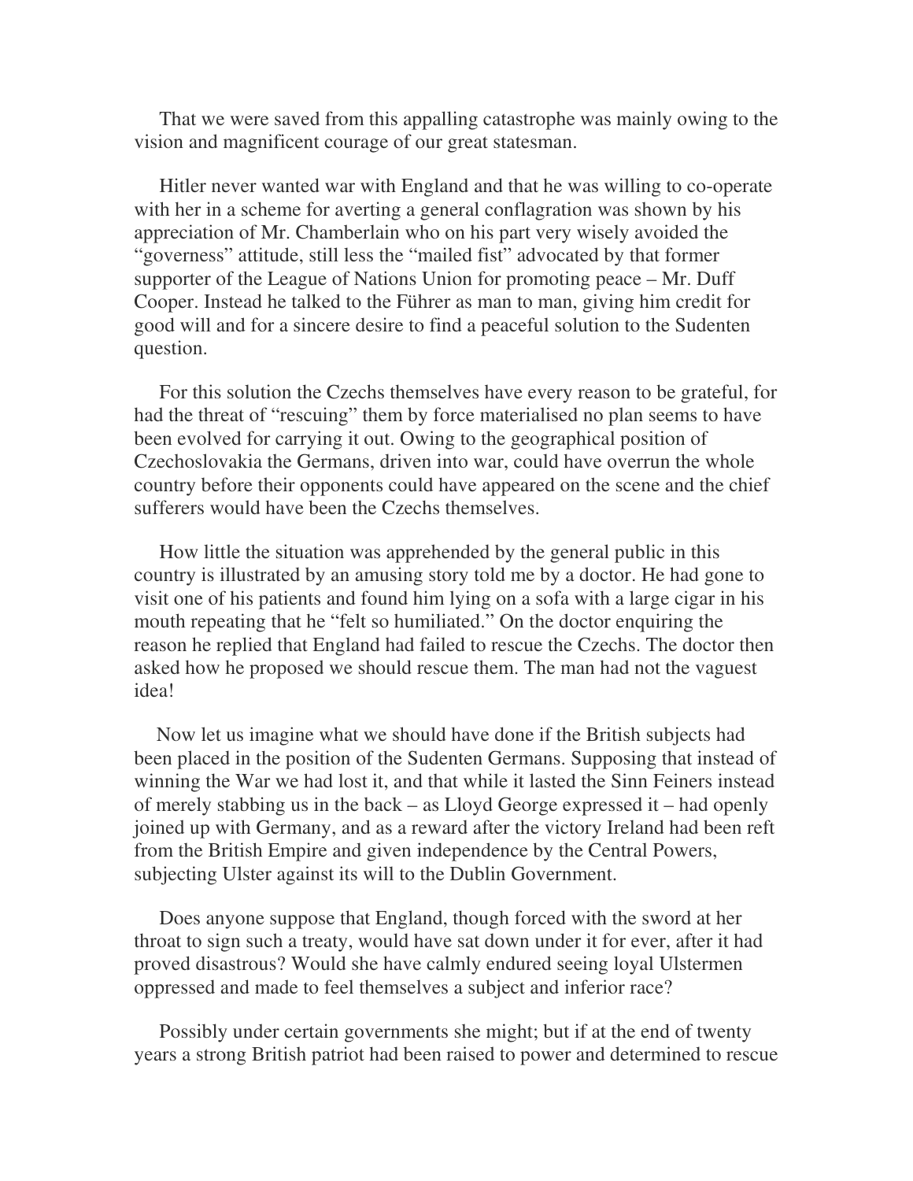That we were saved from this appalling catastrophe was mainly owing to the vision and magnificent courage of our great statesman.

Hitler never wanted war with England and that he was willing to co-operate with her in a scheme for averting a general conflagration was shown by his appreciation of Mr. Chamberlain who on his part very wisely avoided the "governess" attitude, still less the "mailed fist" advocated by that former supporter of the League of Nations Union for promoting peace – Mr. Duff Cooper. Instead he talked to the Führer as man to man, giving him credit for good will and for a sincere desire to find a peaceful solution to the Sudenten question.

For this solution the Czechs themselves have every reason to be grateful, for had the threat of "rescuing" them by force materialised no plan seems to have been evolved for carrying it out. Owing to the geographical position of Czechoslovakia the Germans, driven into war, could have overrun the whole country before their opponents could have appeared on the scene and the chief sufferers would have been the Czechs themselves.

How little the situation was apprehended by the general public in this country is illustrated by an amusing story told me by a doctor. He had gone to visit one of his patients and found him lying on a sofa with a large cigar in his mouth repeating that he "felt so humiliated." On the doctor enquiring the reason he replied that England had failed to rescue the Czechs. The doctor then asked how he proposed we should rescue them. The man had not the vaguest idea!

Now let us imagine what we should have done if the British subjects had been placed in the position of the Sudenten Germans. Supposing that instead of winning the War we had lost it, and that while it lasted the Sinn Feiners instead of merely stabbing us in the back – as Lloyd George expressed it – had openly joined up with Germany, and as a reward after the victory Ireland had been reft from the British Empire and given independence by the Central Powers, subjecting Ulster against its will to the Dublin Government.

Does anyone suppose that England, though forced with the sword at her throat to sign such a treaty, would have sat down under it for ever, after it had proved disastrous? Would she have calmly endured seeing loyal Ulstermen oppressed and made to feel themselves a subject and inferior race?

Possibly under certain governments she might; but if at the end of twenty years a strong British patriot had been raised to power and determined to rescue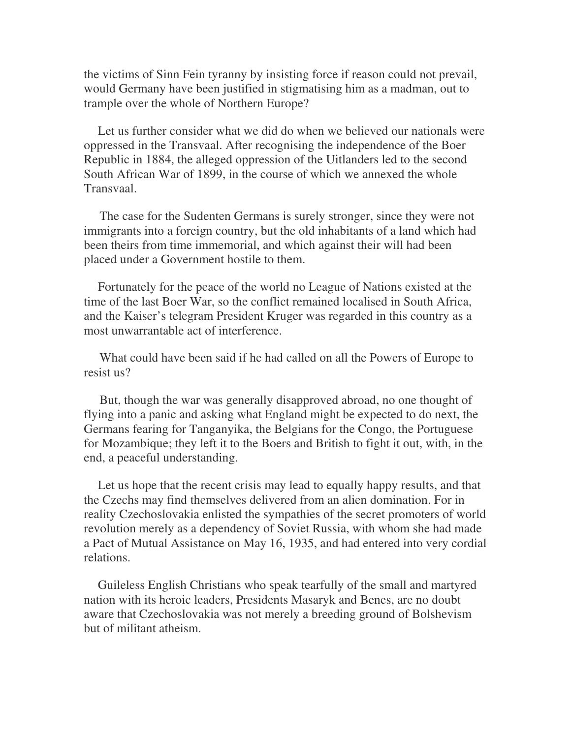the victims of Sinn Fein tyranny by insisting force if reason could not prevail, would Germany have been justified in stigmatising him as a madman, out to trample over the whole of Northern Europe?

Let us further consider what we did do when we believed our nationals were oppressed in the Transvaal. After recognising the independence of the Boer Republic in 1884, the alleged oppression of the Uitlanders led to the second South African War of 1899, in the course of which we annexed the whole Transvaal.

The case for the Sudenten Germans is surely stronger, since they were not immigrants into a foreign country, but the old inhabitants of a land which had been theirs from time immemorial, and which against their will had been placed under a Government hostile to them.

Fortunately for the peace of the world no League of Nations existed at the time of the last Boer War, so the conflict remained localised in South Africa, and the Kaiser's telegram President Kruger was regarded in this country as a most unwarrantable act of interference.

What could have been said if he had called on all the Powers of Europe to resist us?

But, though the war was generally disapproved abroad, no one thought of flying into a panic and asking what England might be expected to do next, the Germans fearing for Tanganyika, the Belgians for the Congo, the Portuguese for Mozambique; they left it to the Boers and British to fight it out, with, in the end, a peaceful understanding.

Let us hope that the recent crisis may lead to equally happy results, and that the Czechs may find themselves delivered from an alien domination. For in reality Czechoslovakia enlisted the sympathies of the secret promoters of world revolution merely as a dependency of Soviet Russia, with whom she had made a Pact of Mutual Assistance on May 16, 1935, and had entered into very cordial relations.

Guileless English Christians who speak tearfully of the small and martyred nation with its heroic leaders, Presidents Masaryk and Benes, are no doubt aware that Czechoslovakia was not merely a breeding ground of Bolshevism but of militant atheism.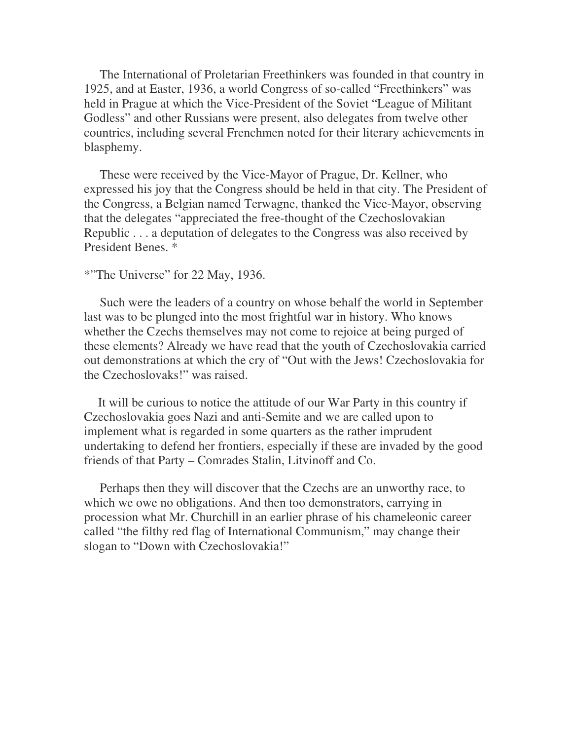The International of Proletarian Freethinkers was founded in that country in 1925, and at Easter, 1936, a world Congress of so-called "Freethinkers" was held in Prague at which the Vice-President of the Soviet "League of Militant Godless" and other Russians were present, also delegates from twelve other countries, including several Frenchmen noted for their literary achievements in blasphemy.

These were received by the Vice-Mayor of Prague, Dr. Kellner, who expressed his joy that the Congress should be held in that city. The President of the Congress, a Belgian named Terwagne, thanked the Vice-Mayor, observing that the delegates "appreciated the free-thought of the Czechoslovakian Republic . . . a deputation of delegates to the Congress was also received by President Benes. *

*"The Universe" for 22 May, 1936.

Such were the leaders of a country on whose behalf the world in September last was to be plunged into the most frightful war in history. Who knows whether the Czechs themselves may not come to rejoice at being purged of these elements? Already we have read that the youth of Czechoslovakia carried out demonstrations at which the cry of "Out with the Jews! Czechoslovakia for the Czechoslovaks!" was raised.

It will be curious to notice the attitude of our War Party in this country if Czechoslovakia goes Nazi and anti-Semite and we are called upon to implement what is regarded in some quarters as the rather imprudent undertaking to defend her frontiers, especially if these are invaded by the good friends of that Party – Comrades Stalin, Litvinoff and Co.

Perhaps then they will discover that the Czechs are an unworthy race, to which we owe no obligations. And then too demonstrators, carrying in procession what Mr. Churchill in an earlier phrase of his chameleonic career called "the filthy red flag of International Communism," may change their slogan to "Down with Czechoslovakia!"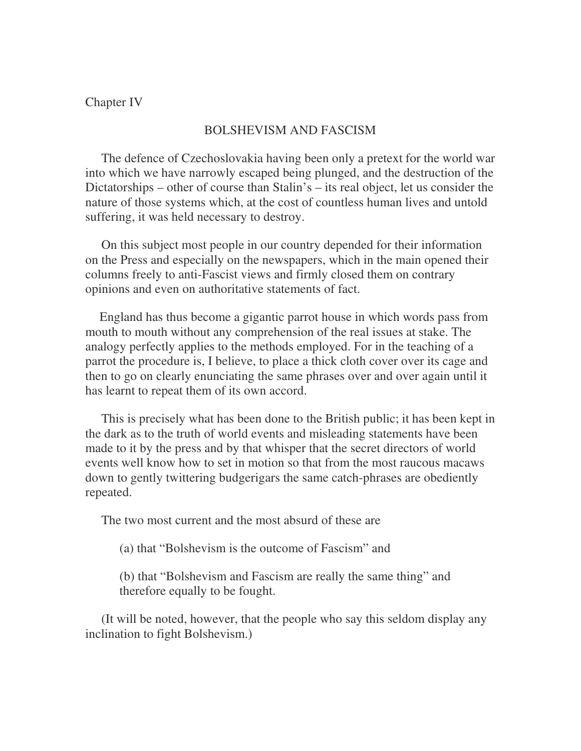Chapter IV

## BOLSHEVISM AND FASCISM

The defence of Czechoslovakia having been only a pretext for the world war into which we have narrowly escaped being plunged, and the destruction of the Dictatorships – other of course than Stalin's – its real object, let us consider the nature of those systems which, at the cost of countless human lives and untold suffering, it was held necessary to destroy.

On this subject most people in our country depended for their information on the Press and especially on the newspapers, which in the main opened their columns freely to anti-Fascist views and firmly closed them on contrary opinions and even on authoritative statements of fact.

England has thus become a gigantic parrot house in which words pass from mouth to mouth without any comprehension of the real issues at stake. The analogy perfectly applies to the methods employed. For in the teaching of a parrot the procedure is, I believe, to place a thick cloth cover over its cage and then to go on clearly enunciating the same phrases over and over again until it has learnt to repeat them of its own accord.

This is precisely what has been done to the British public; it has been kept in the dark as to the truth of world events and misleading statements have been made to it by the press and by that whisper that the secret directors of world events well know how to set in motion so that from the most raucous macaws down to gently twittering budgerigars the same catch-phrases are obediently repeated.

The two most current and the most absurd of these are

(a) that "Bolshevism is the outcome of Fascism" and

(b) that "Bolshevism and Fascism are really the same thing" and therefore equally to be fought.

(It will be noted, however, that the people who say this seldom display any inclination to fight Bolshevism.)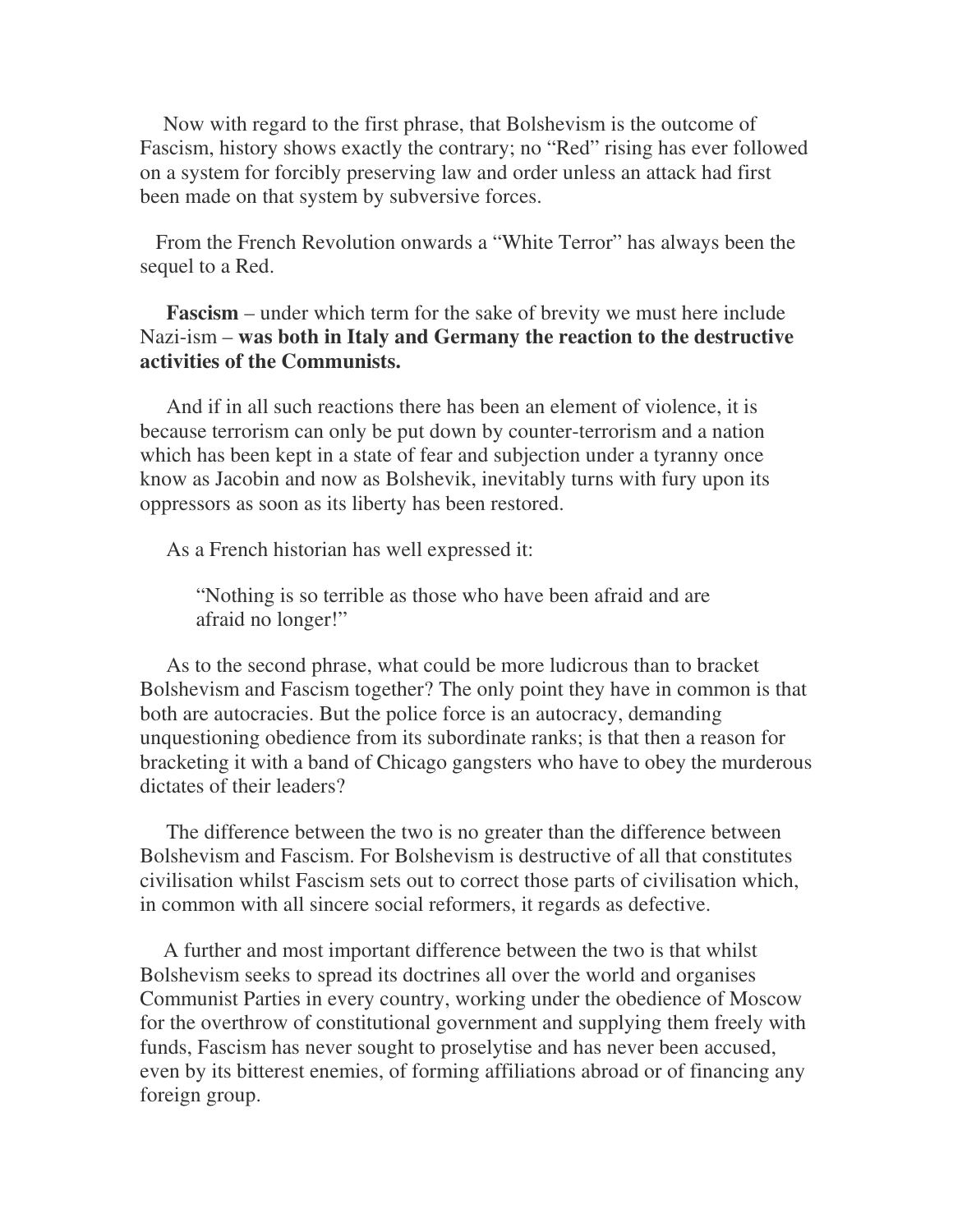Now with regard to the first phrase, that Bolshevism is the outcome of Fascism, history shows exactly the contrary; no "Red" rising has ever followed on a system for forcibly preserving law and order unless an attack had first been made on that system by subversive forces.

From the French Revolution onwards a "White Terror" has always been the sequel to a Red.

**Fascism** – under which term for the sake of brevity we must here include Nazi-ism – **was both in Italy and Germany the reaction to the destructive activities of the Communists.**

And if in all such reactions there has been an element of violence, it is because terrorism can only be put down by counter-terrorism and a nation which has been kept in a state of fear and subjection under a tyranny once know as Jacobin and now as Bolshevik, inevitably turns with fury upon its oppressors as soon as its liberty has been restored.

As a French historian has well expressed it:

> "Nothing is so terrible as those who have been afraid and are afraid no longer!"

As to the second phrase, what could be more ludicrous than to bracket Bolshevism and Fascism together? The only point they have in common is that both are autocracies. But the police force is an autocracy, demanding unquestioning obedience from its subordinate ranks; is that then a reason for bracketing it with a band of Chicago gangsters who have to obey the murderous dictates of their leaders?

The difference between the two is no greater than the difference between Bolshevism and Fascism. For Bolshevism is destructive of all that constitutes civilisation whilst Fascism sets out to correct those parts of civilisation which, in common with all sincere social reformers, it regards as defective.

A further and most important difference between the two is that whilst Bolshevism seeks to spread its doctrines all over the world and organises Communist Parties in every country, working under the obedience of Moscow for the overthrow of constitutional government and supplying them freely with funds, Fascism has never sought to proselytise and has never been accused, even by its bitterest enemies, of forming affiliations abroad or of financing any foreign group.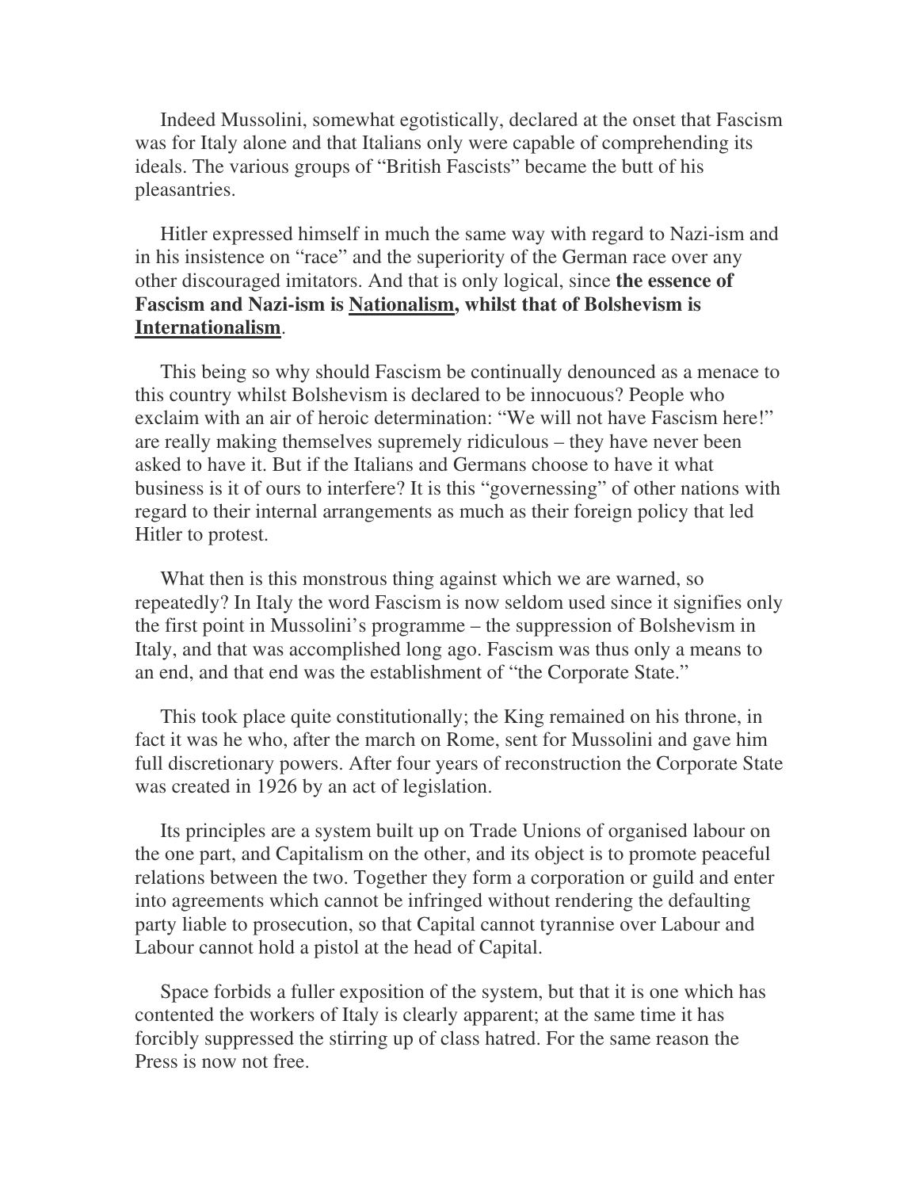Indeed Mussolini, somewhat egotistically, declared at the onset that Fascism was for Italy alone and that Italians only were capable of comprehending its ideals. The various groups of "British Fascists" became the butt of his pleasantries.

Hitler expressed himself in much the same way with regard to Nazi-ism and in his insistence on "race" and the superiority of the German race over any other discouraged imitators. And that is only logical, since **the essence of Fascism and Nazi-ism is <u>Nationalism</u>, whilst that of Bolshevism is <u>Internationalism</u>**.

This being so why should Fascism be continually denounced as a menace to this country whilst Bolshevism is declared to be innocuous? People who exclaim with an air of heroic determination: "We will not have Fascism here!" are really making themselves supremely ridiculous – they have never been asked to have it. But if the Italians and Germans choose to have it what business is it of ours to interfere? It is this "governessing" of other nations with regard to their internal arrangements as much as their foreign policy that led Hitler to protest.

What then is this monstrous thing against which we are warned, so repeatedly? In Italy the word Fascism is now seldom used since it signifies only the first point in Mussolini's programme – the suppression of Bolshevism in Italy, and that was accomplished long ago. Fascism was thus only a means to an end, and that end was the establishment of "the Corporate State."

This took place quite constitutionally; the King remained on his throne, in fact it was he who, after the march on Rome, sent for Mussolini and gave him full discretionary powers. After four years of reconstruction the Corporate State was created in 1926 by an act of legislation.

Its principles are a system built up on Trade Unions of organised labour on the one part, and Capitalism on the other, and its object is to promote peaceful relations between the two. Together they form a corporation or guild and enter into agreements which cannot be infringed without rendering the defaulting party liable to prosecution, so that Capital cannot tyrannise over Labour and Labour cannot hold a pistol at the head of Capital.

Space forbids a fuller exposition of the system, but that it is one which has contented the workers of Italy is clearly apparent; at the same time it has forcibly suppressed the stirring up of class hatred. For the same reason the Press is now not free.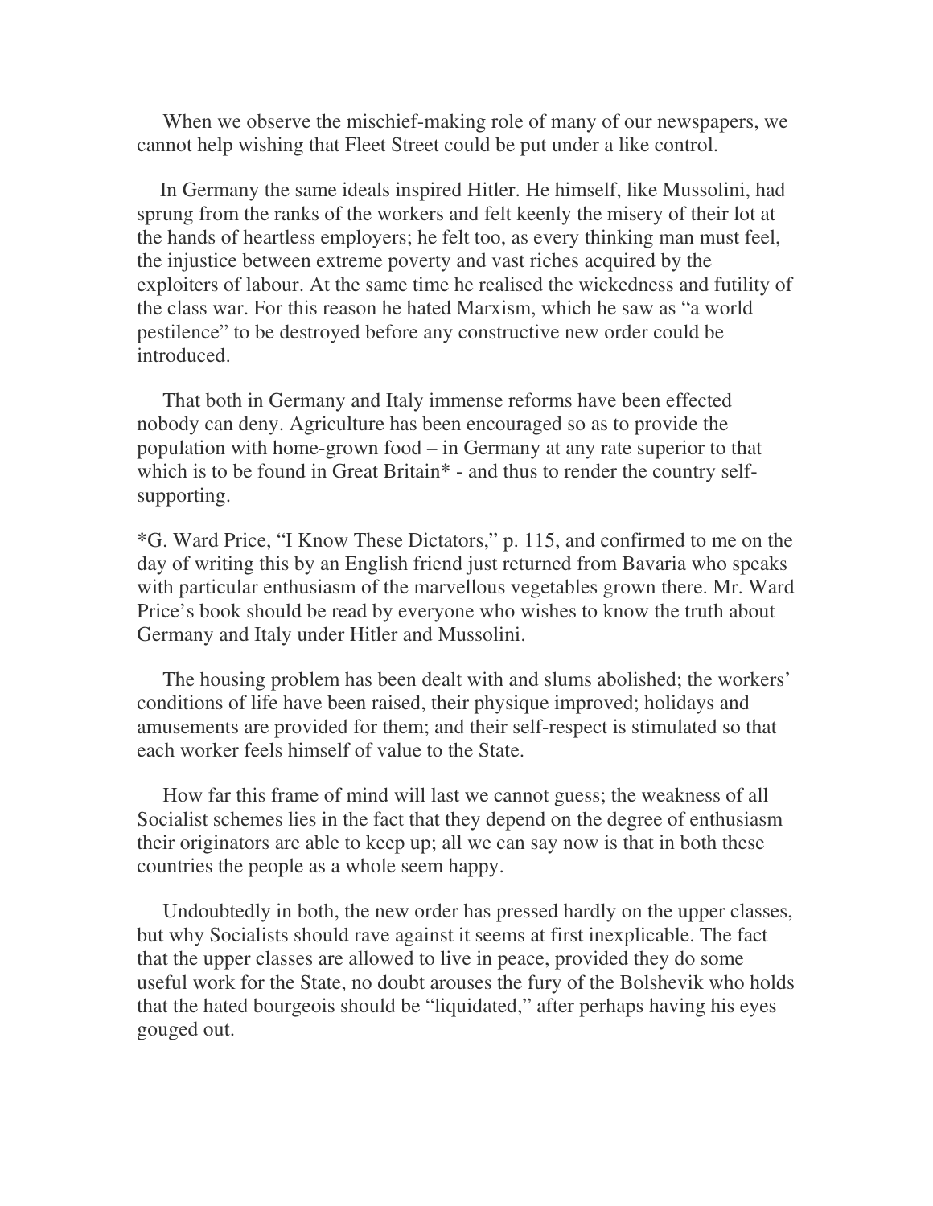When we observe the mischief-making role of many of our newspapers, we cannot help wishing that Fleet Street could be put under a like control.

In Germany the same ideals inspired Hitler. He himself, like Mussolini, had sprung from the ranks of the workers and felt keenly the misery of their lot at the hands of heartless employers; he felt too, as every thinking man must feel, the injustice between extreme poverty and vast riches acquired by the exploiters of labour. At the same time he realised the wickedness and futility of the class war. For this reason he hated Marxism, which he saw as "a world pestilence" to be destroyed before any constructive new order could be introduced.

That both in Germany and Italy immense reforms have been effected nobody can deny. Agriculture has been encouraged so as to provide the population with home-grown food – in Germany at any rate superior to that which is to be found in Great Britain* - and thus to render the country self-supporting.

*G. Ward Price, "I Know These Dictators," p. 115, and confirmed to me on the day of writing this by an English friend just returned from Bavaria who speaks with particular enthusiasm of the marvellous vegetables grown there. Mr. Ward Price's book should be read by everyone who wishes to know the truth about Germany and Italy under Hitler and Mussolini.

The housing problem has been dealt with and slums abolished; the workers' conditions of life have been raised, their physique improved; holidays and amusements are provided for them; and their self-respect is stimulated so that each worker feels himself of value to the State.

How far this frame of mind will last we cannot guess; the weakness of all Socialist schemes lies in the fact that they depend on the degree of enthusiasm their originators are able to keep up; all we can say now is that in both these countries the people as a whole seem happy.

Undoubtedly in both, the new order has pressed hardly on the upper classes, but why Socialists should rave against it seems at first inexplicable. The fact that the upper classes are allowed to live in peace, provided they do some useful work for the State, no doubt arouses the fury of the Bolshevik who holds that the hated bourgeois should be "liquidated," after perhaps having his eyes gouged out.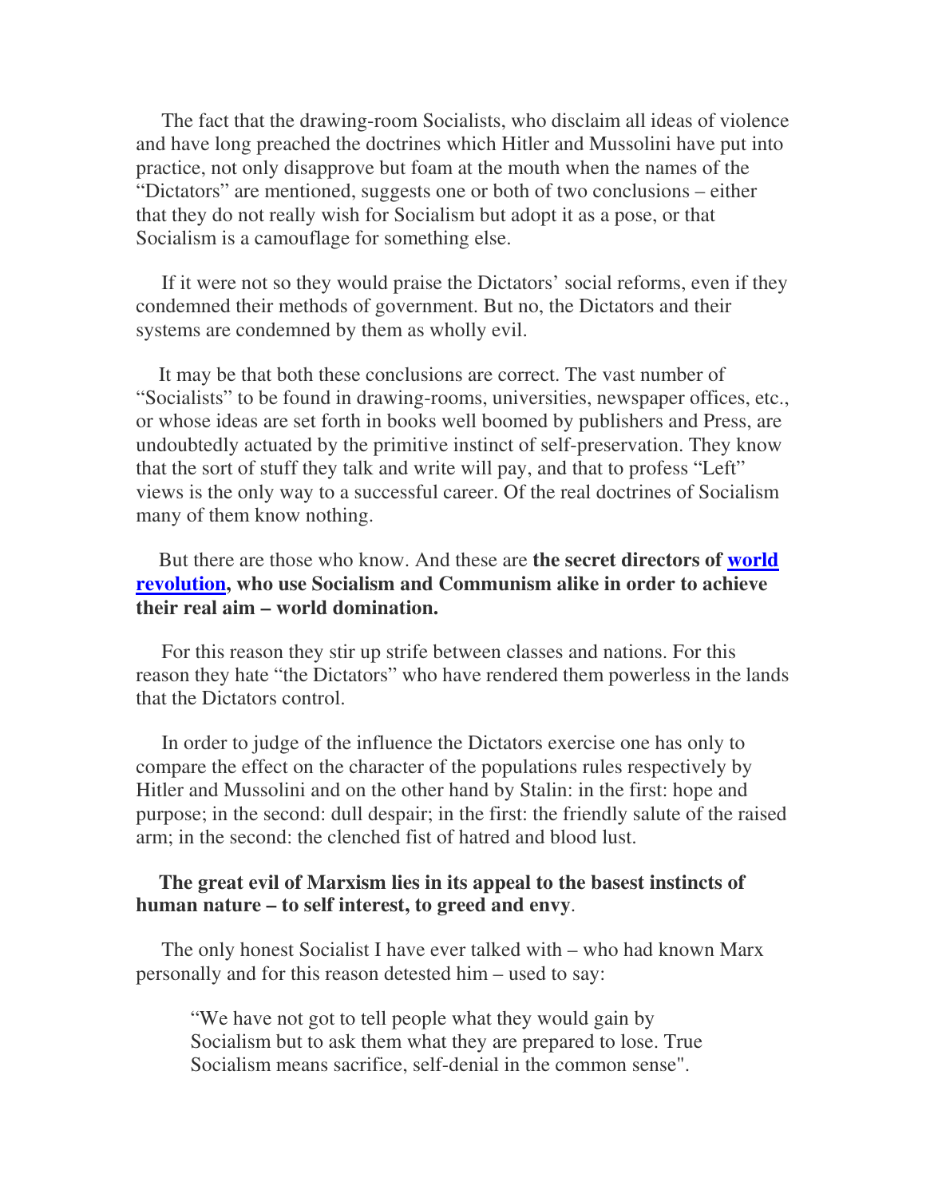The fact that the drawing-room Socialists, who disclaim all ideas of violence and have long preached the doctrines which Hitler and Mussolini have put into practice, not only disapprove but foam at the mouth when the names of the "Dictators" are mentioned, suggests one or both of two conclusions – either that they do not really wish for Socialism but adopt it as a pose, or that Socialism is a camouflage for something else.

If it were not so they would praise the Dictators' social reforms, even if they condemned their methods of government. But no, the Dictators and their systems are condemned by them as wholly evil.

It may be that both these conclusions are correct. The vast number of "Socialists" to be found in drawing-rooms, universities, newspaper offices, etc., or whose ideas are set forth in books well boomed by publishers and Press, are undoubtedly actuated by the primitive instinct of self-preservation. They know that the sort of stuff they talk and write will pay, and that to profess "Left" views is the only way to a successful career. Of the real doctrines of Socialism many of them know nothing.

But there are those who know. And these are **the secret directors of world revolution, who use Socialism and Communism alike in order to achieve their real aim – world domination.**

For this reason they stir up strife between classes and nations. For this reason they hate "the Dictators" who have rendered them powerless in the lands that the Dictators control.

In order to judge of the influence the Dictators exercise one has only to compare the effect on the character of the populations rules respectively by Hitler and Mussolini and on the other hand by Stalin: in the first: hope and purpose; in the second: dull despair; in the first: the friendly salute of the raised arm; in the second: the clenched fist of hatred and blood lust.

**The great evil of Marxism lies in its appeal to the basest instincts of human nature – to self interest, to greed and envy**.

The only honest Socialist I have ever talked with – who had known Marx personally and for this reason detested him – used to say:

> "We have not got to tell people what they would gain by Socialism but to ask them what they are prepared to lose. True Socialism means sacrifice, self-denial in the common sense".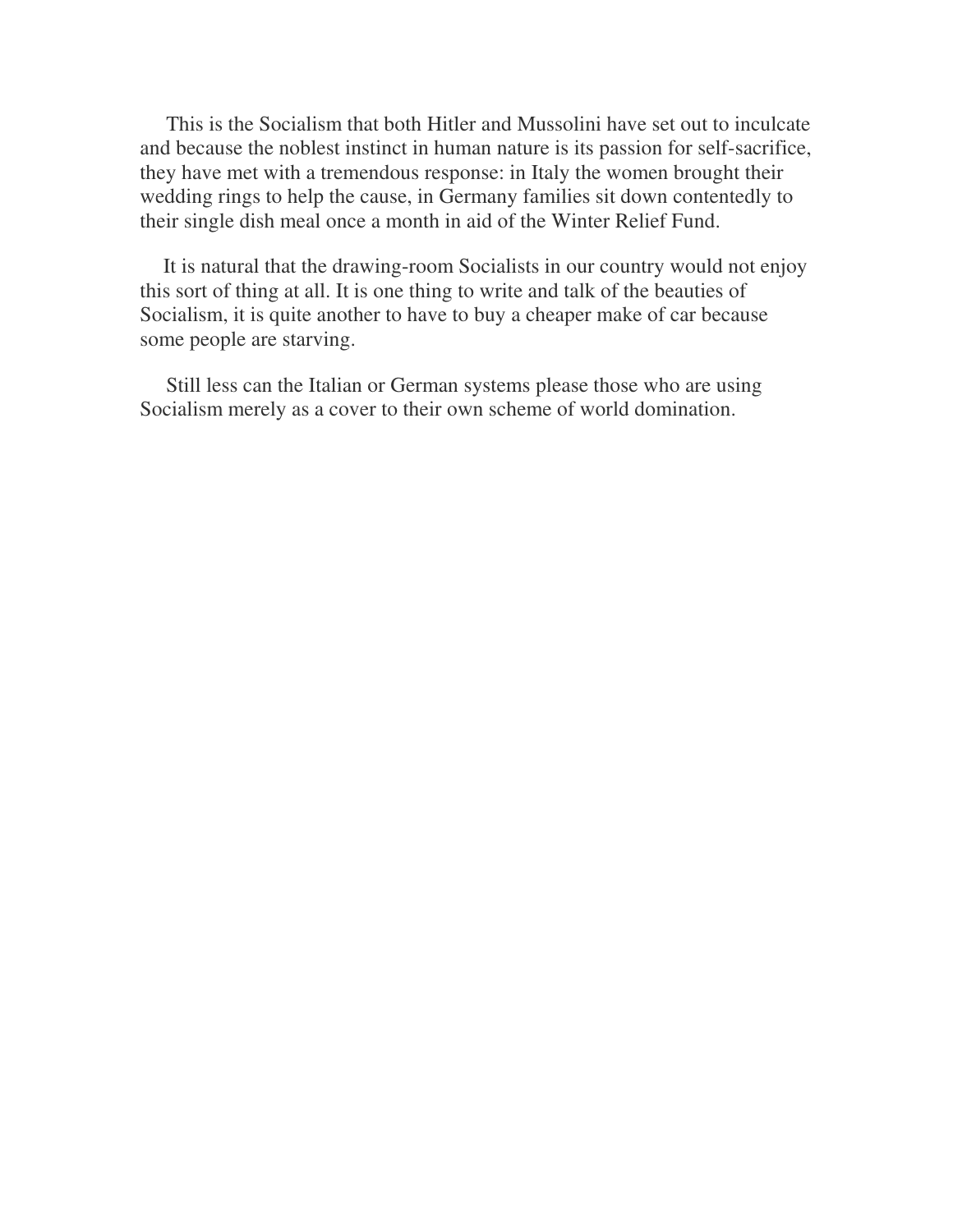This is the Socialism that both Hitler and Mussolini have set out to inculcate and because the noblest instinct in human nature is its passion for self-sacrifice, they have met with a tremendous response: in Italy the women brought their wedding rings to help the cause, in Germany families sit down contentedly to their single dish meal once a month in aid of the Winter Relief Fund.

It is natural that the drawing-room Socialists in our country would not enjoy this sort of thing at all. It is one thing to write and talk of the beauties of Socialism, it is quite another to have to buy a cheaper make of car because some people are starving.

Still less can the Italian or German systems please those who are using Socialism merely as a cover to their own scheme of world domination.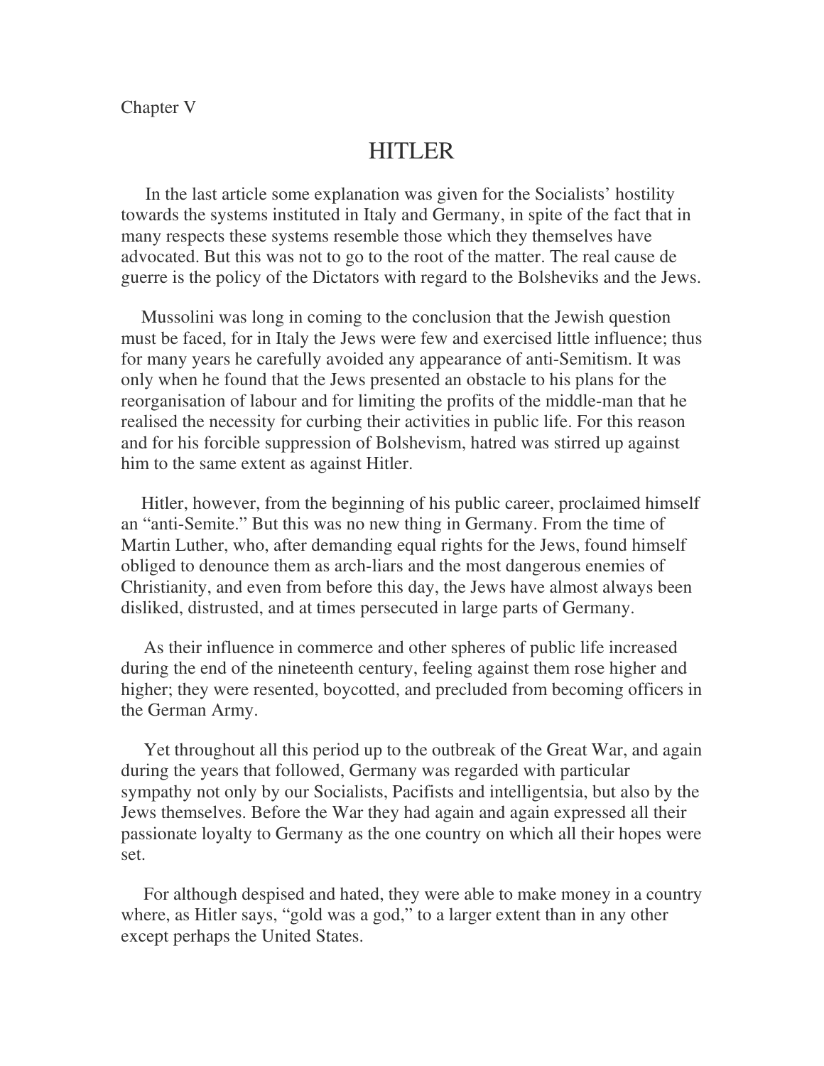Chapter V

# HITLER

In the last article some explanation was given for the Socialists' hostility towards the systems instituted in Italy and Germany, in spite of the fact that in many respects these systems resemble those which they themselves have advocated. But this was not to go to the root of the matter. The real cause de guerre is the policy of the Dictators with regard to the Bolsheviks and the Jews.

Mussolini was long in coming to the conclusion that the Jewish question must be faced, for in Italy the Jews were few and exercised little influence; thus for many years he carefully avoided any appearance of anti-Semitism. It was only when he found that the Jews presented an obstacle to his plans for the reorganisation of labour and for limiting the profits of the middle-man that he realised the necessity for curbing their activities in public life. For this reason and for his forcible suppression of Bolshevism, hatred was stirred up against him to the same extent as against Hitler.

Hitler, however, from the beginning of his public career, proclaimed himself an "anti-Semite." But this was no new thing in Germany. From the time of Martin Luther, who, after demanding equal rights for the Jews, found himself obliged to denounce them as arch-liars and the most dangerous enemies of Christianity, and even from before this day, the Jews have almost always been disliked, distrusted, and at times persecuted in large parts of Germany.

As their influence in commerce and other spheres of public life increased during the end of the nineteenth century, feeling against them rose higher and higher; they were resented, boycotted, and precluded from becoming officers in the German Army.

Yet throughout all this period up to the outbreak of the Great War, and again during the years that followed, Germany was regarded with particular sympathy not only by our Socialists, Pacifists and intelligentsia, but also by the Jews themselves. Before the War they had again and again expressed all their passionate loyalty to Germany as the one country on which all their hopes were set.

For although despised and hated, they were able to make money in a country where, as Hitler says, "gold was a god," to a larger extent than in any other except perhaps the United States.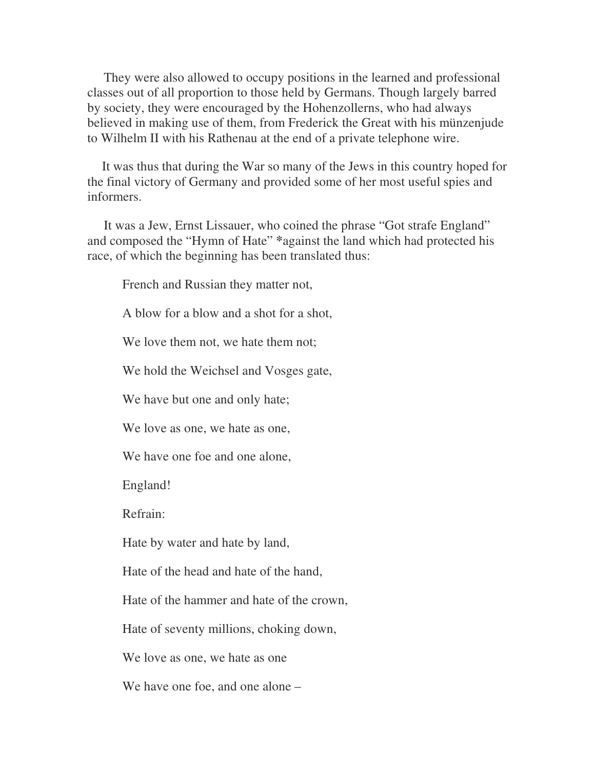They were also allowed to occupy positions in the learned and professional classes out of all proportion to those held by Germans. Though largely barred by society, they were encouraged by the Hohenzollerns, who had always believed in making use of them, from Frederick the Great with his münzenjude to Wilhelm II with his Rathenau at the end of a private telephone wire.

It was thus that during the War so many of the Jews in this country hoped for the final victory of Germany and provided some of her most useful spies and informers.

It was a Jew, Ernst Lissauer, who coined the phrase "Got strafe England" and composed the "Hymn of Hate" *against the land which had protected his race, of which the beginning has been translated thus:

French and Russian they matter not,

A blow for a blow and a shot for a shot,

We love them not, we hate them not;

We hold the Weichsel and Vosges gate,

We have but one and only hate;

We love as one, we hate as one,

We have one foe and one alone,

England!

Refrain:

Hate by water and hate by land,

Hate of the head and hate of the hand,

Hate of the hammer and hate of the crown,

Hate of seventy millions, choking down,

We love as one, we hate as one

We have one foe, and one alone –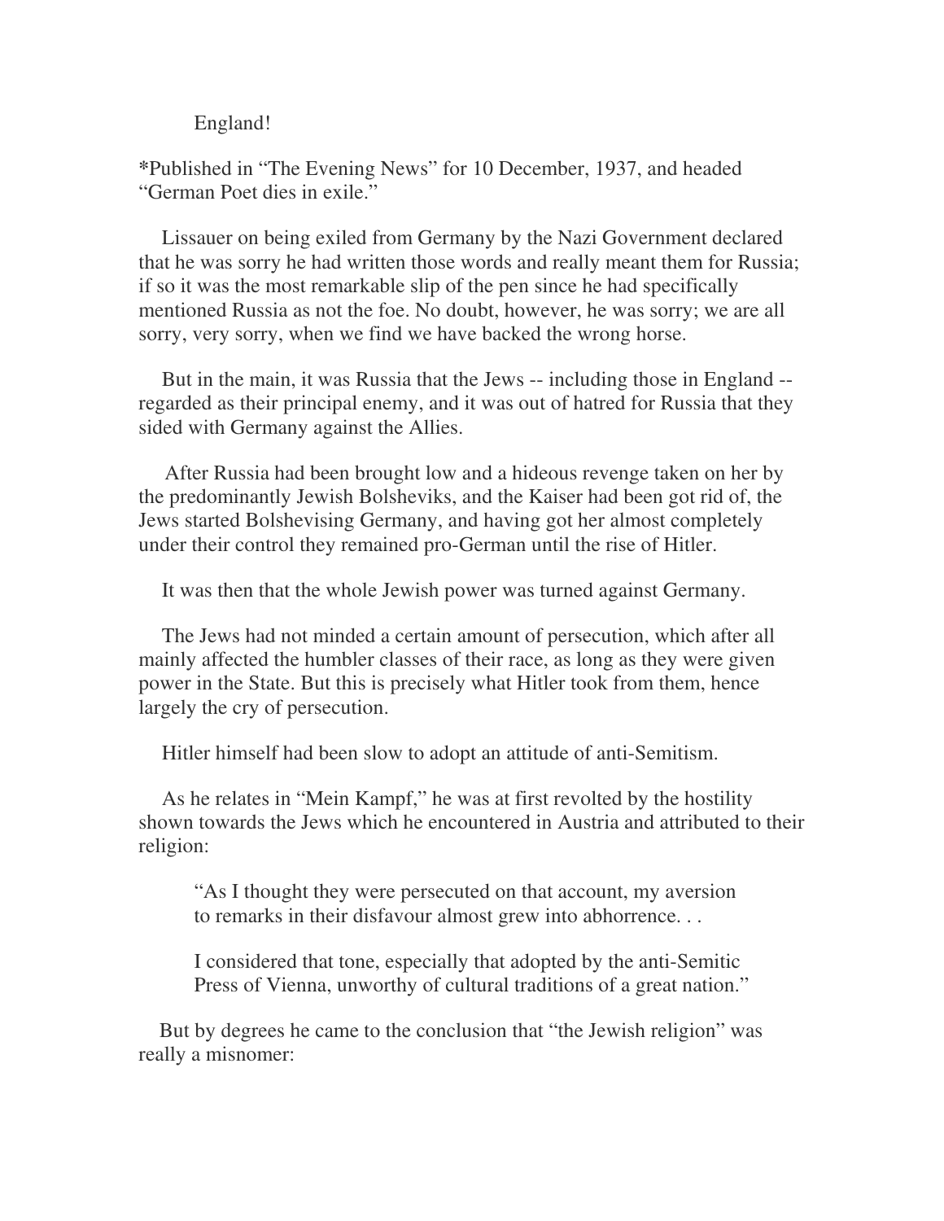England!

*Published in "The Evening News" for 10 December, 1937, and headed "German Poet dies in exile."

Lissauer on being exiled from Germany by the Nazi Government declared that he was sorry he had written those words and really meant them for Russia; if so it was the most remarkable slip of the pen since he had specifically mentioned Russia as not the foe. No doubt, however, he was sorry; we are all sorry, very sorry, when we find we have backed the wrong horse.

But in the main, it was Russia that the Jews -- including those in England -- regarded as their principal enemy, and it was out of hatred for Russia that they sided with Germany against the Allies.

After Russia had been brought low and a hideous revenge taken on her by the predominantly Jewish Bolsheviks, and the Kaiser had been got rid of, the Jews started Bolshevising Germany, and having got her almost completely under their control they remained pro-German until the rise of Hitler.

It was then that the whole Jewish power was turned against Germany.

The Jews had not minded a certain amount of persecution, which after all mainly affected the humbler classes of their race, as long as they were given power in the State. But this is precisely what Hitler took from them, hence largely the cry of persecution.

Hitler himself had been slow to adopt an attitude of anti-Semitism.

As he relates in "Mein Kampf," he was at first revolted by the hostility shown towards the Jews which he encountered in Austria and attributed to their religion:

> "As I thought they were persecuted on that account, my aversion to remarks in their disfavour almost grew into abhorrence. . .
>
> I considered that tone, especially that adopted by the anti-Semitic Press of Vienna, unworthy of cultural traditions of a great nation."

But by degrees he came to the conclusion that "the Jewish religion" was really a misnomer: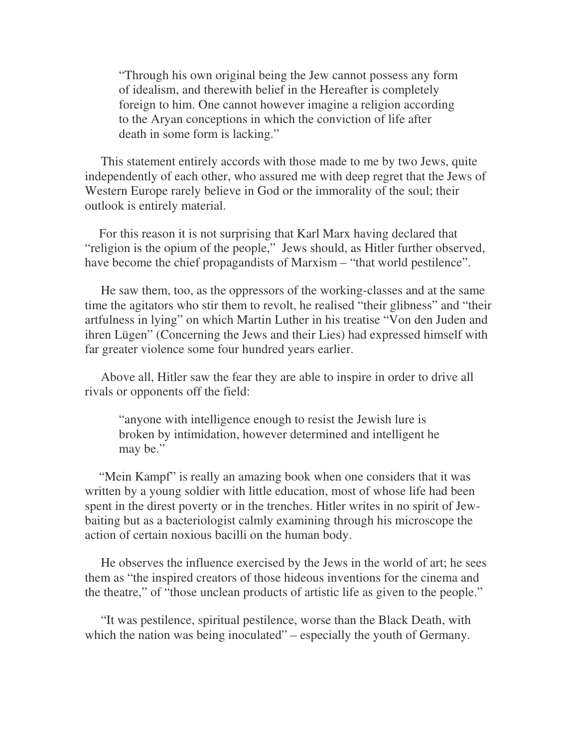> "Through his own original being the Jew cannot possess any form of idealism, and therewith belief in the Hereafter is completely foreign to him. One cannot however imagine a religion according to the Aryan conceptions in which the conviction of life after death in some form is lacking."

This statement entirely accords with those made to me by two Jews, quite independently of each other, who assured me with deep regret that the Jews of Western Europe rarely believe in God or the immorality of the soul; their outlook is entirely material.

For this reason it is not surprising that Karl Marx having declared that "religion is the opium of the people," Jews should, as Hitler further observed, have become the chief propagandists of Marxism – "that world pestilence".

He saw them, too, as the oppressors of the working-classes and at the same time the agitators who stir them to revolt, he realised "their glibness" and "their artfulness in lying" on which Martin Luther in his treatise "Von den Juden and ihren Lügen" (Concerning the Jews and their Lies) had expressed himself with far greater violence some four hundred years earlier.

Above all, Hitler saw the fear they are able to inspire in order to drive all rivals or opponents off the field:

> "anyone with intelligence enough to resist the Jewish lure is broken by intimidation, however determined and intelligent he may be."

"Mein Kampf" is really an amazing book when one considers that it was written by a young soldier with little education, most of whose life had been spent in the direst poverty or in the trenches. Hitler writes in no spirit of Jew-baiting but as a bacteriologist calmly examining through his microscope the action of certain noxious bacilli on the human body.

He observes the influence exercised by the Jews in the world of art; he sees them as "the inspired creators of those hideous inventions for the cinema and the theatre," of "those unclean products of artistic life as given to the people."

"It was pestilence, spiritual pestilence, worse than the Black Death, with which the nation was being inoculated" – especially the youth of Germany.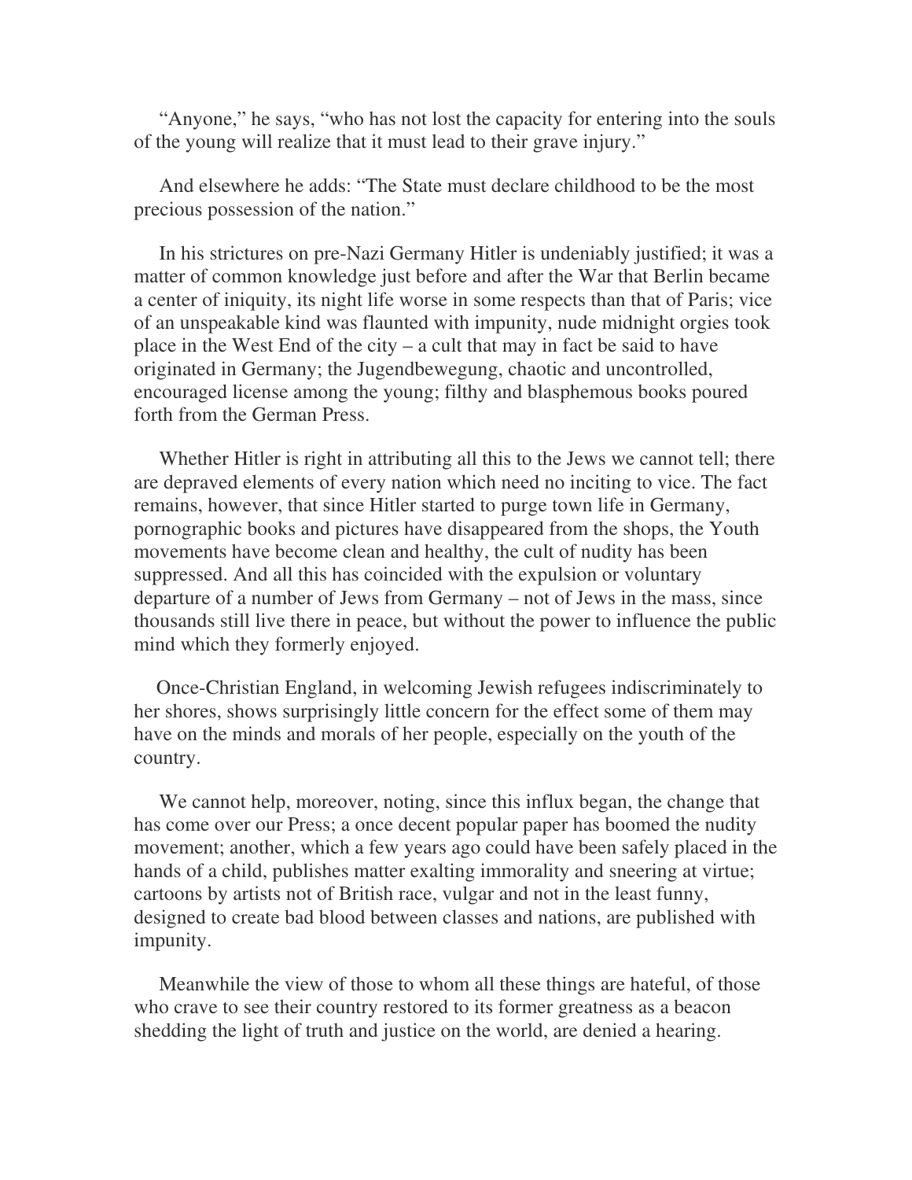"Anyone," he says, "who has not lost the capacity for entering into the souls of the young will realize that it must lead to their grave injury."

And elsewhere he adds: "The State must declare childhood to be the most precious possession of the nation."

In his strictures on pre-Nazi Germany Hitler is undeniably justified; it was a matter of common knowledge just before and after the War that Berlin became a center of iniquity, its night life worse in some respects than that of Paris; vice of an unspeakable kind was flaunted with impunity, nude midnight orgies took place in the West End of the city – a cult that may in fact be said to have originated in Germany; the Jugendbewegung, chaotic and uncontrolled, encouraged license among the young; filthy and blasphemous books poured forth from the German Press.

Whether Hitler is right in attributing all this to the Jews we cannot tell; there are depraved elements of every nation which need no inciting to vice. The fact remains, however, that since Hitler started to purge town life in Germany, pornographic books and pictures have disappeared from the shops, the Youth movements have become clean and healthy, the cult of nudity has been suppressed. And all this has coincided with the expulsion or voluntary departure of a number of Jews from Germany – not of Jews in the mass, since thousands still live there in peace, but without the power to influence the public mind which they formerly enjoyed.

Once-Christian England, in welcoming Jewish refugees indiscriminately to her shores, shows surprisingly little concern for the effect some of them may have on the minds and morals of her people, especially on the youth of the country.

We cannot help, moreover, noting, since this influx began, the change that has come over our Press; a once decent popular paper has boomed the nudity movement; another, which a few years ago could have been safely placed in the hands of a child, publishes matter exalting immorality and sneering at virtue; cartoons by artists not of British race, vulgar and not in the least funny, designed to create bad blood between classes and nations, are published with impunity.

Meanwhile the view of those to whom all these things are hateful, of those who crave to see their country restored to its former greatness as a beacon shedding the light of truth and justice on the world, are denied a hearing.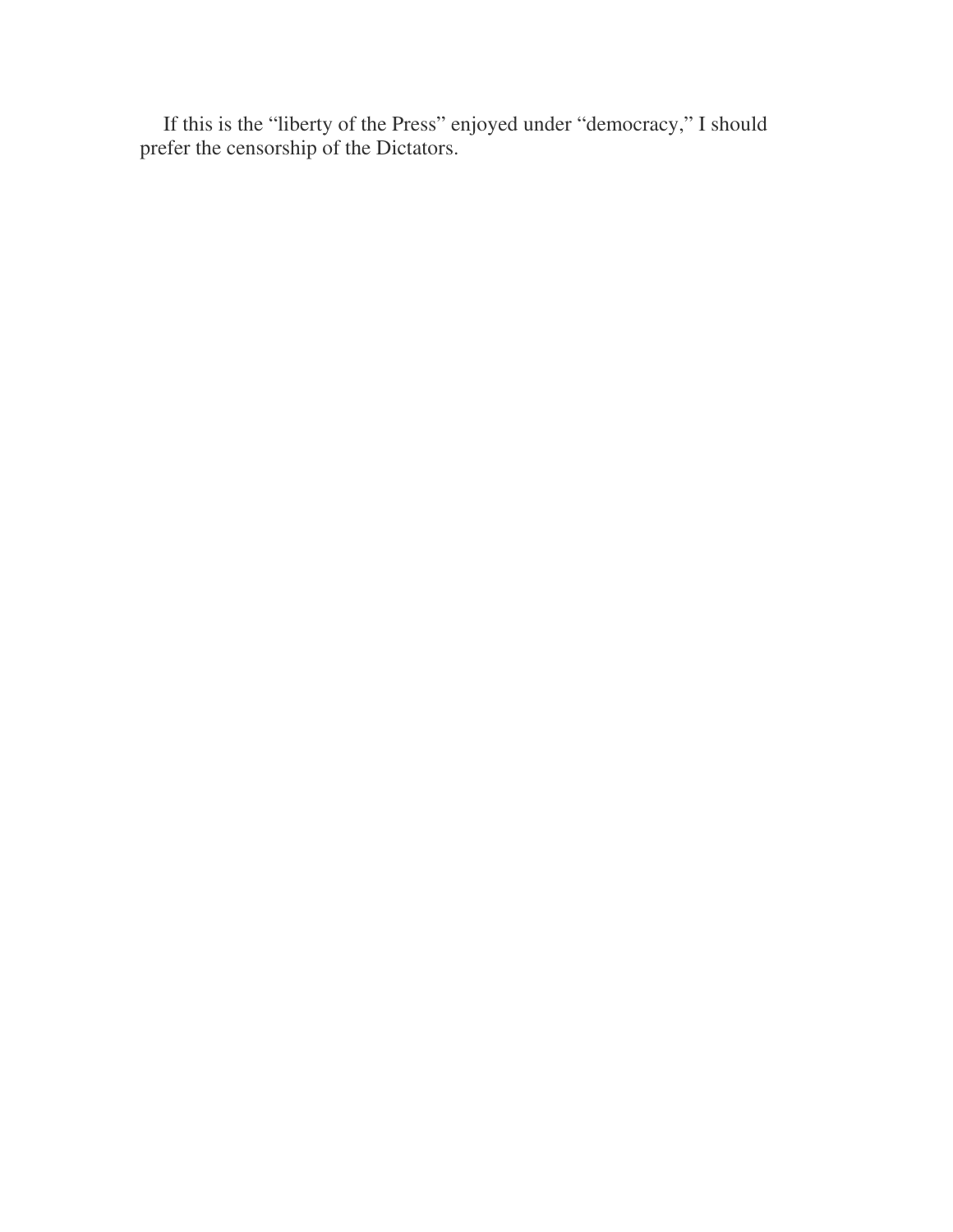If this is the “liberty of the Press” enjoyed under “democracy,” I should prefer the censorship of the Dictators.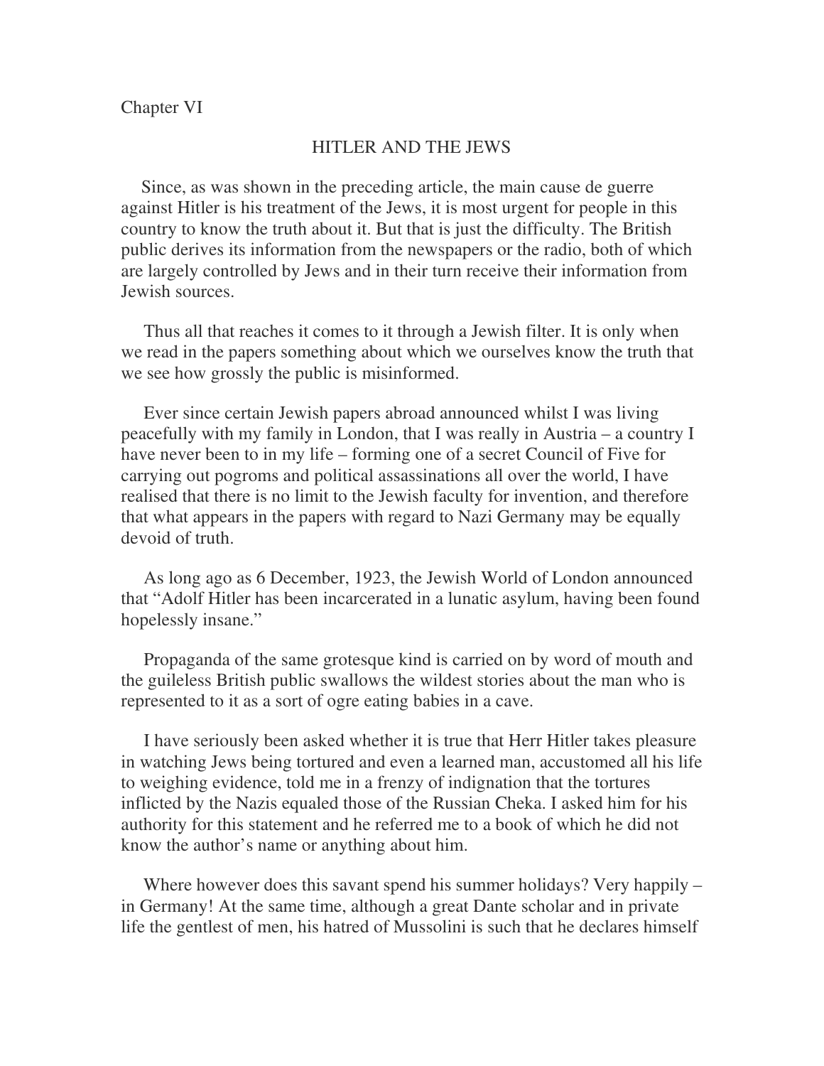Chapter VI

## HITLER AND THE JEWS

Since, as was shown in the preceding article, the main cause de guerre against Hitler is his treatment of the Jews, it is most urgent for people in this country to know the truth about it. But that is just the difficulty. The British public derives its information from the newspapers or the radio, both of which are largely controlled by Jews and in their turn receive their information from Jewish sources.

Thus all that reaches it comes to it through a Jewish filter. It is only when we read in the papers something about which we ourselves know the truth that we see how grossly the public is misinformed.

Ever since certain Jewish papers abroad announced whilst I was living peacefully with my family in London, that I was really in Austria – a country I have never been to in my life – forming one of a secret Council of Five for carrying out pogroms and political assassinations all over the world, I have realised that there is no limit to the Jewish faculty for invention, and therefore that what appears in the papers with regard to Nazi Germany may be equally devoid of truth.

As long ago as 6 December, 1923, the Jewish World of London announced that "Adolf Hitler has been incarcerated in a lunatic asylum, having been found hopelessly insane."

Propaganda of the same grotesque kind is carried on by word of mouth and the guileless British public swallows the wildest stories about the man who is represented to it as a sort of ogre eating babies in a cave.

I have seriously been asked whether it is true that Herr Hitler takes pleasure in watching Jews being tortured and even a learned man, accustomed all his life to weighing evidence, told me in a frenzy of indignation that the tortures inflicted by the Nazis equaled those of the Russian Cheka. I asked him for his authority for this statement and he referred me to a book of which he did not know the author's name or anything about him.

Where however does this savant spend his summer holidays? Very happily – in Germany! At the same time, although a great Dante scholar and in private life the gentlest of men, his hatred of Mussolini is such that he declares himself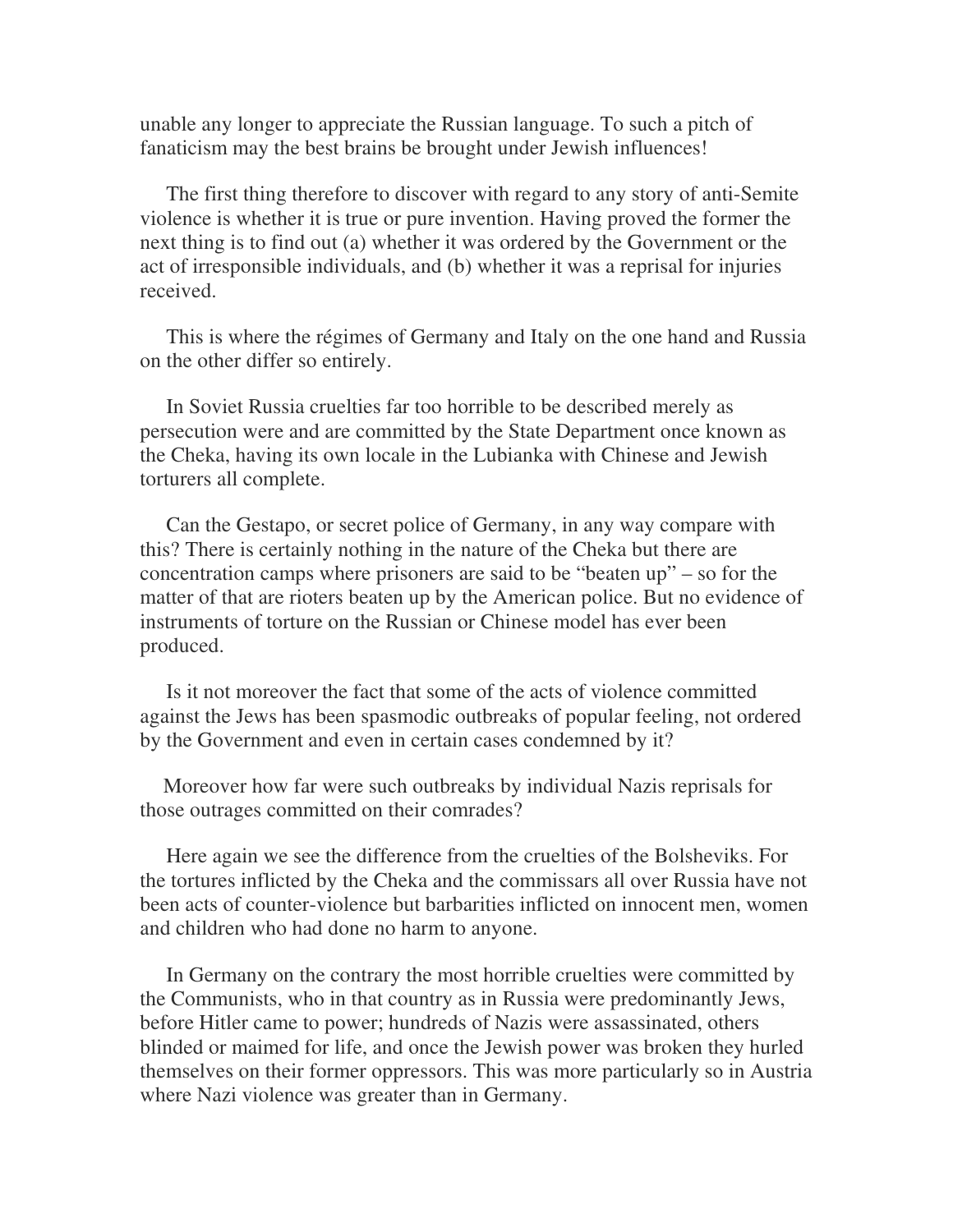unable any longer to appreciate the Russian language. To such a pitch of fanaticism may the best brains be brought under Jewish influences!

The first thing therefore to discover with regard to any story of anti-Semite violence is whether it is true or pure invention. Having proved the former the next thing is to find out (a) whether it was ordered by the Government or the act of irresponsible individuals, and (b) whether it was a reprisal for injuries received.

This is where the régimes of Germany and Italy on the one hand and Russia on the other differ so entirely.

In Soviet Russia cruelties far too horrible to be described merely as persecution were and are committed by the State Department once known as the Cheka, having its own locale in the Lubianka with Chinese and Jewish torturers all complete.

Can the Gestapo, or secret police of Germany, in any way compare with this? There is certainly nothing in the nature of the Cheka but there are concentration camps where prisoners are said to be "beaten up" – so for the matter of that are rioters beaten up by the American police. But no evidence of instruments of torture on the Russian or Chinese model has ever been produced.

Is it not moreover the fact that some of the acts of violence committed against the Jews has been spasmodic outbreaks of popular feeling, not ordered by the Government and even in certain cases condemned by it?

Moreover how far were such outbreaks by individual Nazis reprisals for those outrages committed on their comrades?

Here again we see the difference from the cruelties of the Bolsheviks. For the tortures inflicted by the Cheka and the commissars all over Russia have not been acts of counter-violence but barbarities inflicted on innocent men, women and children who had done no harm to anyone.

In Germany on the contrary the most horrible cruelties were committed by the Communists, who in that country as in Russia were predominantly Jews, before Hitler came to power; hundreds of Nazis were assassinated, others blinded or maimed for life, and once the Jewish power was broken they hurled themselves on their former oppressors. This was more particularly so in Austria where Nazi violence was greater than in Germany.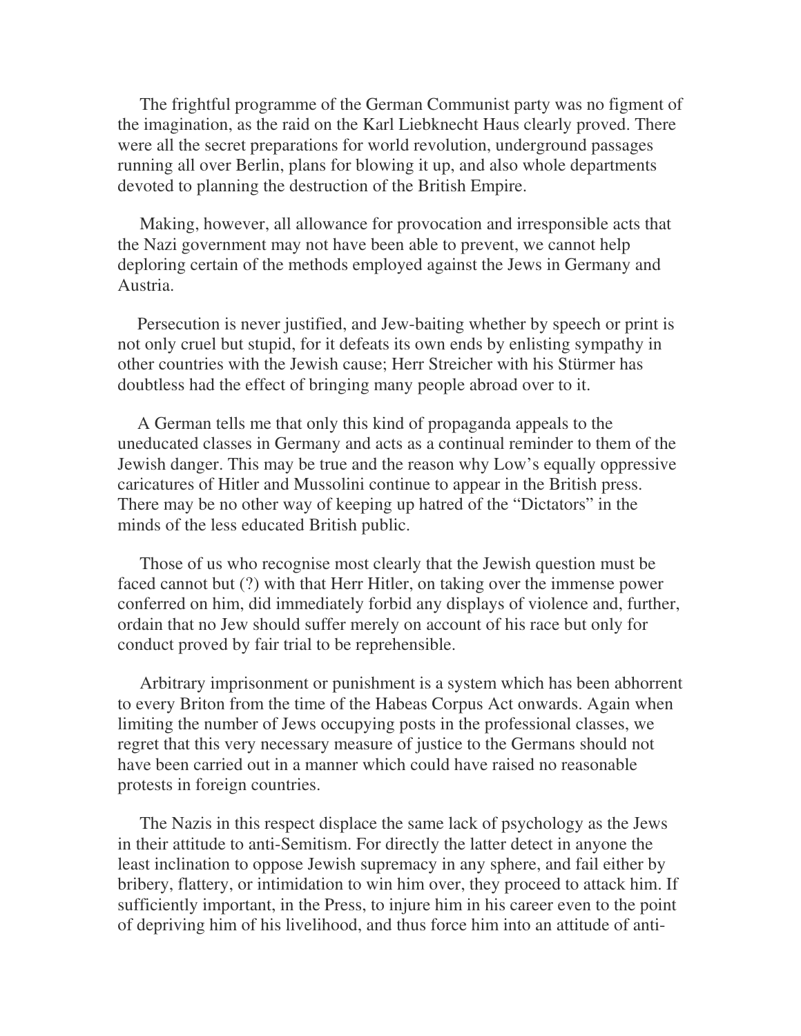The frightful programme of the German Communist party was no figment of the imagination, as the raid on the Karl Liebknecht Haus clearly proved. There were all the secret preparations for world revolution, underground passages running all over Berlin, plans for blowing it up, and also whole departments devoted to planning the destruction of the British Empire.

Making, however, all allowance for provocation and irresponsible acts that the Nazi government may not have been able to prevent, we cannot help deploring certain of the methods employed against the Jews in Germany and Austria.

Persecution is never justified, and Jew-baiting whether by speech or print is not only cruel but stupid, for it defeats its own ends by enlisting sympathy in other countries with the Jewish cause; Herr Streicher with his Stürmer has doubtless had the effect of bringing many people abroad over to it.

A German tells me that only this kind of propaganda appeals to the uneducated classes in Germany and acts as a continual reminder to them of the Jewish danger. This may be true and the reason why Low's equally oppressive caricatures of Hitler and Mussolini continue to appear in the British press. There may be no other way of keeping up hatred of the "Dictators" in the minds of the less educated British public.

Those of us who recognise most clearly that the Jewish question must be faced cannot but (?) with that Herr Hitler, on taking over the immense power conferred on him, did immediately forbid any displays of violence and, further, ordain that no Jew should suffer merely on account of his race but only for conduct proved by fair trial to be reprehensible.

Arbitrary imprisonment or punishment is a system which has been abhorrent to every Briton from the time of the Habeas Corpus Act onwards. Again when limiting the number of Jews occupying posts in the professional classes, we regret that this very necessary measure of justice to the Germans should not have been carried out in a manner which could have raised no reasonable protests in foreign countries.

The Nazis in this respect displace the same lack of psychology as the Jews in their attitude to anti-Semitism. For directly the latter detect in anyone the least inclination to oppose Jewish supremacy in any sphere, and fail either by bribery, flattery, or intimidation to win him over, they proceed to attack him. If sufficiently important, in the Press, to injure him in his career even to the point of depriving him of his livelihood, and thus force him into an attitude of anti-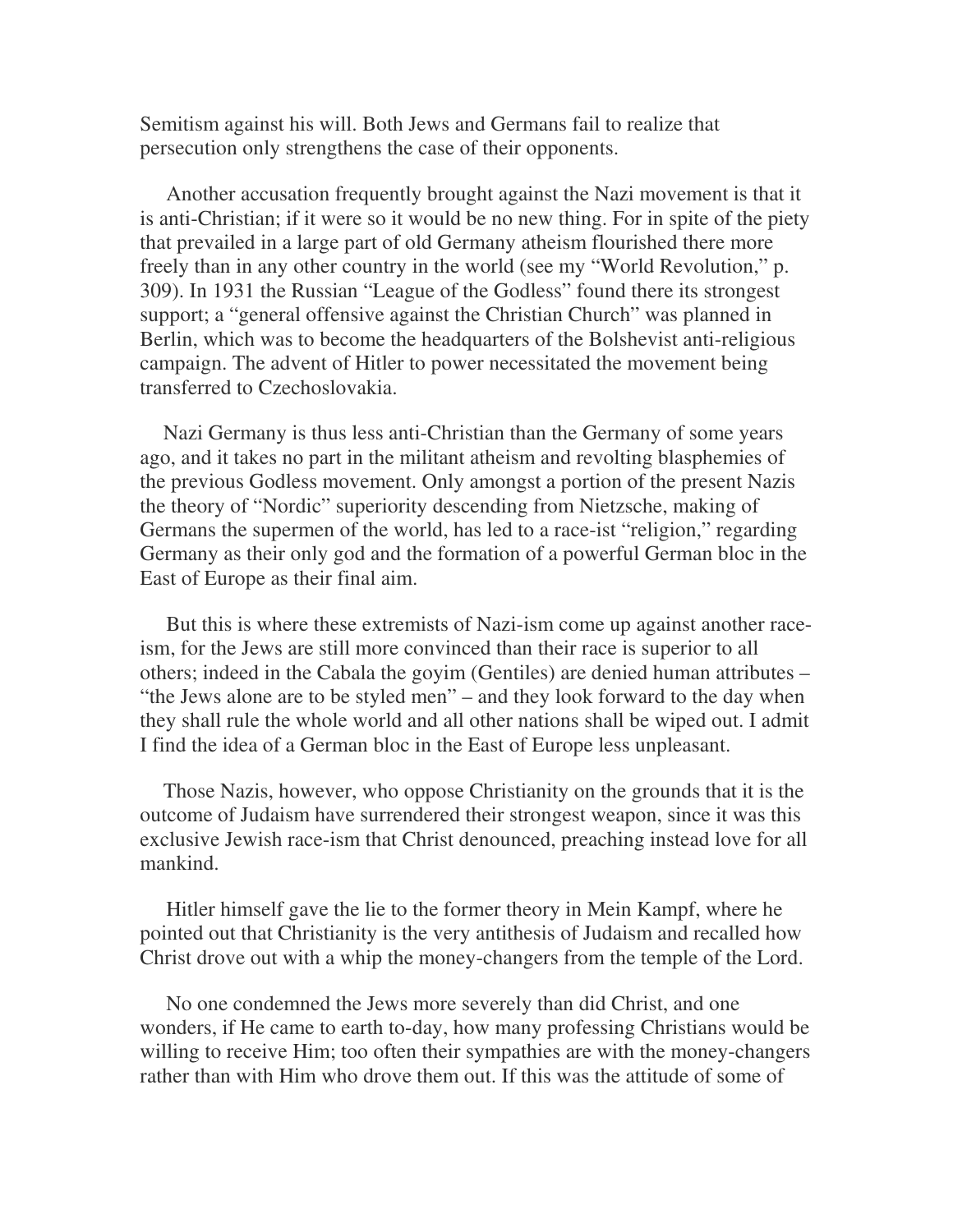Semitism against his will. Both Jews and Germans fail to realize that persecution only strengthens the case of their opponents.

Another accusation frequently brought against the Nazi movement is that it is anti-Christian; if it were so it would be no new thing. For in spite of the piety that prevailed in a large part of old Germany atheism flourished there more freely than in any other country in the world (see my "World Revolution," p. 309). In 1931 the Russian "League of the Godless" found there its strongest support; a "general offensive against the Christian Church" was planned in Berlin, which was to become the headquarters of the Bolshevist anti-religious campaign. The advent of Hitler to power necessitated the movement being transferred to Czechoslovakia.

Nazi Germany is thus less anti-Christian than the Germany of some years ago, and it takes no part in the militant atheism and revolting blasphemies of the previous Godless movement. Only amongst a portion of the present Nazis the theory of "Nordic" superiority descending from Nietzsche, making of Germans the supermen of the world, has led to a race-ist "religion," regarding Germany as their only god and the formation of a powerful German bloc in the East of Europe as their final aim.

But this is where these extremists of Nazi-ism come up against another race-ism, for the Jews are still more convinced than their race is superior to all others; indeed in the Cabala the goyim (Gentiles) are denied human attributes – "the Jews alone are to be styled men" – and they look forward to the day when they shall rule the whole world and all other nations shall be wiped out. I admit I find the idea of a German bloc in the East of Europe less unpleasant.

Those Nazis, however, who oppose Christianity on the grounds that it is the outcome of Judaism have surrendered their strongest weapon, since it was this exclusive Jewish race-ism that Christ denounced, preaching instead love for all mankind.

Hitler himself gave the lie to the former theory in Mein Kampf, where he pointed out that Christianity is the very antithesis of Judaism and recalled how Christ drove out with a whip the money-changers from the temple of the Lord.

No one condemned the Jews more severely than did Christ, and one wonders, if He came to earth to-day, how many professing Christians would be willing to receive Him; too often their sympathies are with the money-changers rather than with Him who drove them out. If this was the attitude of some of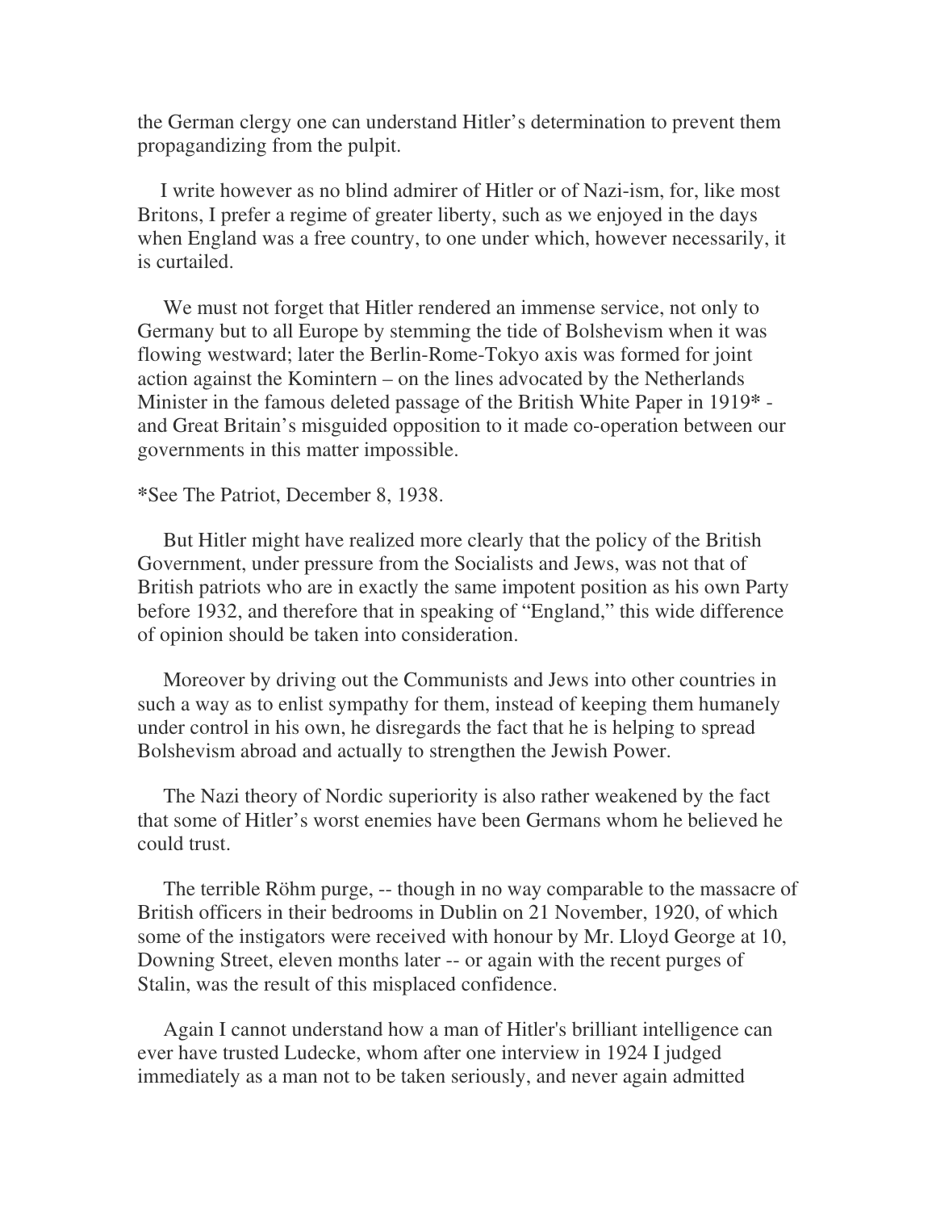the German clergy one can understand Hitler's determination to prevent them propagandizing from the pulpit.

I write however as no blind admirer of Hitler or of Nazi-ism, for, like most Britons, I prefer a regime of greater liberty, such as we enjoyed in the days when England was a free country, to one under which, however necessarily, it is curtailed.

We must not forget that Hitler rendered an immense service, not only to Germany but to all Europe by stemming the tide of Bolshevism when it was flowing westward; later the Berlin-Rome-Tokyo axis was formed for joint action against the Komintern – on the lines advocated by the Netherlands Minister in the famous deleted passage of the British White Paper in 1919* - and Great Britain's misguided opposition to it made co-operation between our governments in this matter impossible.

*See The Patriot, December 8, 1938.

But Hitler might have realized more clearly that the policy of the British Government, under pressure from the Socialists and Jews, was not that of British patriots who are in exactly the same impotent position as his own Party before 1932, and therefore that in speaking of "England," this wide difference of opinion should be taken into consideration.

Moreover by driving out the Communists and Jews into other countries in such a way as to enlist sympathy for them, instead of keeping them humanely under control in his own, he disregards the fact that he is helping to spread Bolshevism abroad and actually to strengthen the Jewish Power.

The Nazi theory of Nordic superiority is also rather weakened by the fact that some of Hitler's worst enemies have been Germans whom he believed he could trust.

The terrible Röhm purge, -- though in no way comparable to the massacre of British officers in their bedrooms in Dublin on 21 November, 1920, of which some of the instigators were received with honour by Mr. Lloyd George at 10, Downing Street, eleven months later -- or again with the recent purges of Stalin, was the result of this misplaced confidence.

Again I cannot understand how a man of Hitler's brilliant intelligence can ever have trusted Ludecke, whom after one interview in 1924 I judged immediately as a man not to be taken seriously, and never again admitted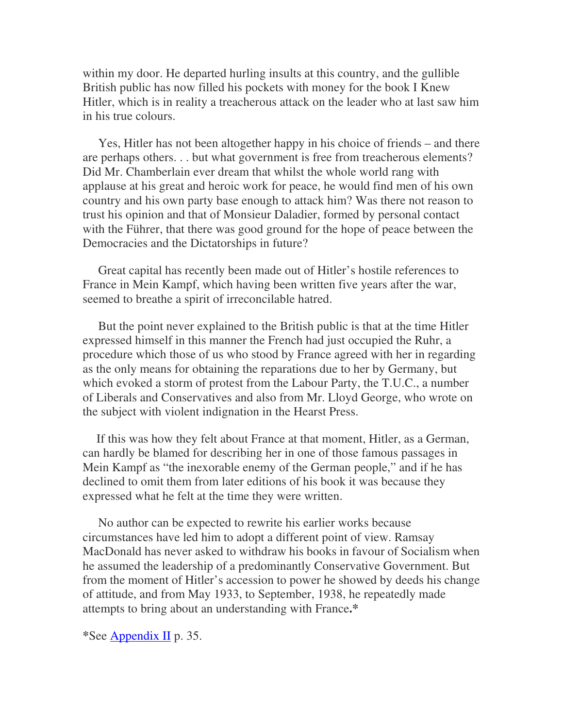within my door. He departed hurling insults at this country, and the gullible British public has now filled his pockets with money for the book I Knew Hitler, which is in reality a treacherous attack on the leader who at last saw him in his true colours.

Yes, Hitler has not been altogether happy in his choice of friends – and there are perhaps others. . . but what government is free from treacherous elements? Did Mr. Chamberlain ever dream that whilst the whole world rang with applause at his great and heroic work for peace, he would find men of his own country and his own party base enough to attack him? Was there not reason to trust his opinion and that of Monsieur Daladier, formed by personal contact with the Führer, that there was good ground for the hope of peace between the Democracies and the Dictatorships in future?

Great capital has recently been made out of Hitler's hostile references to France in Mein Kampf, which having been written five years after the war, seemed to breathe a spirit of irreconcilable hatred.

But the point never explained to the British public is that at the time Hitler expressed himself in this manner the French had just occupied the Ruhr, a procedure which those of us who stood by France agreed with her in regarding as the only means for obtaining the reparations due to her by Germany, but which evoked a storm of protest from the Labour Party, the T.U.C., a number of Liberals and Conservatives and also from Mr. Lloyd George, who wrote on the subject with violent indignation in the Hearst Press.

If this was how they felt about France at that moment, Hitler, as a German, can hardly be blamed for describing her in one of those famous passages in Mein Kampf as "the inexorable enemy of the German people," and if he has declined to omit them from later editions of his book it was because they expressed what he felt at the time they were written.

No author can be expected to rewrite his earlier works because circumstances have led him to adopt a different point of view. Ramsay MacDonald has never asked to withdraw his books in favour of Socialism when he assumed the leadership of a predominantly Conservative Government. But from the moment of Hitler's accession to power he showed by deeds his change of attitude, and from May 1933, to September, 1938, he repeatedly made attempts to bring about an understanding with France.*

*See Appendix II p. 35.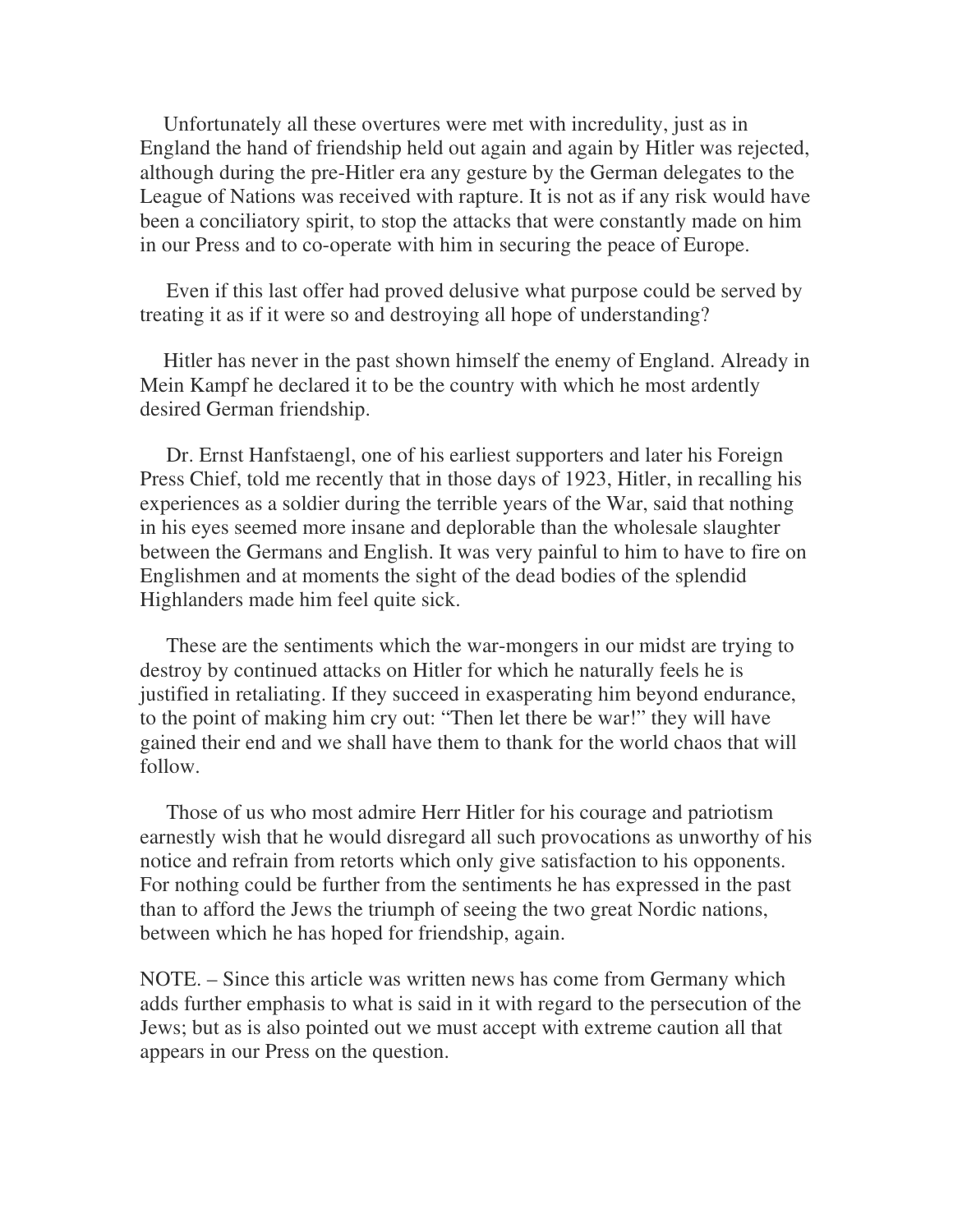Unfortunately all these overtures were met with incredulity, just as in England the hand of friendship held out again and again by Hitler was rejected, although during the pre-Hitler era any gesture by the German delegates to the League of Nations was received with rapture. It is not as if any risk would have been a conciliatory spirit, to stop the attacks that were constantly made on him in our Press and to co-operate with him in securing the peace of Europe.

Even if this last offer had proved delusive what purpose could be served by treating it as if it were so and destroying all hope of understanding?

Hitler has never in the past shown himself the enemy of England. Already in Mein Kampf he declared it to be the country with which he most ardently desired German friendship.

Dr. Ernst Hanfstaengl, one of his earliest supporters and later his Foreign Press Chief, told me recently that in those days of 1923, Hitler, in recalling his experiences as a soldier during the terrible years of the War, said that nothing in his eyes seemed more insane and deplorable than the wholesale slaughter between the Germans and English. It was very painful to him to have to fire on Englishmen and at moments the sight of the dead bodies of the splendid Highlanders made him feel quite sick.

These are the sentiments which the war-mongers in our midst are trying to destroy by continued attacks on Hitler for which he naturally feels he is justified in retaliating. If they succeed in exasperating him beyond endurance, to the point of making him cry out: "Then let there be war!" they will have gained their end and we shall have them to thank for the world chaos that will follow.

Those of us who most admire Herr Hitler for his courage and patriotism earnestly wish that he would disregard all such provocations as unworthy of his notice and refrain from retorts which only give satisfaction to his opponents. For nothing could be further from the sentiments he has expressed in the past than to afford the Jews the triumph of seeing the two great Nordic nations, between which he has hoped for friendship, again.

NOTE. – Since this article was written news has come from Germany which adds further emphasis to what is said in it with regard to the persecution of the Jews; but as is also pointed out we must accept with extreme caution all that appears in our Press on the question.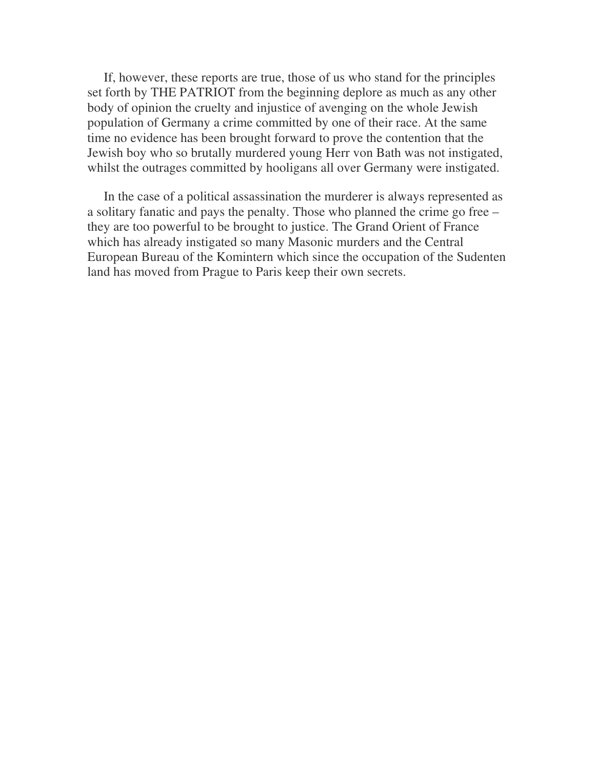If, however, these reports are true, those of us who stand for the principles set forth by THE PATRIOT from the beginning deplore as much as any other body of opinion the cruelty and injustice of avenging on the whole Jewish population of Germany a crime committed by one of their race. At the same time no evidence has been brought forward to prove the contention that the Jewish boy who so brutally murdered young Herr von Bath was not instigated, whilst the outrages committed by hooligans all over Germany were instigated.

In the case of a political assassination the murderer is always represented as a solitary fanatic and pays the penalty. Those who planned the crime go free – they are too powerful to be brought to justice. The Grand Orient of France which has already instigated so many Masonic murders and the Central European Bureau of the Komintern which since the occupation of the Sudenten land has moved from Prague to Paris keep their own secrets.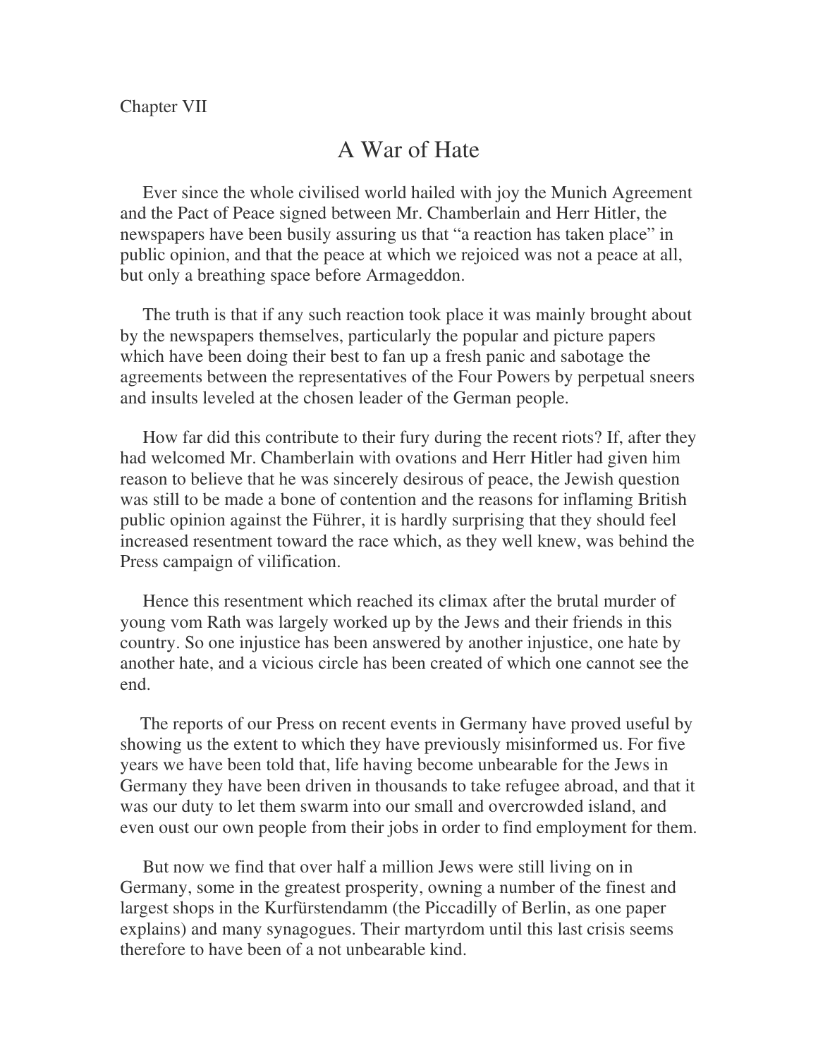Chapter VII

# A War of Hate

Ever since the whole civilised world hailed with joy the Munich Agreement and the Pact of Peace signed between Mr. Chamberlain and Herr Hitler, the newspapers have been busily assuring us that “a reaction has taken place” in public opinion, and that the peace at which we rejoiced was not a peace at all, but only a breathing space before Armageddon.

The truth is that if any such reaction took place it was mainly brought about by the newspapers themselves, particularly the popular and picture papers which have been doing their best to fan up a fresh panic and sabotage the agreements between the representatives of the Four Powers by perpetual sneers and insults leveled at the chosen leader of the German people.

How far did this contribute to their fury during the recent riots? If, after they had welcomed Mr. Chamberlain with ovations and Herr Hitler had given him reason to believe that he was sincerely desirous of peace, the Jewish question was still to be made a bone of contention and the reasons for inflaming British public opinion against the Führer, it is hardly surprising that they should feel increased resentment toward the race which, as they well knew, was behind the Press campaign of vilification.

Hence this resentment which reached its climax after the brutal murder of young vom Rath was largely worked up by the Jews and their friends in this country. So one injustice has been answered by another injustice, one hate by another hate, and a vicious circle has been created of which one cannot see the end.

The reports of our Press on recent events in Germany have proved useful by showing us the extent to which they have previously misinformed us. For five years we have been told that, life having become unbearable for the Jews in Germany they have been driven in thousands to take refugee abroad, and that it was our duty to let them swarm into our small and overcrowded island, and even oust our own people from their jobs in order to find employment for them.

But now we find that over half a million Jews were still living on in Germany, some in the greatest prosperity, owning a number of the finest and largest shops in the Kurfürstendamm (the Piccadilly of Berlin, as one paper explains) and many synagogues. Their martyrdom until this last crisis seems therefore to have been of a not unbearable kind.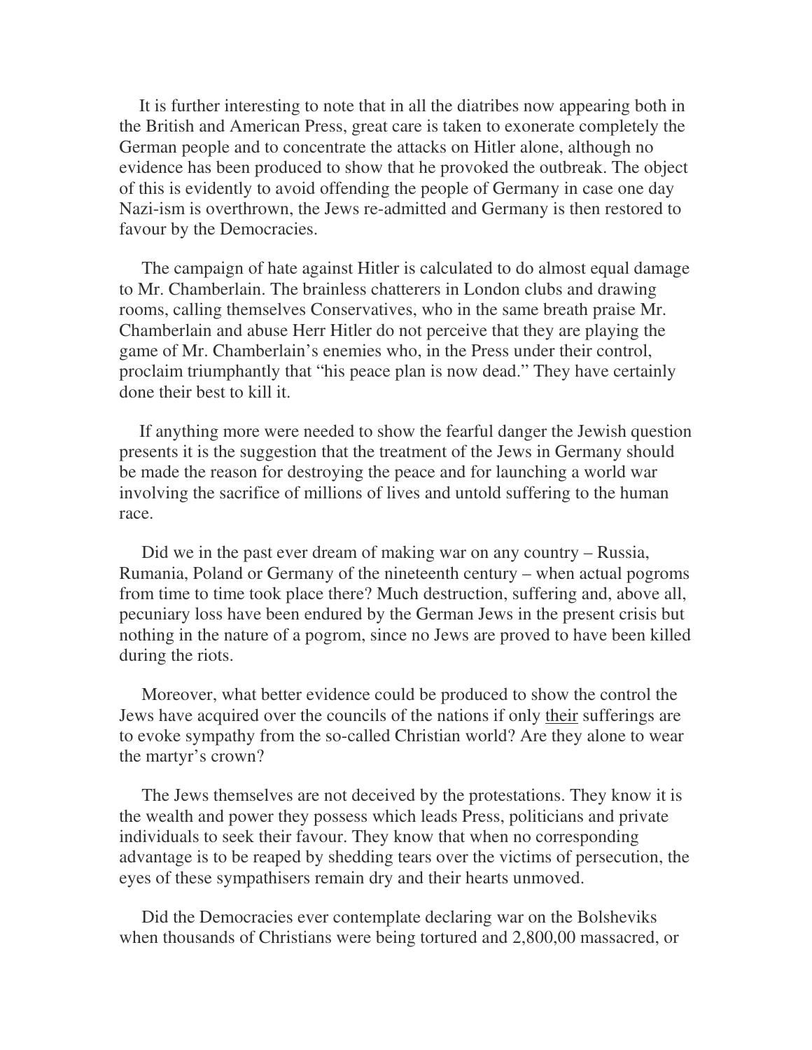It is further interesting to note that in all the diatribes now appearing both in the British and American Press, great care is taken to exonerate completely the German people and to concentrate the attacks on Hitler alone, although no evidence has been produced to show that he provoked the outbreak. The object of this is evidently to avoid offending the people of Germany in case one day Nazi-ism is overthrown, the Jews re-admitted and Germany is then restored to favour by the Democracies.

The campaign of hate against Hitler is calculated to do almost equal damage to Mr. Chamberlain. The brainless chatterers in London clubs and drawing rooms, calling themselves Conservatives, who in the same breath praise Mr. Chamberlain and abuse Herr Hitler do not perceive that they are playing the game of Mr. Chamberlain's enemies who, in the Press under their control, proclaim triumphantly that "his peace plan is now dead." They have certainly done their best to kill it.

If anything more were needed to show the fearful danger the Jewish question presents it is the suggestion that the treatment of the Jews in Germany should be made the reason for destroying the peace and for launching a world war involving the sacrifice of millions of lives and untold suffering to the human race.

Did we in the past ever dream of making war on any country – Russia, Rumania, Poland or Germany of the nineteenth century – when actual pogroms from time to time took place there? Much destruction, suffering and, above all, pecuniary loss have been endured by the German Jews in the present crisis but nothing in the nature of a pogrom, since no Jews are proved to have been killed during the riots.

Moreover, what better evidence could be produced to show the control the Jews have acquired over the councils of the nations if only <u>their</u> sufferings are to evoke sympathy from the so-called Christian world? Are they alone to wear the martyr's crown?

The Jews themselves are not deceived by the protestations. They know it is the wealth and power they possess which leads Press, politicians and private individuals to seek their favour. They know that when no corresponding advantage is to be reaped by shedding tears over the victims of persecution, the eyes of these sympathisers remain dry and their hearts unmoved.

Did the Democracies ever contemplate declaring war on the Bolsheviks when thousands of Christians were being tortured and 2,800,00 massacred, or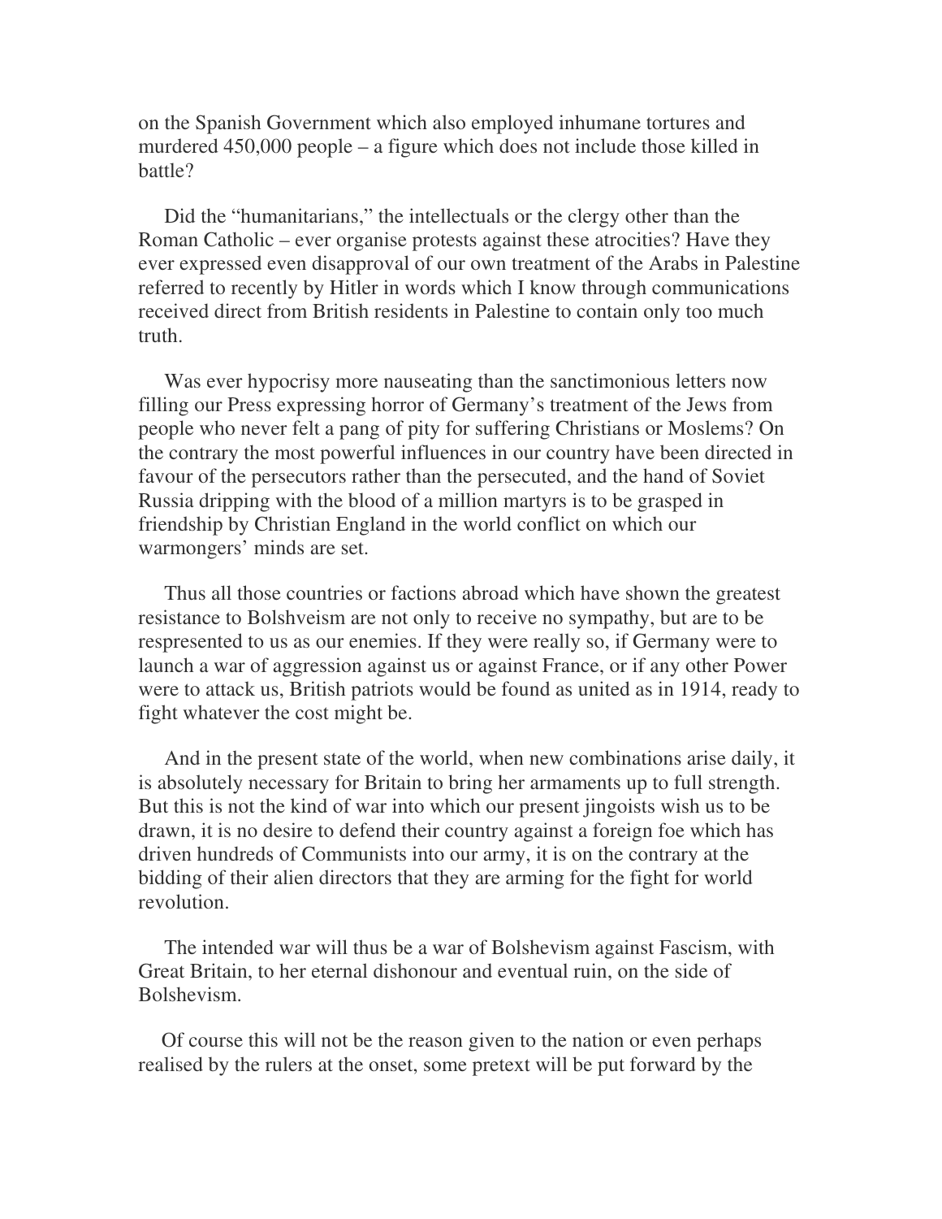on the Spanish Government which also employed inhumane tortures and murdered 450,000 people – a figure which does not include those killed in battle?

Did the "humanitarians," the intellectuals or the clergy other than the Roman Catholic – ever organise protests against these atrocities? Have they ever expressed even disapproval of our own treatment of the Arabs in Palestine referred to recently by Hitler in words which I know through communications received direct from British residents in Palestine to contain only too much truth.

Was ever hypocrisy more nauseating than the sanctimonious letters now filling our Press expressing horror of Germany's treatment of the Jews from people who never felt a pang of pity for suffering Christians or Moslems? On the contrary the most powerful influences in our country have been directed in favour of the persecutors rather than the persecuted, and the hand of Soviet Russia dripping with the blood of a million martyrs is to be grasped in friendship by Christian England in the world conflict on which our warmongers' minds are set.

Thus all those countries or factions abroad which have shown the greatest resistance to Bolshveism are not only to receive no sympathy, but are to be respresented to us as our enemies. If they were really so, if Germany were to launch a war of aggression against us or against France, or if any other Power were to attack us, British patriots would be found as united as in 1914, ready to fight whatever the cost might be.

And in the present state of the world, when new combinations arise daily, it is absolutely necessary for Britain to bring her armaments up to full strength. But this is not the kind of war into which our present jingoists wish us to be drawn, it is no desire to defend their country against a foreign foe which has driven hundreds of Communists into our army, it is on the contrary at the bidding of their alien directors that they are arming for the fight for world revolution.

The intended war will thus be a war of Bolshevism against Fascism, with Great Britain, to her eternal dishonour and eventual ruin, on the side of Bolshevism.

Of course this will not be the reason given to the nation or even perhaps realised by the rulers at the onset, some pretext will be put forward by the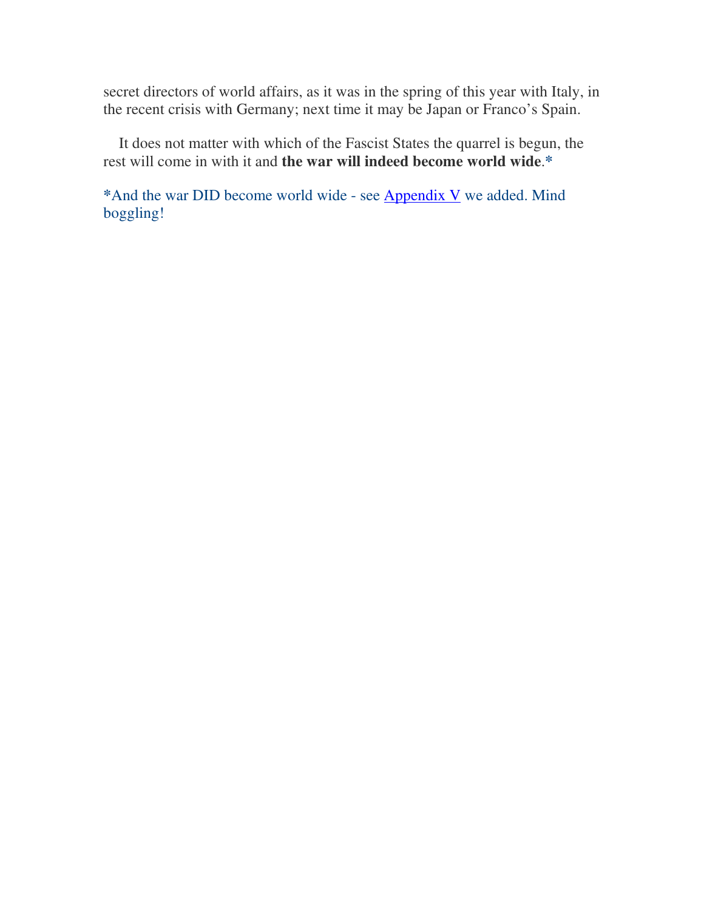secret directors of world affairs, as it was in the spring of this year with Italy, in the recent crisis with Germany; next time it may be Japan or Franco's Spain.

It does not matter with which of the Fascist States the quarrel is begun, the rest will come in with it and **the war will indeed become world wide**.*

*And the war DID become world wide - see Appendix V we added. Mind boggling!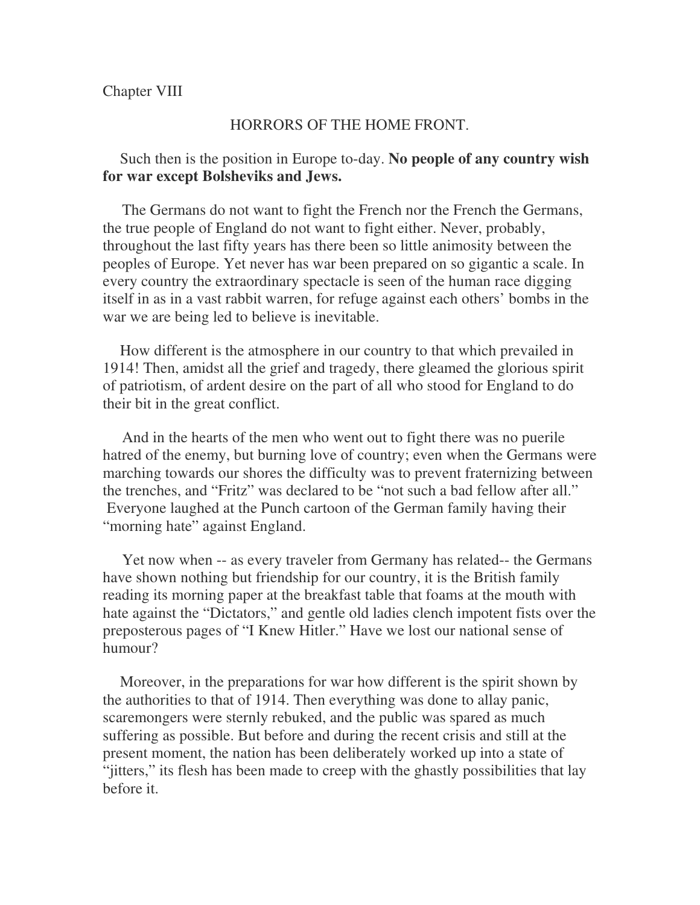Chapter VIII

## HORRORS OF THE HOME FRONT.

Such then is the position in Europe to-day. **No people of any country wish for war except Bolsheviks and Jews.**

The Germans do not want to fight the French nor the French the Germans, the true people of England do not want to fight either. Never, probably, throughout the last fifty years has there been so little animosity between the peoples of Europe. Yet never has war been prepared on so gigantic a scale. In every country the extraordinary spectacle is seen of the human race digging itself in as in a vast rabbit warren, for refuge against each others' bombs in the war we are being led to believe is inevitable.

How different is the atmosphere in our country to that which prevailed in 1914! Then, amidst all the grief and tragedy, there gleamed the glorious spirit of patriotism, of ardent desire on the part of all who stood for England to do their bit in the great conflict.

And in the hearts of the men who went out to fight there was no puerile hatred of the enemy, but burning love of country; even when the Germans were marching towards our shores the difficulty was to prevent fraternizing between the trenches, and "Fritz" was declared to be "not such a bad fellow after all." Everyone laughed at the Punch cartoon of the German family having their "morning hate" against England.

Yet now when -- as every traveler from Germany has related-- the Germans have shown nothing but friendship for our country, it is the British family reading its morning paper at the breakfast table that foams at the mouth with hate against the "Dictators," and gentle old ladies clench impotent fists over the preposterous pages of "I Knew Hitler." Have we lost our national sense of humour?

Moreover, in the preparations for war how different is the spirit shown by the authorities to that of 1914. Then everything was done to allay panic, scaremongers were sternly rebuked, and the public was spared as much suffering as possible. But before and during the recent crisis and still at the present moment, the nation has been deliberately worked up into a state of "jitters," its flesh has been made to creep with the ghastly possibilities that lay before it.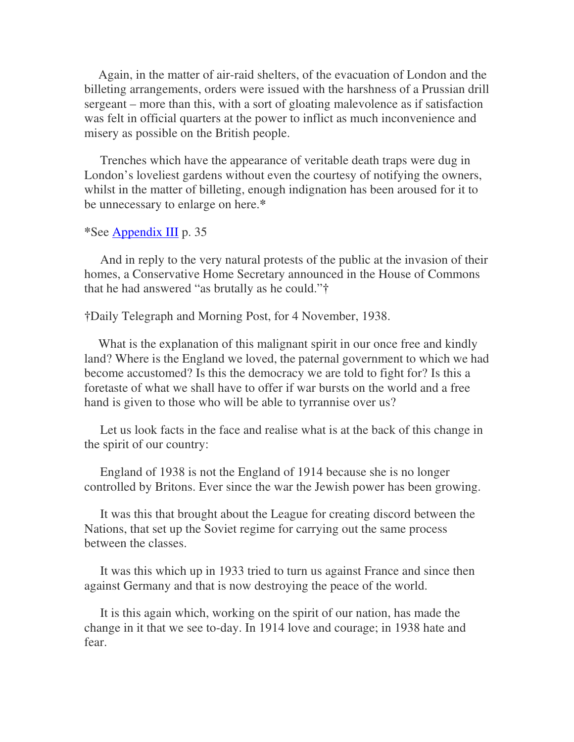Again, in the matter of air-raid shelters, of the evacuation of London and the billeting arrangements, orders were issued with the harshness of a Prussian drill sergeant – more than this, with a sort of gloating malevolence as if satisfaction was felt in official quarters at the power to inflict as much inconvenience and misery as possible on the British people.

Trenches which have the appearance of veritable death traps were dug in London's loveliest gardens without even the courtesy of notifying the owners, whilst in the matter of billeting, enough indignation has been aroused for it to be unnecessary to enlarge on here.*

*See Appendix III p. 35

And in reply to the very natural protests of the public at the invasion of their homes, a Conservative Home Secretary announced in the House of Commons that he had answered "as brutally as he could."†

†Daily Telegraph and Morning Post, for 4 November, 1938.

What is the explanation of this malignant spirit in our once free and kindly land? Where is the England we loved, the paternal government to which we had become accustomed? Is this the democracy we are told to fight for? Is this a foretaste of what we shall have to offer if war bursts on the world and a free hand is given to those who will be able to tyrrannise over us?

Let us look facts in the face and realise what is at the back of this change in the spirit of our country:

England of 1938 is not the England of 1914 because she is no longer controlled by Britons. Ever since the war the Jewish power has been growing.

It was this that brought about the League for creating discord between the Nations, that set up the Soviet regime for carrying out the same process between the classes.

It was this which up in 1933 tried to turn us against France and since then against Germany and that is now destroying the peace of the world.

It is this again which, working on the spirit of our nation, has made the change in it that we see to-day. In 1914 love and courage; in 1938 hate and fear.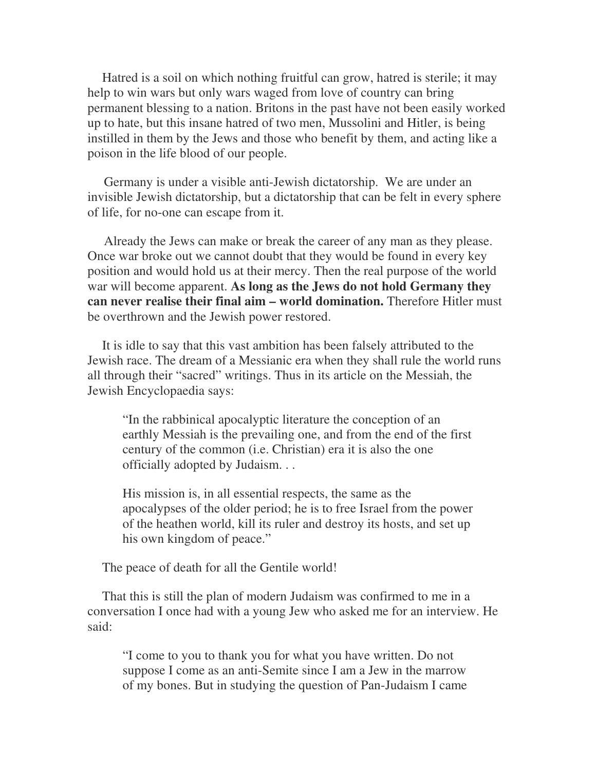Hatred is a soil on which nothing fruitful can grow, hatred is sterile; it may help to win wars but only wars waged from love of country can bring permanent blessing to a nation. Britons in the past have not been easily worked up to hate, but this insane hatred of two men, Mussolini and Hitler, is being instilled in them by the Jews and those who benefit by them, and acting like a poison in the life blood of our people.

Germany is under a visible anti-Jewish dictatorship. We are under an invisible Jewish dictatorship, but a dictatorship that can be felt in every sphere of life, for no-one can escape from it.

Already the Jews can make or break the career of any man as they please. Once war broke out we cannot doubt that they would be found in every key position and would hold us at their mercy. Then the real purpose of the world war will become apparent. **As long as the Jews do not hold Germany they can never realise their final aim – world domination.** Therefore Hitler must be overthrown and the Jewish power restored.

It is idle to say that this vast ambition has been falsely attributed to the Jewish race. The dream of a Messianic era when they shall rule the world runs all through their "sacred" writings. Thus in its article on the Messiah, the Jewish Encyclopaedia says:

> "In the rabbinical apocalyptic literature the conception of an earthly Messiah is the prevailing one, and from the end of the first century of the common (i.e. Christian) era it is also the one officially adopted by Judaism. . .
>
> His mission is, in all essential respects, the same as the apocalypses of the older period; he is to free Israel from the power of the heathen world, kill its ruler and destroy its hosts, and set up his own kingdom of peace."

The peace of death for all the Gentile world!

That this is still the plan of modern Judaism was confirmed to me in a conversation I once had with a young Jew who asked me for an interview. He said:

> "I come to you to thank you for what you have written. Do not suppose I come as an anti-Semite since I am a Jew in the marrow of my bones. But in studying the question of Pan-Judaism I came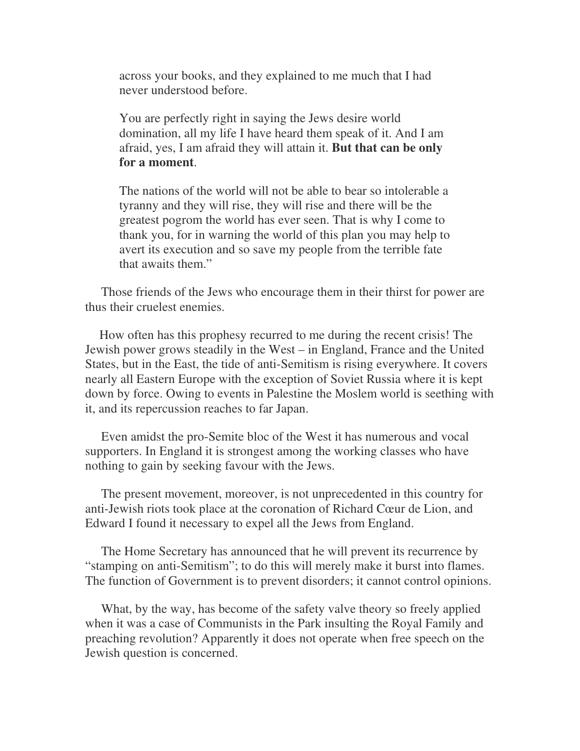> across your books, and they explained to me much that I had never understood before.
>
> You are perfectly right in saying the Jews desire world domination, all my life I have heard them speak of it. And I am afraid, yes, I am afraid they will attain it. **But that can be only for a moment**.
>
> The nations of the world will not be able to bear so intolerable a tyranny and they will rise, they will rise and there will be the greatest pogrom the world has ever seen. That is why I come to thank you, for in warning the world of this plan you may help to avert its execution and so save my people from the terrible fate that awaits them."

Those friends of the Jews who encourage them in their thirst for power are thus their cruelest enemies.

How often has this prophesy recurred to me during the recent crisis! The Jewish power grows steadily in the West – in England, France and the United States, but in the East, the tide of anti-Semitism is rising everywhere. It covers nearly all Eastern Europe with the exception of Soviet Russia where it is kept down by force. Owing to events in Palestine the Moslem world is seething with it, and its repercussion reaches to far Japan.

Even amidst the pro-Semite bloc of the West it has numerous and vocal supporters. In England it is strongest among the working classes who have nothing to gain by seeking favour with the Jews.

The present movement, moreover, is not unprecedented in this country for anti-Jewish riots took place at the coronation of Richard Cœur de Lion, and Edward I found it necessary to expel all the Jews from England.

The Home Secretary has announced that he will prevent its recurrence by "stamping on anti-Semitism"; to do this will merely make it burst into flames. The function of Government is to prevent disorders; it cannot control opinions.

What, by the way, has become of the safety valve theory so freely applied when it was a case of Communists in the Park insulting the Royal Family and preaching revolution? Apparently it does not operate when free speech on the Jewish question is concerned.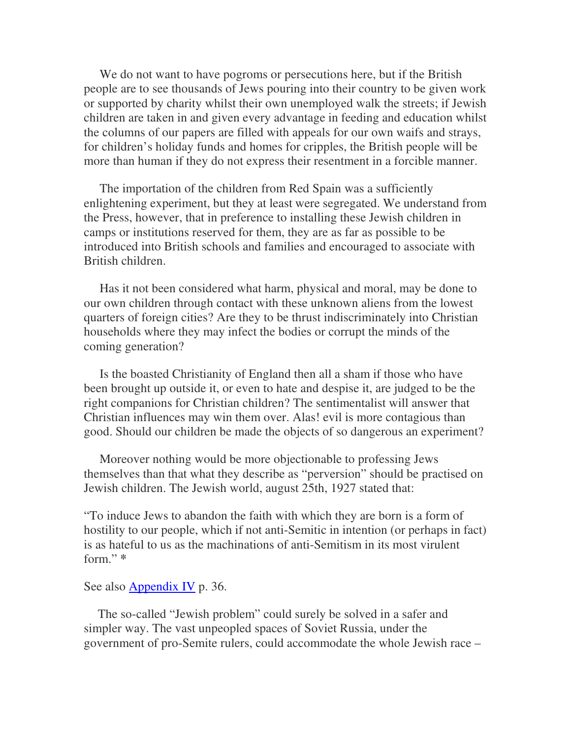We do not want to have pogroms or persecutions here, but if the British people are to see thousands of Jews pouring into their country to be given work or supported by charity whilst their own unemployed walk the streets; if Jewish children are taken in and given every advantage in feeding and education whilst the columns of our papers are filled with appeals for our own waifs and strays, for children's holiday funds and homes for cripples, the British people will be more than human if they do not express their resentment in a forcible manner.

The importation of the children from Red Spain was a sufficiently enlightening experiment, but they at least were segregated. We understand from the Press, however, that in preference to installing these Jewish children in camps or institutions reserved for them, they are as far as possible to be introduced into British schools and families and encouraged to associate with British children.

Has it not been considered what harm, physical and moral, may be done to our own children through contact with these unknown aliens from the lowest quarters of foreign cities? Are they to be thrust indiscriminately into Christian households where they may infect the bodies or corrupt the minds of the coming generation?

Is the boasted Christianity of England then all a sham if those who have been brought up outside it, or even to hate and despise it, are judged to be the right companions for Christian children? The sentimentalist will answer that Christian influences may win them over. Alas! evil is more contagious than good. Should our children be made the objects of so dangerous an experiment?

Moreover nothing would be more objectionable to professing Jews themselves than that what they describe as "perversion" should be practised on Jewish children. The Jewish world, august 25th, 1927 stated that:

"To induce Jews to abandon the faith with which they are born is a form of hostility to our people, which if not anti-Semitic in intention (or perhaps in fact) is as hateful to us as the machinations of anti-Semitism in its most virulent form." *

See also Appendix IV p. 36.

The so-called "Jewish problem" could surely be solved in a safer and simpler way. The vast unpeopled spaces of Soviet Russia, under the government of pro-Semite rulers, could accommodate the whole Jewish race –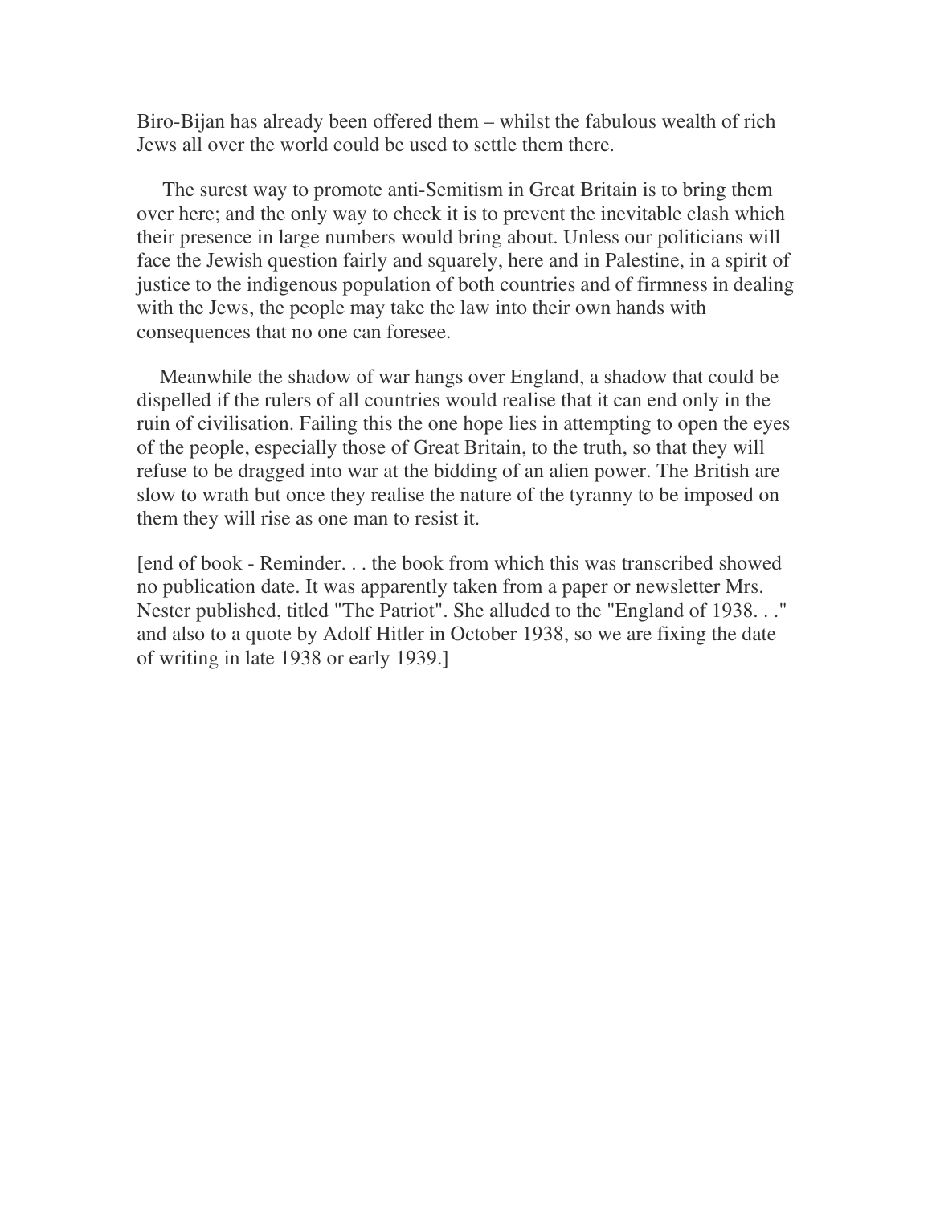Biro-Bijan has already been offered them – whilst the fabulous wealth of rich Jews all over the world could be used to settle them there.

The surest way to promote anti-Semitism in Great Britain is to bring them over here; and the only way to check it is to prevent the inevitable clash which their presence in large numbers would bring about. Unless our politicians will face the Jewish question fairly and squarely, here and in Palestine, in a spirit of justice to the indigenous population of both countries and of firmness in dealing with the Jews, the people may take the law into their own hands with consequences that no one can foresee.

Meanwhile the shadow of war hangs over England, a shadow that could be dispelled if the rulers of all countries would realise that it can end only in the ruin of civilisation. Failing this the one hope lies in attempting to open the eyes of the people, especially those of Great Britain, to the truth, so that they will refuse to be dragged into war at the bidding of an alien power. The British are slow to wrath but once they realise the nature of the tyranny to be imposed on them they will rise as one man to resist it.

[end of book - Reminder. . . the book from which this was transcribed showed no publication date. It was apparently taken from a paper or newsletter Mrs. Nester published, titled "The Patriot". She alluded to the "England of 1938. . ." and also to a quote by Adolf Hitler in October 1938, so we are fixing the date of writing in late 1938 or early 1939.]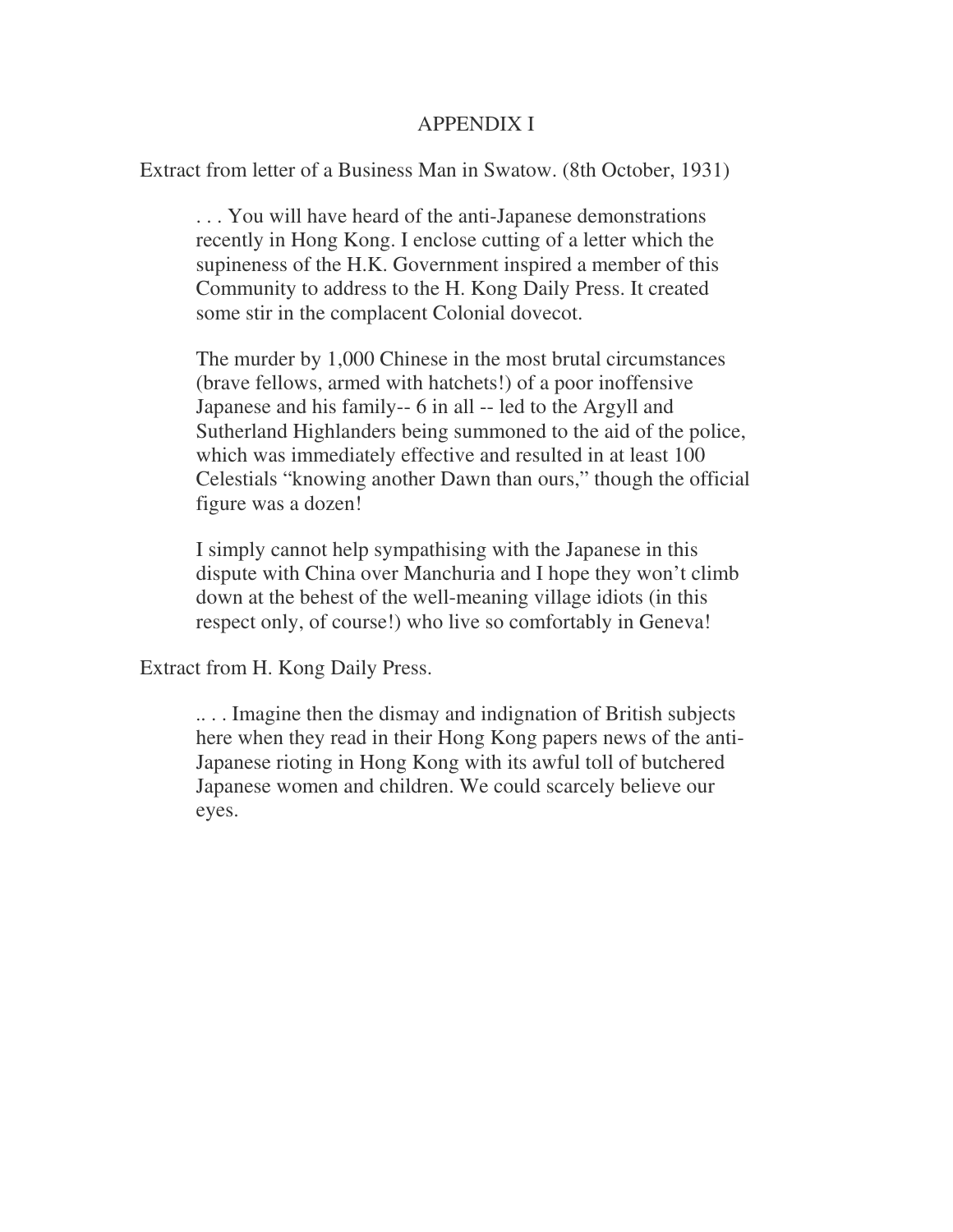# APPENDIX I

Extract from letter of a Business Man in Swatow. (8th October, 1931)

> . . . You will have heard of the anti-Japanese demonstrations recently in Hong Kong. I enclose cutting of a letter which the supineness of the H.K. Government inspired a member of this Community to address to the H. Kong Daily Press. It created some stir in the complacent Colonial dovecot.
>
> The murder by 1,000 Chinese in the most brutal circumstances (brave fellows, armed with hatchets!) of a poor inoffensive Japanese and his family-- 6 in all -- led to the Argyll and Sutherland Highlanders being summoned to the aid of the police, which was immediately effective and resulted in at least 100 Celestials "knowing another Dawn than ours," though the official figure was a dozen!
>
> I simply cannot help sympathising with the Japanese in this dispute with China over Manchuria and I hope they won't climb down at the behest of the well-meaning village idiots (in this respect only, of course!) who live so comfortably in Geneva!

Extract from H. Kong Daily Press.

> .. . . Imagine then the dismay and indignation of British subjects here when they read in their Hong Kong papers news of the anti-Japanese rioting in Hong Kong with its awful toll of butchered Japanese women and children. We could scarcely believe our eyes.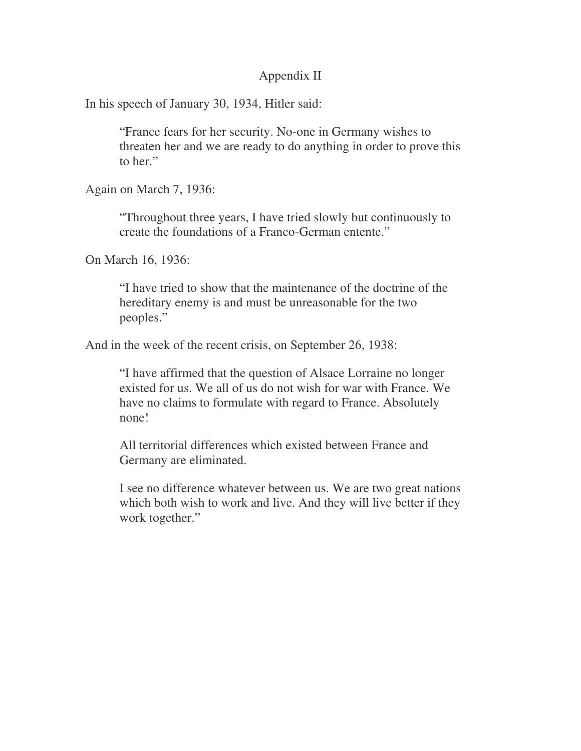## Appendix II

In his speech of January 30, 1934, Hitler said:

> "France fears for her security. No-one in Germany wishes to threaten her and we are ready to do anything in order to prove this to her."

Again on March 7, 1936:

> "Throughout three years, I have tried slowly but continuously to create the foundations of a Franco-German entente."

On March 16, 1936:

> "I have tried to show that the maintenance of the doctrine of the hereditary enemy is and must be unreasonable for the two peoples."

And in the week of the recent crisis, on September 26, 1938:

> "I have affirmed that the question of Alsace Lorraine no longer existed for us. We all of us do not wish for war with France. We have no claims to formulate with regard to France. Absolutely none!
>
> All territorial differences which existed between France and Germany are eliminated.
>
> I see no difference whatever between us. We are two great nations which both wish to work and live. And they will live better if they work together."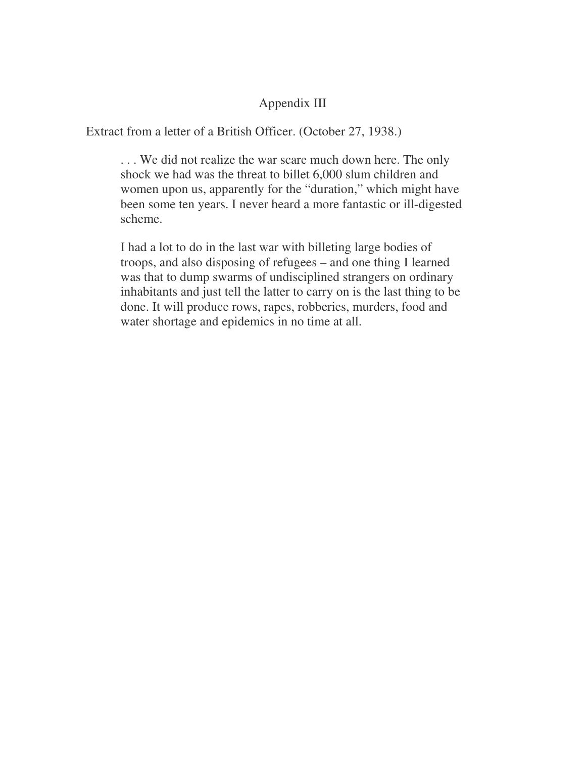# Appendix III

Extract from a letter of a British Officer. (October 27, 1938.)

> . . . We did not realize the war scare much down here. The only shock we had was the threat to billet 6,000 slum children and women upon us, apparently for the "duration," which might have been some ten years. I never heard a more fantastic or ill-digested scheme.
>
> I had a lot to do in the last war with billeting large bodies of troops, and also disposing of refugees – and one thing I learned was that to dump swarms of undisciplined strangers on ordinary inhabitants and just tell the latter to carry on is the last thing to be done. It will produce rows, rapes, robberies, murders, food and water shortage and epidemics in no time at all.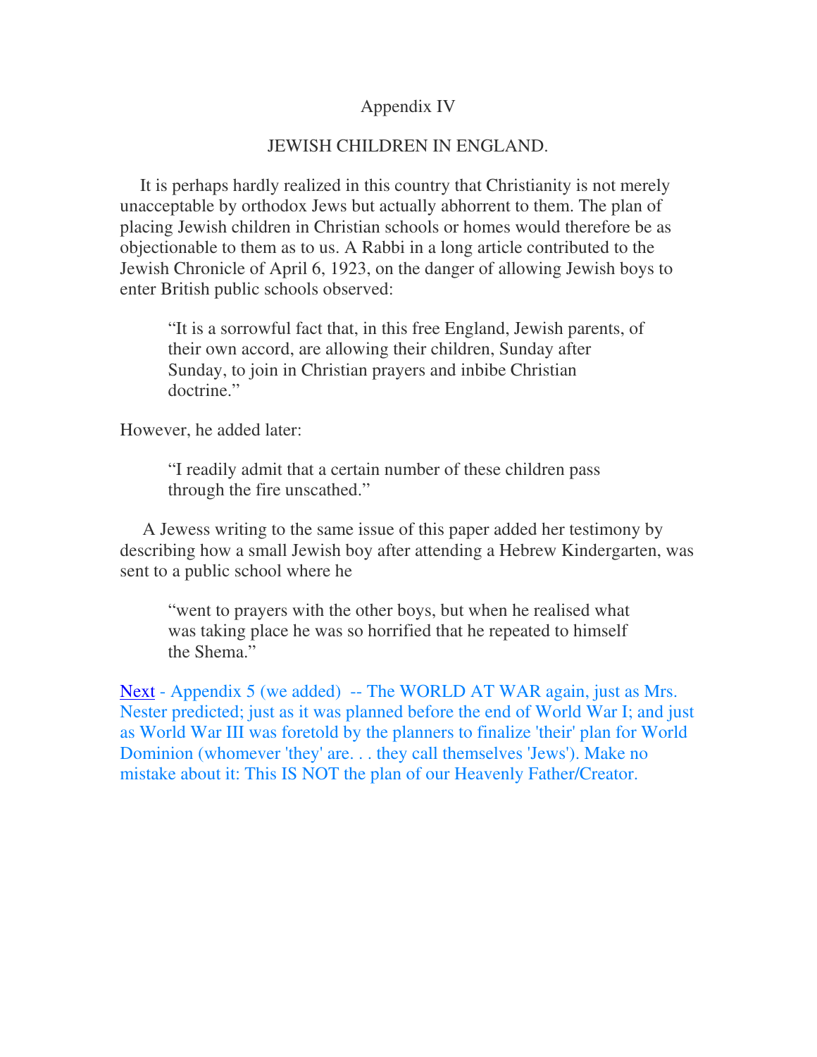Appendix IV

JEWISH CHILDREN IN ENGLAND.

It is perhaps hardly realized in this country that Christianity is not merely unacceptable by orthodox Jews but actually abhorrent to them. The plan of placing Jewish children in Christian schools or homes would therefore be as objectionable to them as to us. A Rabbi in a long article contributed to the Jewish Chronicle of April 6, 1923, on the danger of allowing Jewish boys to enter British public schools observed:

> "It is a sorrowful fact that, in this free England, Jewish parents, of their own accord, are allowing their children, Sunday after Sunday, to join in Christian prayers and inbibe Christian doctrine."

However, he added later:

> "I readily admit that a certain number of these children pass through the fire unscathed."

A Jewess writing to the same issue of this paper added her testimony by describing how a small Jewish boy after attending a Hebrew Kindergarten, was sent to a public school where he

> "went to prayers with the other boys, but when he realised what was taking place he was so horrified that he repeated to himself the Shema."

Next - Appendix 5 (we added) -- The WORLD AT WAR again, just as Mrs. Nester predicted; just as it was planned before the end of World War I; and just as World War III was foretold by the planners to finalize 'their' plan for World Dominion (whomever 'they' are. . . they call themselves 'Jews'). Make no mistake about it: This IS NOT the plan of our Heavenly Father/Creator.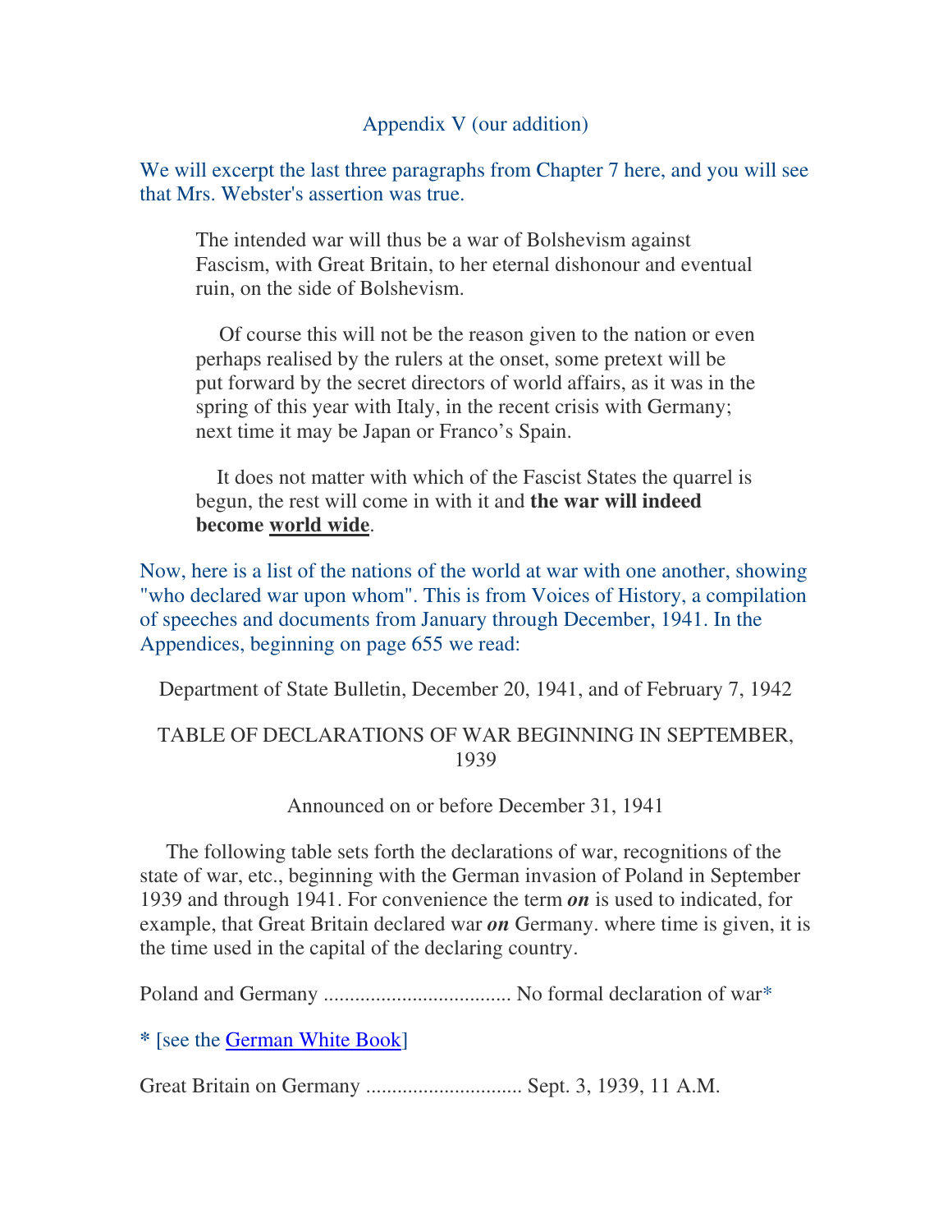## Appendix V (our addition)

We will excerpt the last three paragraphs from Chapter 7 here, and you will see that Mrs. Webster's assertion was true.

> The intended war will thus be a war of Bolshevism against Fascism, with Great Britain, to her eternal dishonour and eventual ruin, on the side of Bolshevism.
>
> Of course this will not be the reason given to the nation or even perhaps realised by the rulers at the onset, some pretext will be put forward by the secret directors of world affairs, as it was in the spring of this year with Italy, in the recent crisis with Germany; next time it may be Japan or Franco's Spain.
>
> It does not matter with which of the Fascist States the quarrel is begun, the rest will come in with it and **the war will indeed become world wide**.

Now, here is a list of the nations of the world at war with one another, showing "who declared war upon whom". This is from Voices of History, a compilation of speeches and documents from January through December, 1941. In the Appendices, beginning on page 655 we read:

Department of State Bulletin, December 20, 1941, and of February 7, 1942

TABLE OF DECLARATIONS OF WAR BEGINNING IN SEPTEMBER, 1939

Announced on or before December 31, 1941

The following table sets forth the declarations of war, recognitions of the state of war, etc., beginning with the German invasion of Poland in September 1939 and through 1941. For convenience the term ***on*** is used to indicated, for example, that Great Britain declared war ***on*** Germany. where time is given, it is the time used in the capital of the declaring country.

Poland and Germany ................................... No formal declaration of war*

* [see the German White Book]

Great Britain on Germany ............................. Sept. 3, 1939, 11 A.M.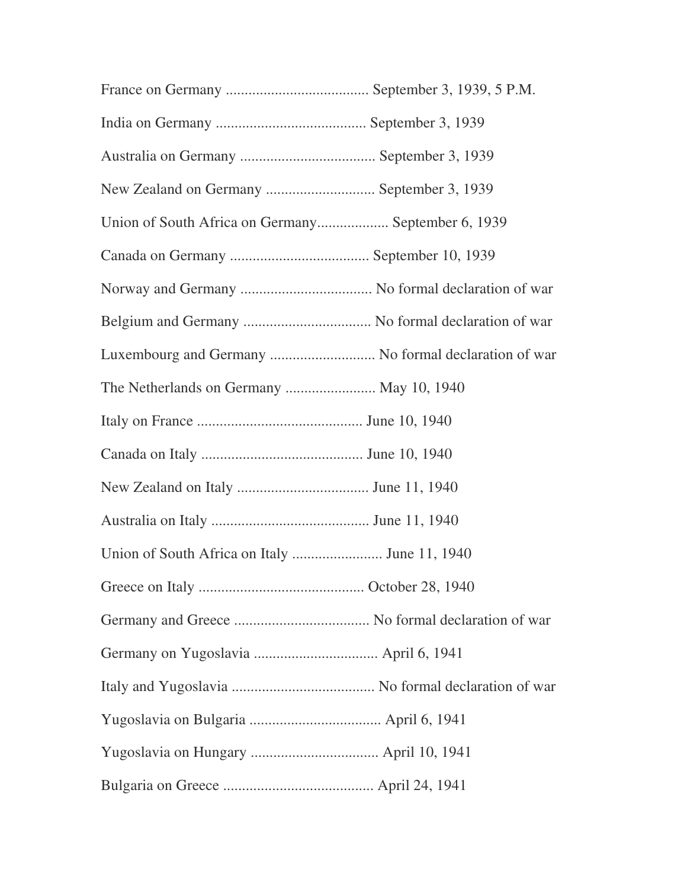France on Germany ..................................... September 3, 1939, 5 P.M.

India on Germany ....................................... September 3, 1939

Australia on Germany ................................... September 3, 1939

New Zealand on Germany ............................ September 3, 1939

Union of South Africa on Germany.................. September 6, 1939

Canada on Germany .................................... September 10, 1939

Norway and Germany .................................. No formal declaration of war

Belgium and Germany ................................. No formal declaration of war

Luxembourg and Germany ........................... No formal declaration of war

The Netherlands on Germany ....................... May 10, 1940

Italy on France ........................................... June 10, 1940

Canada on Italy .......................................... June 10, 1940

New Zealand on Italy .................................. June 11, 1940

Australia on Italy ......................................... June 11, 1940

Union of South Africa on Italy ....................... June 11, 1940

Greece on Italy ........................................... October 28, 1940

Germany and Greece ................................... No formal declaration of war

Germany on Yugoslavia ................................ April 6, 1941

Italy and Yugoslavia ..................................... No formal declaration of war

Yugoslavia on Bulgaria .................................. April 6, 1941

Yugoslavia on Hungary ................................. April 10, 1941

Bulgaria on Greece ....................................... April 24, 1941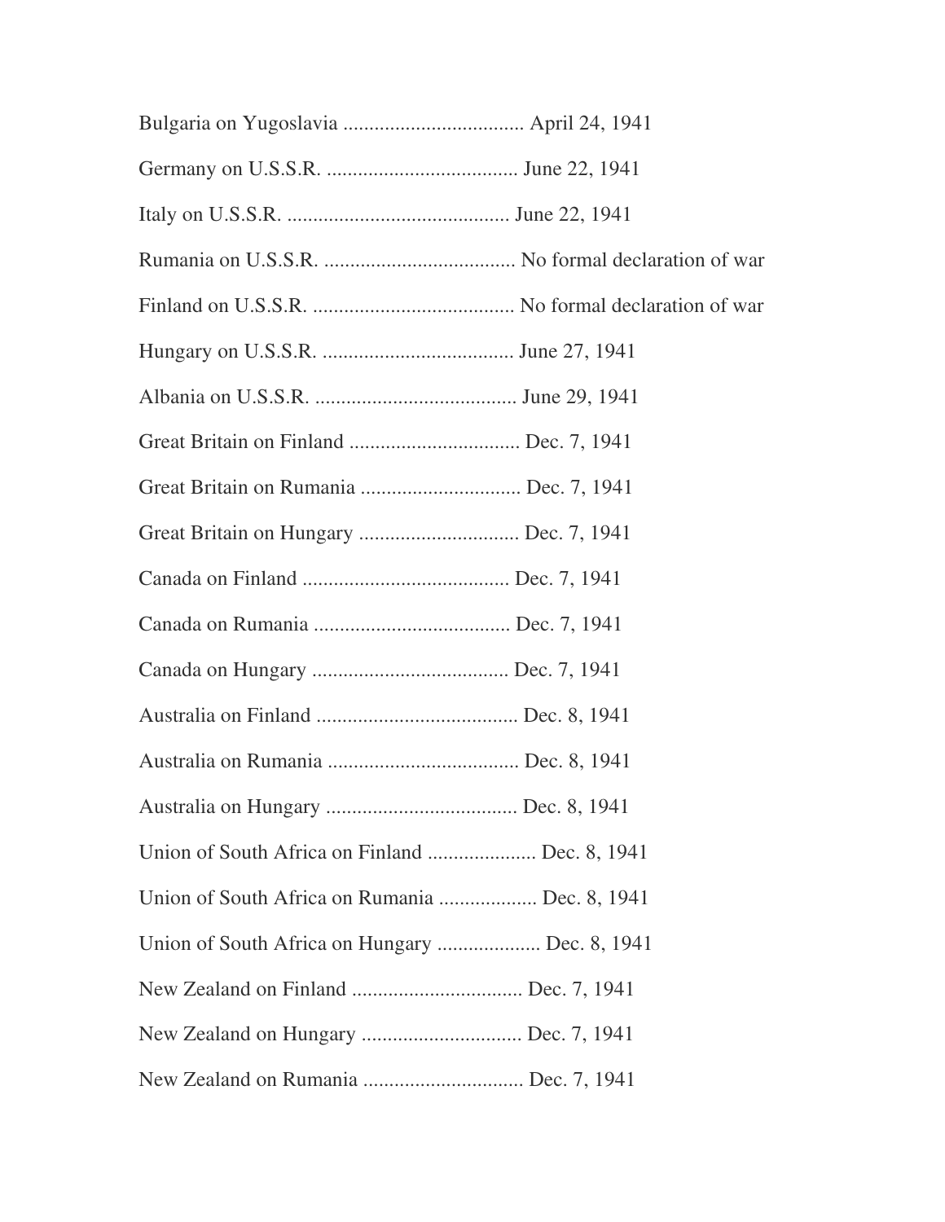Bulgaria on Yugoslavia .................................. April 24, 1941

Germany on U.S.S.R. .................................... June 22, 1941

Italy on U.S.S.R. .......................................... June 22, 1941

Rumania on U.S.S.R. ..................................... No formal declaration of war

Finland on U.S.S.R. ....................................... No formal declaration of war

Hungary on U.S.S.R. .................................... June 27, 1941

Albania on U.S.S.R. ...................................... June 29, 1941

Great Britain on Finland ................................ Dec. 7, 1941

Great Britain on Rumania .............................. Dec. 7, 1941

Great Britain on Hungary .............................. Dec. 7, 1941

Canada on Finland ....................................... Dec. 7, 1941

Canada on Rumania ..................................... Dec. 7, 1941

Canada on Hungary ..................................... Dec. 7, 1941

Australia on Finland ...................................... Dec. 8, 1941

Australia on Rumania .................................... Dec. 8, 1941

Australia on Hungary .................................... Dec. 8, 1941

Union of South Africa on Finland .................... Dec. 8, 1941

Union of South Africa on Rumania .................. Dec. 8, 1941

Union of South Africa on Hungary ................... Dec. 8, 1941

New Zealand on Finland ................................ Dec. 7, 1941

New Zealand on Hungary .............................. Dec. 7, 1941

New Zealand on Rumania .............................. Dec. 7, 1941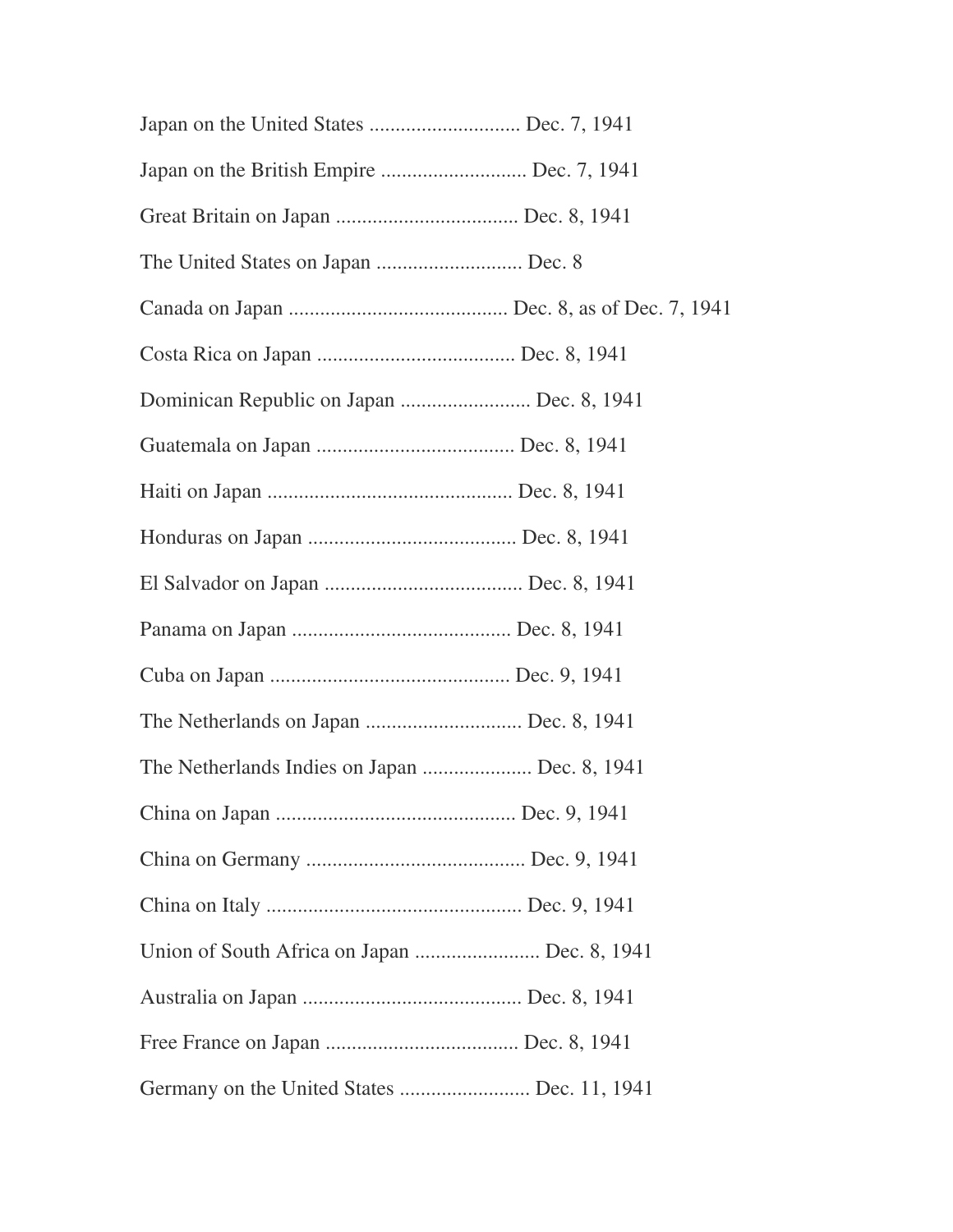Japan on the United States ............................ Dec. 7, 1941

Japan on the British Empire ........................... Dec. 7, 1941

Great Britain on Japan .................................. Dec. 8, 1941

The United States on Japan ........................... Dec. 8

Canada on Japan .......................................... Dec. 8, as of Dec. 7, 1941

Costa Rica on Japan ..................................... Dec. 8, 1941

Dominican Republic on Japan ......................... Dec. 8, 1941

Guatemala on Japan ..................................... Dec. 8, 1941

Haiti on Japan .............................................. Dec. 8, 1941

Honduras on Japan ....................................... Dec. 8, 1941

El Salvador on Japan ..................................... Dec. 8, 1941

Panama on Japan .......................................... Dec. 8, 1941

Cuba on Japan ............................................. Dec. 9, 1941

The Netherlands on Japan .............................. Dec. 8, 1941

The Netherlands Indies on Japan ..................... Dec. 8, 1941

China on Japan ............................................. Dec. 9, 1941

China on Germany .......................................... Dec. 9, 1941

China on Italy ................................................ Dec. 9, 1941

Union of South Africa on Japan ........................ Dec. 8, 1941

Australia on Japan .......................................... Dec. 8, 1941

Free France on Japan ..................................... Dec. 8, 1941

Germany on the United States ......................... Dec. 11, 1941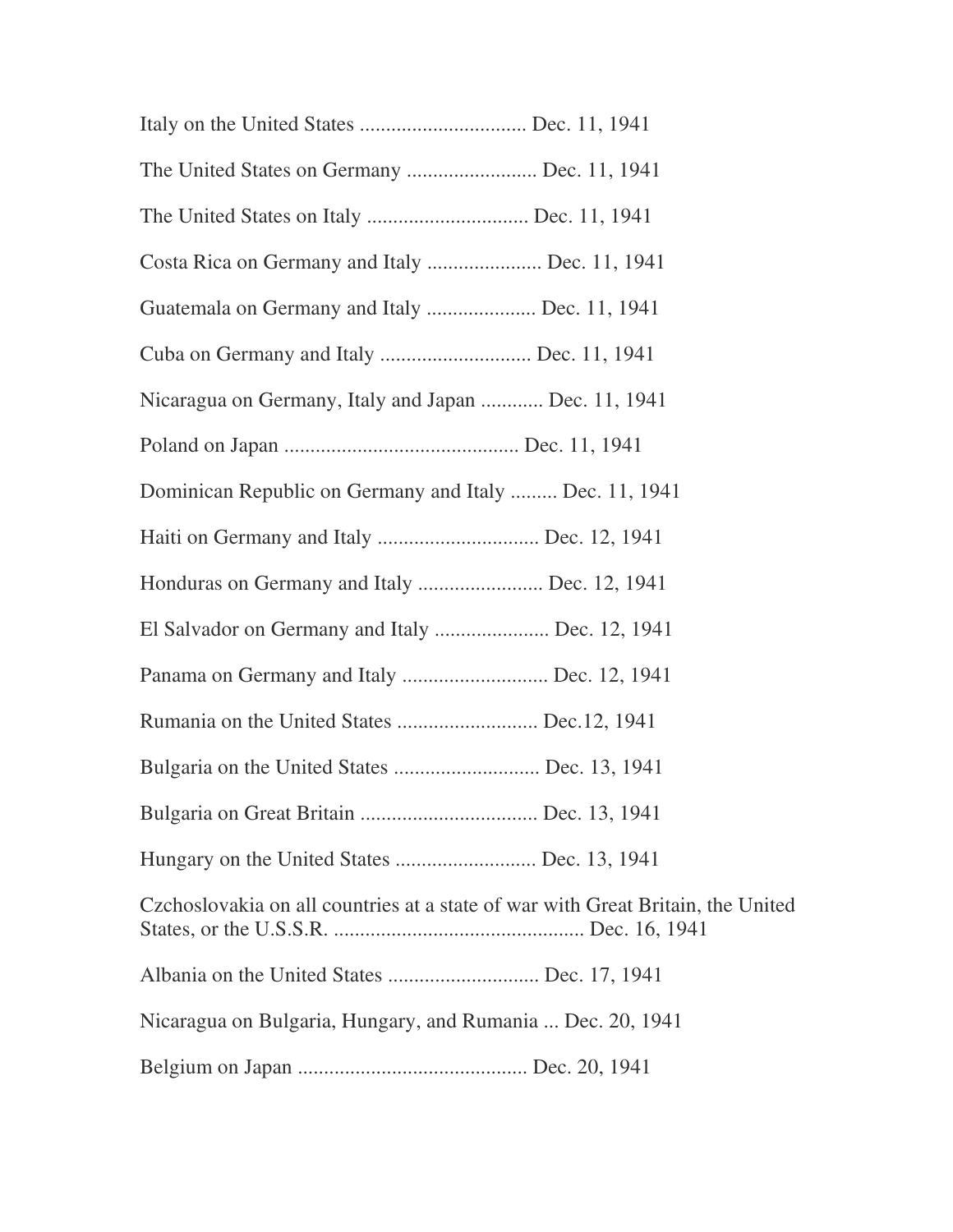Italy on the United States ................................ Dec. 11, 1941

The United States on Germany ......................... Dec. 11, 1941

The United States on Italy ............................... Dec. 11, 1941

Costa Rica on Germany and Italy ...................... Dec. 11, 1941

Guatemala on Germany and Italy ..................... Dec. 11, 1941

Cuba on Germany and Italy ............................. Dec. 11, 1941

Nicaragua on Germany, Italy and Japan ............ Dec. 11, 1941

Poland on Japan ............................................ Dec. 11, 1941

Dominican Republic on Germany and Italy ......... Dec. 11, 1941

Haiti on Germany and Italy ............................... Dec. 12, 1941

Honduras on Germany and Italy ........................ Dec. 12, 1941

El Salvador on Germany and Italy ...................... Dec. 12, 1941

Panama on Germany and Italy ............................ Dec. 12, 1941

Rumania on the United States ........................... Dec.12, 1941

Bulgaria on the United States ............................ Dec. 13, 1941

Bulgaria on Great Britain .................................. Dec. 13, 1941

Hungary on the United States ........................... Dec. 13, 1941

Czchoslovakia on all countries at a state of war with Great Britain, the United States, or the U.S.S.R. ................................................ Dec. 16, 1941

Albania on the United States ............................. Dec. 17, 1941

Nicaragua on Bulgaria, Hungary, and Rumania ... Dec. 20, 1941

Belgium on Japan ............................................ Dec. 20, 1941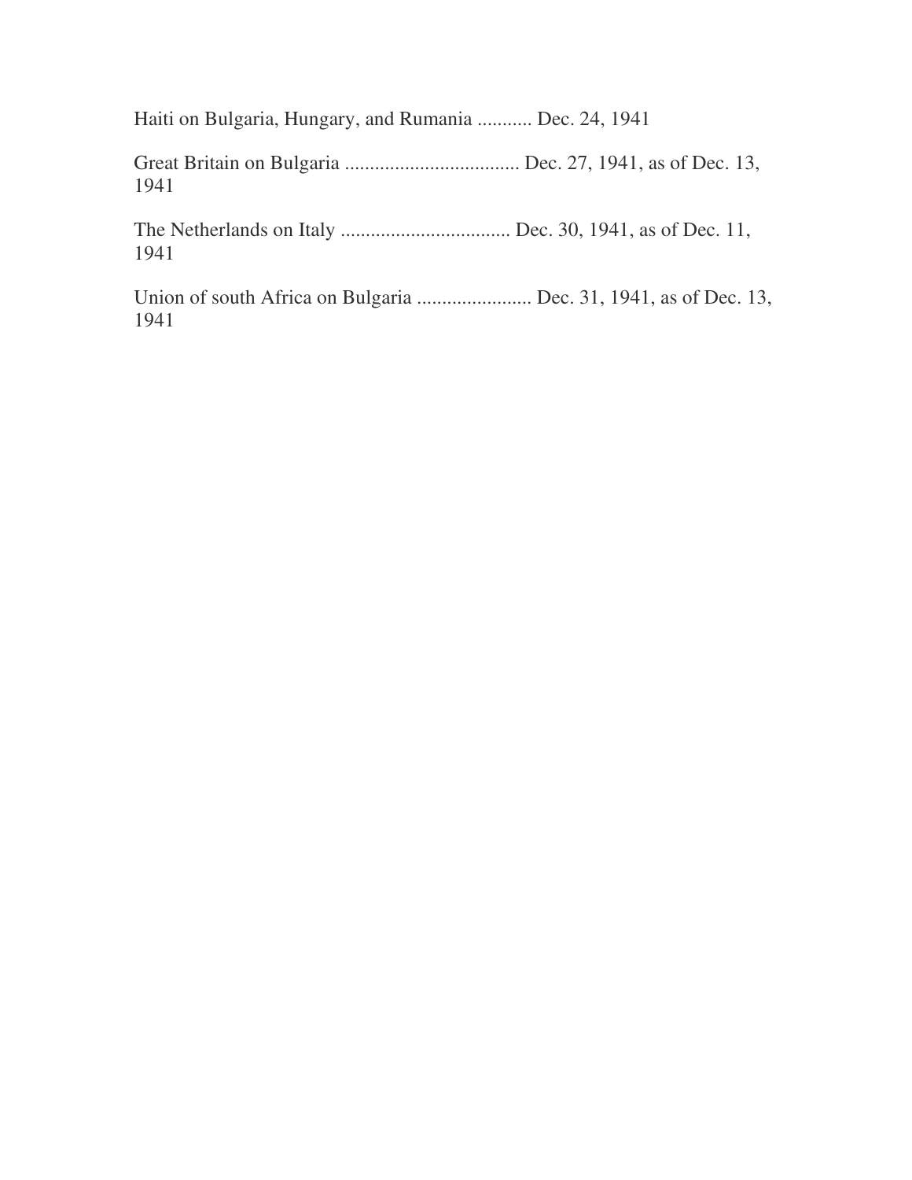Haiti on Bulgaria, Hungary, and Rumania ........... Dec. 24, 1941

Great Britain on Bulgaria ................................... Dec. 27, 1941, as of Dec. 13, 1941

The Netherlands on Italy .................................. Dec. 30, 1941, as of Dec. 11, 1941

Union of south Africa on Bulgaria ....................... Dec. 31, 1941, as of Dec. 13, 1941